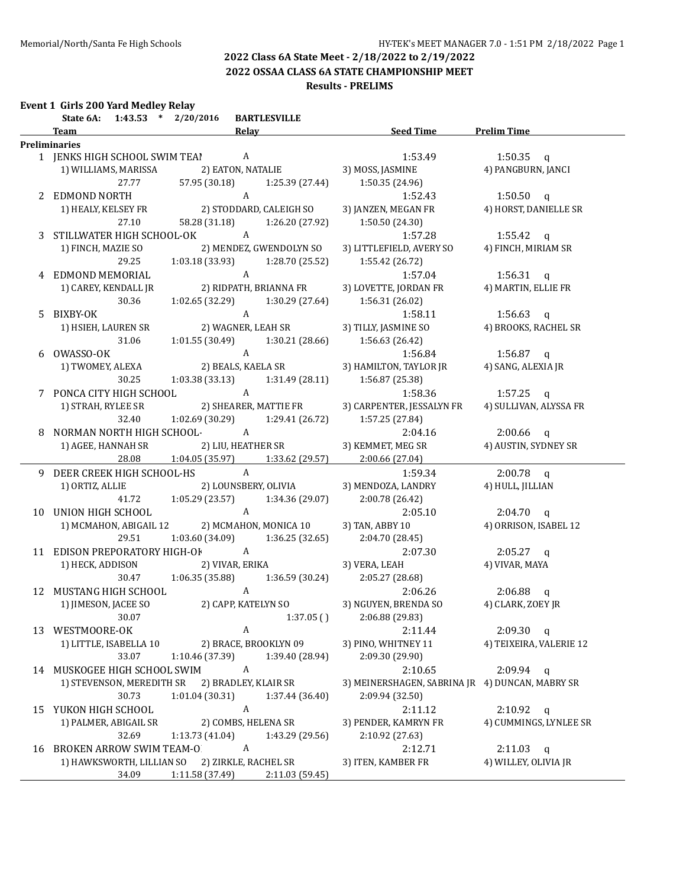Memorial/North/Santa Fe High Schools HY-TEK's MEET MANAGER 7.0 - 1:51 PM 2/18/2022 Page 1

## 2022 Class 6A State Meet - 2/18/2022 to 2/19/2022
## 2022 OSSAA CLASS 6A STATE CHAMPIONSHIP MEET
### Results - PRELIMS

**Event 1 Girls 200 Yard Medley Relay**

**State 6A: 1:43.53 * 2/20/2016 BARTLESVILLE**

| | Team | Relay | Seed Time | Prelim Time |
|---|---|---|---|---|
| **Preliminaries** | | | | |
| 1 | JENKS HIGH SCHOOL SWIM TEAI | A | 1:53.49 | 1:50.35 q |
| | 1) WILLIAMS, MARISSA | 2) EATON, NATALIE | 3) MOSS, JASMINE | 4) PANGBURN, JANCI |
| | 27.77 | 57.95 (30.18) | 1:25.39 (27.44) | 1:50.35 (24.96) |
| 2 | EDMOND NORTH | A | 1:52.43 | 1:50.50 q |
| | 1) HEALY, KELSEY FR | 2) STODDARD, CALEIGH SO | 3) JANZEN, MEGAN FR | 4) HORST, DANIELLE SR |
| | 27.10 | 58.28 (31.18) | 1:26.20 (27.92) | 1:50.50 (24.30) |
| 3 | STILLWATER HIGH SCHOOL-OK | A | 1:57.28 | 1:55.42 q |
| | 1) FINCH, MAZIE SO | 2) MENDEZ, GWENDOLYN SO | 3) LITTLEFIELD, AVERY SO | 4) FINCH, MIRIAM SR |
| | 29.25 | 1:03.18 (33.93) | 1:28.70 (25.52) | 1:55.42 (26.72) |
| 4 | EDMOND MEMORIAL | A | 1:57.04 | 1:56.31 q |
| | 1) CAREY, KENDALL JR | 2) RIDPATH, BRIANNA FR | 3) LOVETTE, JORDAN FR | 4) MARTIN, ELLIE FR |
| | 30.36 | 1:02.65 (32.29) | 1:30.29 (27.64) | 1:56.31 (26.02) |
| 5 | BIXBY-OK | A | 1:58.11 | 1:56.63 q |
| | 1) HSIEH, LAUREN SR | 2) WAGNER, LEAH SR | 3) TILLY, JASMINE SO | 4) BROOKS, RACHEL SR |
| | 31.06 | 1:01.55 (30.49) | 1:30.21 (28.66) | 1:56.63 (26.42) |
| 6 | OWASSO-OK | A | 1:56.84 | 1:56.87 q |
| | 1) TWOMEY, ALEXA | 2) BEALS, KAELA SR | 3) HAMILTON, TAYLOR JR | 4) SANG, ALEXIA JR |
| | 30.25 | 1:03.38 (33.13) | 1:31.49 (28.11) | 1:56.87 (25.38) |
| 7 | PONCA CITY HIGH SCHOOL | A | 1:58.36 | 1:57.25 q |
| | 1) STRAH, RYLEE SR | 2) SHEARER, MATTIE FR | 3) CARPENTER, JESSALYN FR | 4) SULLIVAN, ALYSSA FR |
| | 32.40 | 1:02.69 (30.29) | 1:29.41 (26.72) | 1:57.25 (27.84) |
| 8 | NORMAN NORTH HIGH SCHOOL- | A | 2:04.16 | 2:00.66 q |
| | 1) AGEE, HANNAH SR | 2) LIU, HEATHER SR | 3) KEMMET, MEG SR | 4) AUSTIN, SYDNEY SR |
| | 28.08 | 1:04.05 (35.97) | 1:33.62 (29.57) | 2:00.66 (27.04) |
| 9 | DEER CREEK HIGH SCHOOL-HS | A | 1:59.34 | 2:00.78 q |
| | 1) ORTIZ, ALLIE | 2) LOUNSBERY, OLIVIA | 3) MENDOZA, LANDRY | 4) HULL, JILLIAN |
| | 41.72 | 1:05.29 (23.57) | 1:34.36 (29.07) | 2:00.78 (26.42) |
| 10 | UNION HIGH SCHOOL | A | 2:05.10 | 2:04.70 q |
| | 1) MCMAHON, ABIGAIL 12 | 2) MCMAHON, MONICA 10 | 3) TAN, ABBY 10 | 4) ORRISON, ISABEL 12 |
| | 29.51 | 1:03.60 (34.09) | 1:36.25 (32.65) | 2:04.70 (28.45) |
| 11 | EDISON PREPORATORY HIGH-OI | A | 2:07.30 | 2:05.27 q |
| | 1) HECK, ADDISON | 2) VIVAR, ERIKA | 3) VERA, LEAH | 4) VIVAR, MAYA |
| | 30.47 | 1:06.35 (35.88) | 1:36.59 (30.24) | 2:05.27 (28.68) |
| 12 | MUSTANG HIGH SCHOOL | A | 2:06.26 | 2:06.88 q |
| | 1) JIMESON, JACEE SO | 2) CAPP, KATELYN SO | 3) NGUYEN, BRENDA SO | 4) CLARK, ZOEY JR |
| | 30.07 | | 1:37.05 ( ) | 2:06.88 (29.83) |
| 13 | WESTMOORE-OK | A | 2:11.44 | 2:09.30 q |
| | 1) LITTLE, ISABELLA 10 | 2) BRACE, BROOKLYN 09 | 3) PINO, WHITNEY 11 | 4) TEIXEIRA, VALERIE 12 |
| | 33.07 | 1:10.46 (37.39) | 1:39.40 (28.94) | 2:09.30 (29.90) |
| 14 | MUSKOGEE HIGH SCHOOL SWIM | A | 2:10.65 | 2:09.94 q |
| | 1) STEVENSON, MEREDITH SR | 2) BRADLEY, KLAIR SR | 3) MEINERSHAGEN, SABRINA JR | 4) DUNCAN, MABRY SR |
| | 30.73 | 1:01.04 (30.31) | 1:37.44 (36.40) | 2:09.94 (32.50) |
| 15 | YUKON HIGH SCHOOL | A | 2:11.12 | 2:10.92 q |
| | 1) PALMER, ABIGAIL SR | 2) COMBS, HELENA SR | 3) PENDER, KAMRYN FR | 4) CUMMINGS, LYNLEE SR |
| | 32.69 | 1:13.73 (41.04) | 1:43.29 (29.56) | 2:10.92 (27.63) |
| 16 | BROKEN ARROW SWIM TEAM-O | A | 2:12.71 | 2:11.03 q |
| | 1) HAWKSWORTH, LILLIAN SO | 2) ZIRKLE, RACHEL SR | 3) ITEN, KAMBER FR | 4) WILLEY, OLIVIA JR |
| | 34.09 | 1:11.58 (37.49) | 2:11.03 (59.45) | |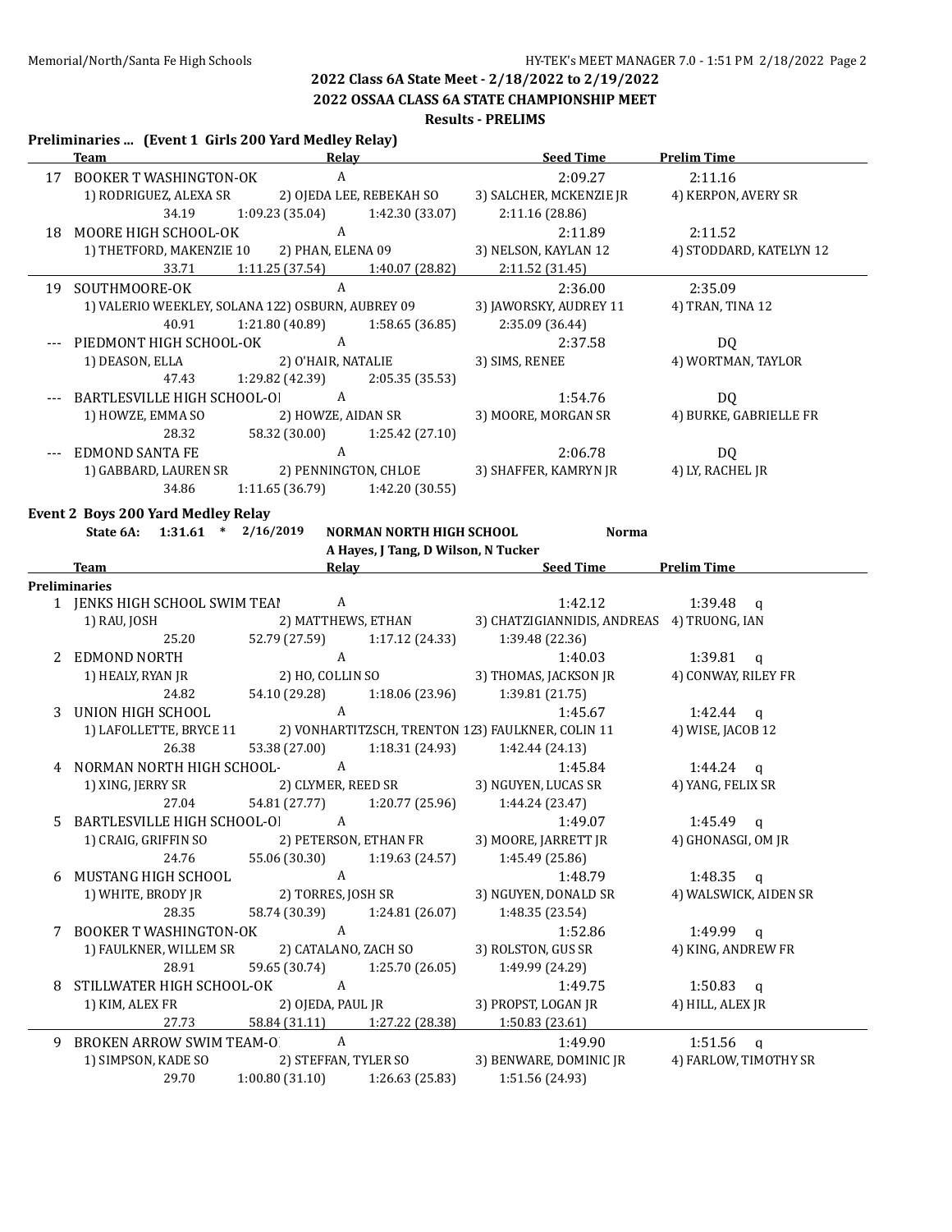## 2022 Class 6A State Meet - 2/18/2022 to 2/19/2022

## 2022 OSSAA CLASS 6A STATE CHAMPIONSHIP MEET

### Results - PRELIMS

**Preliminaries ... (Event 1 Girls 200 Yard Medley Relay)**

| | Team | Relay | Seed Time | Prelim Time |
|---|---|---|---|---|
| 17 | BOOKER T WASHINGTON-OK | A | 2:09.27 | 2:11.16 |
| | 1) RODRIGUEZ, ALEXA SR 2) OJEDA LEE, REBEKAH SO 3) SALCHER, MCKENZIE JR 4) KERPON, AVERY SR | | | |
| | 34.19 1:09.23 (35.04) 1:42.30 (33.07) 2:11.16 (28.86) | | | |
| 18 | MOORE HIGH SCHOOL-OK | A | 2:11.89 | 2:11.52 |
| | 1) THETFORD, MAKENZIE 10 2) PHAN, ELENA 09 3) NELSON, KAYLAN 12 4) STODDARD, KATELYN 12 | | | |
| | 33.71 1:11.25 (37.54) 1:40.07 (28.82) 2:11.52 (31.45) | | | |
| 19 | SOUTHMOORE-OK | A | 2:36.00 | 2:35.09 |
| | 1) VALERIO WEEKLEY, SOLANA 12 2) OSBURN, AUBREY 09 3) JAWORSKY, AUDREY 11 4) TRAN, TINA 12 | | | |
| | 40.91 1:21.80 (40.89) 1:58.65 (36.85) 2:35.09 (36.44) | | | |
| --- | PIEDMONT HIGH SCHOOL-OK | A | 2:37.58 | DQ |
| | 1) DEASON, ELLA 2) O'HAIR, NATALIE 3) SIMS, RENEE 4) WORTMAN, TAYLOR | | | |
| | 47.43 1:29.82 (42.39) 2:05.35 (35.53) | | | |
| --- | BARTLESVILLE HIGH SCHOOL-OK | A | 1:54.76 | DQ |
| | 1) HOWZE, EMMA SO 2) HOWZE, AIDAN SR 3) MOORE, MORGAN SR 4) BURKE, GABRIELLE FR | | | |
| | 28.32 58.32 (30.00) 1:25.42 (27.10) | | | |
| --- | EDMOND SANTA FE | A | 2:06.78 | DQ |
| | 1) GABBARD, LAUREN SR 2) PENNINGTON, CHLOE 3) SHAFFER, KAMRYN JR 4) LY, RACHEL JR | | | |
| | 34.86 1:11.65 (36.79) 1:42.20 (30.55) | | | |

**Event 2 Boys 200 Yard Medley Relay**

State 6A: 1:31.61 * 2/16/2019 NORMAN NORTH HIGH SCHOOL Norma
A Hayes, J Tang, D Wilson, N Tucker

| | Team | Relay | Seed Time | Prelim Time |
|---|---|---|---|---|
| **Preliminaries** | | | | |
| 1 | JENKS HIGH SCHOOL SWIM TEAM | A | 1:42.12 | 1:39.48 q |
| | 1) RAU, JOSH 2) MATTHEWS, ETHAN 3) CHATZIGIANNIDIS, ANDREAS 4) TRUONG, IAN | | | |
| | 25.20 52.79 (27.59) 1:17.12 (24.33) 1:39.48 (22.36) | | | |
| 2 | EDMOND NORTH | A | 1:40.03 | 1:39.81 q |
| | 1) HEALY, RYAN JR 2) HO, COLLIN SO 3) THOMAS, JACKSON JR 4) CONWAY, RILEY FR | | | |
| | 24.82 54.10 (29.28) 1:18.06 (23.96) 1:39.81 (21.75) | | | |
| 3 | UNION HIGH SCHOOL | A | 1:45.67 | 1:42.44 q |
| | 1) LAFOLLETTE, BRYCE 11 2) VONHARTITZSCH, TRENTON 12 3) FAULKNER, COLIN 11 4) WISE, JACOB 12 | | | |
| | 26.38 53.38 (27.00) 1:18.31 (24.93) 1:42.44 (24.13) | | | |
| 4 | NORMAN NORTH HIGH SCHOOL- | A | 1:45.84 | 1:44.24 q |
| | 1) XING, JERRY SR 2) CLYMER, REED SR 3) NGUYEN, LUCAS SR 4) YANG, FELIX SR | | | |
| | 27.04 54.81 (27.77) 1:20.77 (25.96) 1:44.24 (23.47) | | | |
| 5 | BARTLESVILLE HIGH SCHOOL-OK | A | 1:49.07 | 1:45.49 q |
| | 1) CRAIG, GRIFFIN SO 2) PETERSON, ETHAN FR 3) MOORE, JARRETT JR 4) GHONASGI, OM JR | | | |
| | 24.76 55.06 (30.30) 1:19.63 (24.57) 1:45.49 (25.86) | | | |
| 6 | MUSTANG HIGH SCHOOL | A | 1:48.79 | 1:48.35 q |
| | 1) WHITE, BRODY JR 2) TORRES, JOSH SR 3) NGUYEN, DONALD SR 4) WALSWICK, AIDEN SR | | | |
| | 28.35 58.74 (30.39) 1:24.81 (26.07) 1:48.35 (23.54) | | | |
| 7 | BOOKER T WASHINGTON-OK | A | 1:52.86 | 1:49.99 q |
| | 1) FAULKNER, WILLEM SR 2) CATALANO, ZACH SO 3) ROLSTON, GUS SR 4) KING, ANDREW FR | | | |
| | 28.91 59.65 (30.74) 1:25.70 (26.05) 1:49.99 (24.29) | | | |
| 8 | STILLWATER HIGH SCHOOL-OK | A | 1:49.75 | 1:50.83 q |
| | 1) KIM, ALEX FR 2) OJEDA, PAUL JR 3) PROPST, LOGAN JR 4) HILL, ALEX JR | | | |
| | 27.73 58.84 (31.11) 1:27.22 (28.38) 1:50.83 (23.61) | | | |
| 9 | BROKEN ARROW SWIM TEAM-OK | A | 1:49.90 | 1:51.56 q |
| | 1) SIMPSON, KADE SO 2) STEFFAN, TYLER SO 3) BENWARE, DOMINIC JR 4) FARLOW, TIMOTHY SR | | | |
| | 29.70 1:00.80 (31.10) 1:26.63 (25.83) 1:51.56 (24.93) | | | |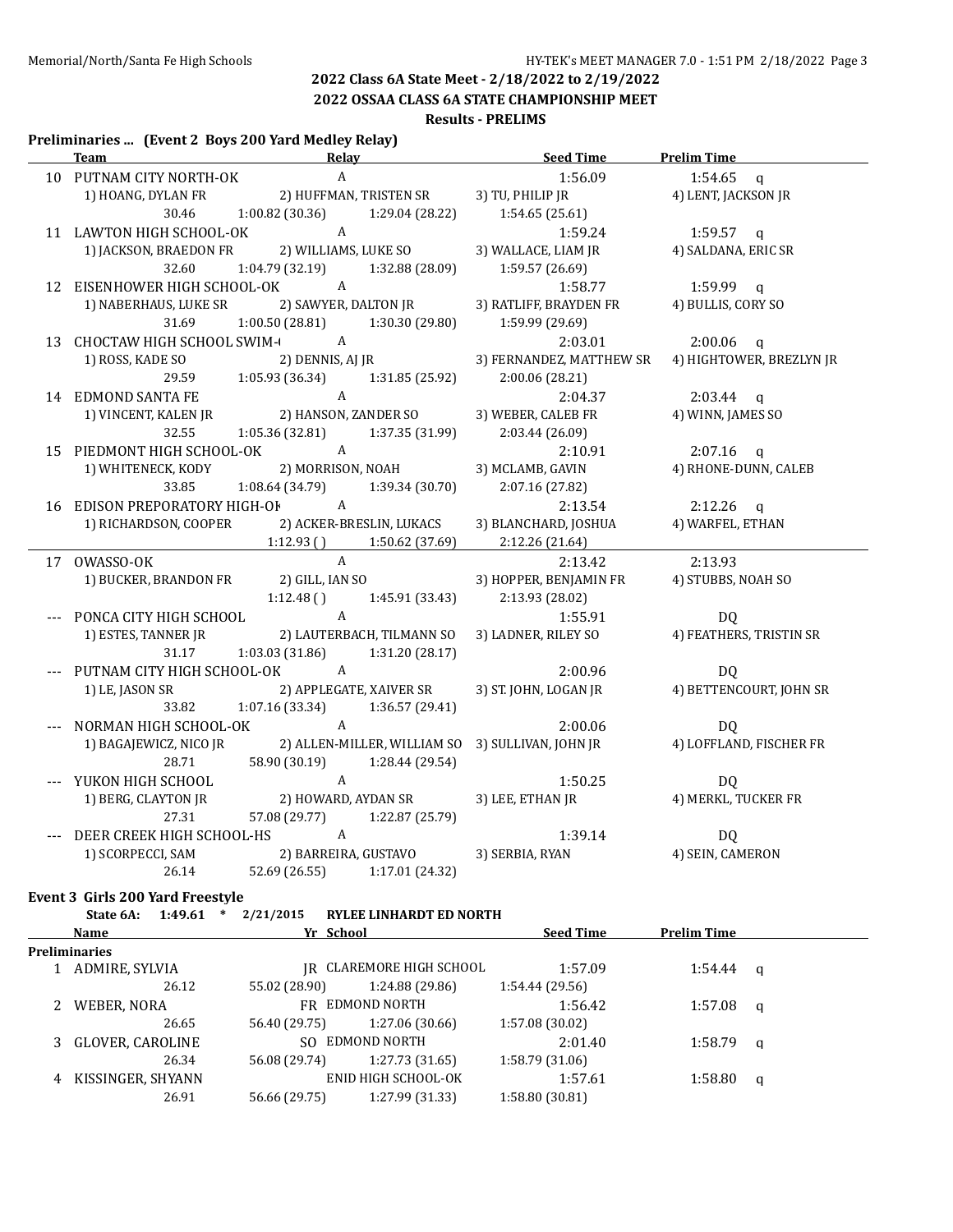## 2022 Class 6A State Meet - 2/18/2022 to 2/19/2022

## 2022 OSSAA CLASS 6A STATE CHAMPIONSHIP MEET

### Results - PRELIMS

**Preliminaries ... (Event 2 Boys 200 Yard Medley Relay)**

| | Team | Relay | | Seed Time | Prelim Time |
|---|---|---|---|---|---|
| 10 | PUTNAM CITY NORTH-OK | A | | 1:56.09 | 1:54.65 q |
| | 1) HOANG, DYLAN FR | 2) HUFFMAN, TRISTEN SR | 3) TU, PHILIP JR | 4) LENT, JACKSON JR | |
| | 30.46 | 1:00.82 (30.36) | 1:29.04 (28.22) | 1:54.65 (25.61) | |
| 11 | LAWTON HIGH SCHOOL-OK | A | | 1:59.24 | 1:59.57 q |
| | 1) JACKSON, BRAEDON FR | 2) WILLIAMS, LUKE SO | 3) WALLACE, LIAM JR | 4) SALDANA, ERIC SR | |
| | 32.60 | 1:04.79 (32.19) | 1:32.88 (28.09) | 1:59.57 (26.69) | |
| 12 | EISENHOWER HIGH SCHOOL-OK | A | | 1:58.77 | 1:59.99 q |
| | 1) NABERHAUS, LUKE SR | 2) SAWYER, DALTON JR | 3) RATLIFF, BRAYDEN FR | 4) BULLIS, CORY SO | |
| | 31.69 | 1:00.50 (28.81) | 1:30.30 (29.80) | 1:59.99 (29.69) | |
| 13 | CHOCTAW HIGH SCHOOL SWIM-( | A | | 2:03.01 | 2:00.06 q |
| | 1) ROSS, KADE SO | 2) DENNIS, AJ JR | 3) FERNANDEZ, MATTHEW SR | 4) HIGHTOWER, BREZLYN JR | |
| | 29.59 | 1:05.93 (36.34) | 1:31.85 (25.92) | 2:00.06 (28.21) | |
| 14 | EDMOND SANTA FE | A | | 2:04.37 | 2:03.44 q |
| | 1) VINCENT, KALEN JR | 2) HANSON, ZANDER SO | 3) WEBER, CALEB FR | 4) WINN, JAMES SO | |
| | 32.55 | 1:05.36 (32.81) | 1:37.35 (31.99) | 2:03.44 (26.09) | |
| 15 | PIEDMONT HIGH SCHOOL-OK | A | | 2:10.91 | 2:07.16 q |
| | 1) WHITENECK, KODY | 2) MORRISON, NOAH | 3) MCLAMB, GAVIN | 4) RHONE-DUNN, CALEB | |
| | 33.85 | 1:08.64 (34.79) | 1:39.34 (30.70) | 2:07.16 (27.82) | |
| 16 | EDISON PREPORATORY HIGH-OK | A | | 2:13.54 | 2:12.26 q |
| | 1) RICHARDSON, COOPER | 2) ACKER-BRESLIN, LUKACS | 3) BLANCHARD, JOSHUA | 4) WARFEL, ETHAN | |
| | | 1:12.93 ( ) | 1:50.62 (37.69) | 2:12.26 (21.64) | |
| 17 | OWASSO-OK | A | | 2:13.42 | 2:13.93 |
| | 1) BUCKER, BRANDON FR | 2) GILL, IAN SO | 3) HOPPER, BENJAMIN FR | 4) STUBBS, NOAH SO | |
| | | 1:12.48 ( ) | 1:45.91 (33.43) | 2:13.93 (28.02) | |
| --- | PONCA CITY HIGH SCHOOL | A | | 1:55.91 | DQ |
| | 1) ESTES, TANNER JR | 2) LAUTERBACH, TILMANN SO | 3) LADNER, RILEY SO | 4) FEATHERS, TRISTIN SR | |
| | 31.17 | 1:03.03 (31.86) | 1:31.20 (28.17) | | |
| --- | PUTNAM CITY HIGH SCHOOL-OK | A | | 2:00.96 | DQ |
| | 1) LE, JASON SR | 2) APPLEGATE, XAIVER SR | 3) ST. JOHN, LOGAN JR | 4) BETTENCOURT, JOHN SR | |
| | 33.82 | 1:07.16 (33.34) | 1:36.57 (29.41) | | |
| --- | NORMAN HIGH SCHOOL-OK | A | | 2:00.06 | DQ |
| | 1) BAGAJEWICZ, NICO JR | 2) ALLEN-MILLER, WILLIAM SO | 3) SULLIVAN, JOHN JR | 4) LOFFLAND, FISCHER FR | |
| | 28.71 | 58.90 (30.19) | 1:28.44 (29.54) | | |
| --- | YUKON HIGH SCHOOL | A | | 1:50.25 | DQ |
| | 1) BERG, CLAYTON JR | 2) HOWARD, AYDAN SR | 3) LEE, ETHAN JR | 4) MERKL, TUCKER FR | |
| | 27.31 | 57.08 (29.77) | 1:22.87 (25.79) | | |
| --- | DEER CREEK HIGH SCHOOL-HS | A | | 1:39.14 | DQ |
| | 1) SCORPECCI, SAM | 2) BARREIRA, GUSTAVO | 3) SERBIA, RYAN | 4) SEIN, CAMERON | |
| | 26.14 | 52.69 (26.55) | 1:17.01 (24.32) | | |

**Event 3 Girls 200 Yard Freestyle**

State 6A: 1:49.61 * 2/21/2015 RYLEE LINHARDT ED NORTH

| | Name | Yr | School | Seed Time | Prelim Time |
|---|---|---|---|---|---|
| **Preliminaries** | | | | | |
| 1 | ADMIRE, SYLVIA | JR | CLAREMORE HIGH SCHOOL | 1:57.09 | 1:54.44 q |
| | 26.12 | 55.02 (28.90) | 1:24.88 (29.86) | 1:54.44 (29.56) | |
| 2 | WEBER, NORA | FR | EDMOND NORTH | 1:56.42 | 1:57.08 q |
| | 26.65 | 56.40 (29.75) | 1:27.06 (30.66) | 1:57.08 (30.02) | |
| 3 | GLOVER, CAROLINE | SO | EDMOND NORTH | 2:01.40 | 1:58.79 q |
| | 26.34 | 56.08 (29.74) | 1:27.73 (31.65) | 1:58.79 (31.06) | |
| 4 | KISSINGER, SHYANN | | ENID HIGH SCHOOL-OK | 1:57.61 | 1:58.80 q |
| | 26.91 | 56.66 (29.75) | 1:27.99 (31.33) | 1:58.80 (30.81) | |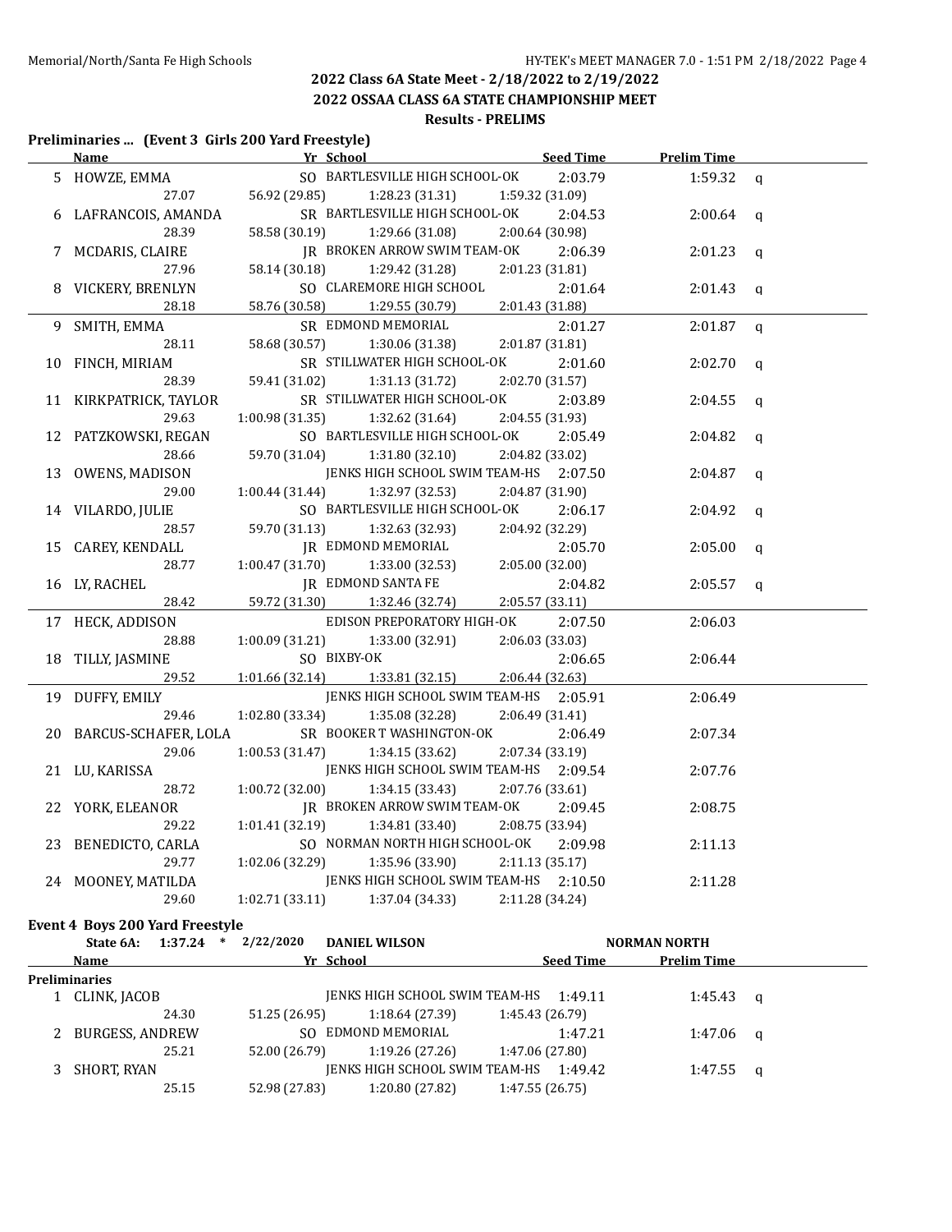## 2022 Class 6A State Meet - 2/18/2022 to 2/19/2022

## 2022 OSSAA CLASS 6A STATE CHAMPIONSHIP MEET

### Results - PRELIMS

**Preliminaries ... (Event 3 Girls 200 Yard Freestyle)**

| | Name | Yr | School | Seed Time | Prelim Time | |
|---|---|---|---|---|---|---|
| 5 | HOWZE, EMMA | SO | BARTLESVILLE HIGH SCHOOL-OK | 2:03.79 | 1:59.32 | q |
| | 27.07 | 56.92 (29.85) | 1:28.23 (31.31) | 1:59.32 (31.09) | | |
| 6 | LAFRANCOIS, AMANDA | SR | BARTLESVILLE HIGH SCHOOL-OK | 2:04.53 | 2:00.64 | q |
| | 28.39 | 58.58 (30.19) | 1:29.66 (31.08) | 2:00.64 (30.98) | | |
| 7 | MCDARIS, CLAIRE | JR | BROKEN ARROW SWIM TEAM-OK | 2:06.39 | 2:01.23 | q |
| | 27.96 | 58.14 (30.18) | 1:29.42 (31.28) | 2:01.23 (31.81) | | |
| 8 | VICKERY, BRENLYN | SO | CLAREMORE HIGH SCHOOL | 2:01.64 | 2:01.43 | q |
| | 28.18 | 58.76 (30.58) | 1:29.55 (30.79) | 2:01.43 (31.88) | | |
| 9 | SMITH, EMMA | SR | EDMOND MEMORIAL | 2:01.27 | 2:01.87 | q |
| | 28.11 | 58.68 (30.57) | 1:30.06 (31.38) | 2:01.87 (31.81) | | |
| 10 | FINCH, MIRIAM | SR | STILLWATER HIGH SCHOOL-OK | 2:01.60 | 2:02.70 | q |
| | 28.39 | 59.41 (31.02) | 1:31.13 (31.72) | 2:02.70 (31.57) | | |
| 11 | KIRKPATRICK, TAYLOR | SR | STILLWATER HIGH SCHOOL-OK | 2:03.89 | 2:04.55 | q |
| | 29.63 | 1:00.98 (31.35) | 1:32.62 (31.64) | 2:04.55 (31.93) | | |
| 12 | PATZKOWSKI, REGAN | SO | BARTLESVILLE HIGH SCHOOL-OK | 2:05.49 | 2:04.82 | q |
| | 28.66 | 59.70 (31.04) | 1:31.80 (32.10) | 2:04.82 (33.02) | | |
| 13 | OWENS, MADISON | | JENKS HIGH SCHOOL SWIM TEAM-HS | 2:07.50 | 2:04.87 | q |
| | 29.00 | 1:00.44 (31.44) | 1:32.97 (32.53) | 2:04.87 (31.90) | | |
| 14 | VILARDO, JULIE | SO | BARTLESVILLE HIGH SCHOOL-OK | 2:06.17 | 2:04.92 | q |
| | 28.57 | 59.70 (31.13) | 1:32.63 (32.93) | 2:04.92 (32.29) | | |
| 15 | CAREY, KENDALL | JR | EDMOND MEMORIAL | 2:05.70 | 2:05.00 | q |
| | 28.77 | 1:00.47 (31.70) | 1:33.00 (32.53) | 2:05.00 (32.00) | | |
| 16 | LY, RACHEL | JR | EDMOND SANTA FE | 2:04.82 | 2:05.57 | q |
| | 28.42 | 59.72 (31.30) | 1:32.46 (32.74) | 2:05.57 (33.11) | | |
| 17 | HECK, ADDISON | | EDISON PREPORATORY HIGH-OK | 2:07.50 | 2:06.03 | |
| | 28.88 | 1:00.09 (31.21) | 1:33.00 (32.91) | 2:06.03 (33.03) | | |
| 18 | TILLY, JASMINE | SO | BIXBY-OK | 2:06.65 | 2:06.44 | |
| | 29.52 | 1:01.66 (32.14) | 1:33.81 (32.15) | 2:06.44 (32.63) | | |
| 19 | DUFFY, EMILY | | JENKS HIGH SCHOOL SWIM TEAM-HS | 2:05.91 | 2:06.49 | |
| | 29.46 | 1:02.80 (33.34) | 1:35.08 (32.28) | 2:06.49 (31.41) | | |
| 20 | BARCUS-SCHAFER, LOLA | SR | BOOKER T WASHINGTON-OK | 2:06.49 | 2:07.34 | |
| | 29.06 | 1:00.53 (31.47) | 1:34.15 (33.62) | 2:07.34 (33.19) | | |
| 21 | LU, KARISSA | | JENKS HIGH SCHOOL SWIM TEAM-HS | 2:09.54 | 2:07.76 | |
| | 28.72 | 1:00.72 (32.00) | 1:34.15 (33.43) | 2:07.76 (33.61) | | |
| 22 | YORK, ELEANOR | JR | BROKEN ARROW SWIM TEAM-OK | 2:09.45 | 2:08.75 | |
| | 29.22 | 1:01.41 (32.19) | 1:34.81 (33.40) | 2:08.75 (33.94) | | |
| 23 | BENEDICTO, CARLA | SO | NORMAN NORTH HIGH SCHOOL-OK | 2:09.98 | 2:11.13 | |
| | 29.77 | 1:02.06 (32.29) | 1:35.96 (33.90) | 2:11.13 (35.17) | | |
| 24 | MOONEY, MATILDA | | JENKS HIGH SCHOOL SWIM TEAM-HS | 2:10.50 | 2:11.28 | |
| | 29.60 | 1:02.71 (33.11) | 1:37.04 (34.33) | 2:11.28 (34.24) | | |

**Event 4 Boys 200 Yard Freestyle**

State 6A: 1:37.24 * 2/22/2020 DANIEL WILSON NORMAN NORTH

| | Name | Yr | School | Seed Time | Prelim Time | |
|---|---|---|---|---|---|---|
| **Preliminaries** | | | | | | |
| 1 | CLINK, JACOB | | JENKS HIGH SCHOOL SWIM TEAM-HS | 1:49.11 | 1:45.43 | q |
| | 24.30 | 51.25 (26.95) | 1:18.64 (27.39) | 1:45.43 (26.79) | | |
| 2 | BURGESS, ANDREW | SO | EDMOND MEMORIAL | 1:47.21 | 1:47.06 | q |
| | 25.21 | 52.00 (26.79) | 1:19.26 (27.26) | 1:47.06 (27.80) | | |
| 3 | SHORT, RYAN | | JENKS HIGH SCHOOL SWIM TEAM-HS | 1:49.42 | 1:47.55 | q |
| | 25.15 | 52.98 (27.83) | 1:20.80 (27.82) | 1:47.55 (26.75) | | |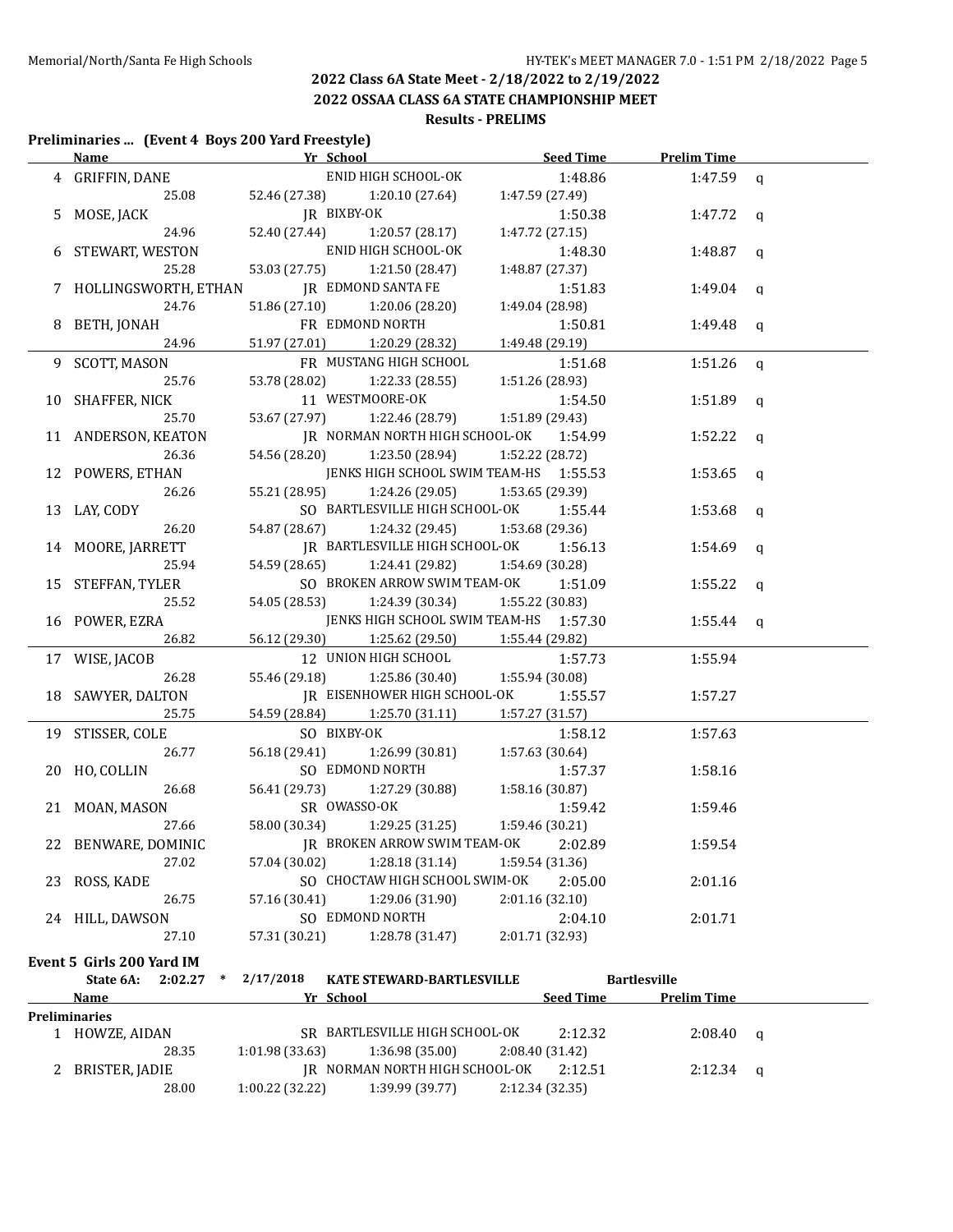## 2022 Class 6A State Meet - 2/18/2022 to 2/19/2022

## 2022 OSSAA CLASS 6A STATE CHAMPIONSHIP MEET

### Results - PRELIMS

**Preliminaries ... (Event 4 Boys 200 Yard Freestyle)**

| | Name | Yr | School | Seed Time | Prelim Time | |
|---|---|---|---|---|---|---|
| 4 | GRIFFIN, DANE | | ENID HIGH SCHOOL-OK | 1:48.86 | 1:47.59 | q |
| | 25.08 | 52.46 (27.38) | 1:20.10 (27.64) | 1:47.59 (27.49) | | |
| 5 | MOSE, JACK | JR | BIXBY-OK | 1:50.38 | 1:47.72 | q |
| | 24.96 | 52.40 (27.44) | 1:20.57 (28.17) | 1:47.72 (27.15) | | |
| 6 | STEWART, WESTON | | ENID HIGH SCHOOL-OK | 1:48.30 | 1:48.87 | q |
| | 25.28 | 53.03 (27.75) | 1:21.50 (28.47) | 1:48.87 (27.37) | | |
| 7 | HOLLINGSWORTH, ETHAN | JR | EDMOND SANTA FE | 1:51.83 | 1:49.04 | q |
| | 24.76 | 51.86 (27.10) | 1:20.06 (28.20) | 1:49.04 (28.98) | | |
| 8 | BETH, JONAH | FR | EDMOND NORTH | 1:50.81 | 1:49.48 | q |
| | 24.96 | 51.97 (27.01) | 1:20.29 (28.32) | 1:49.48 (29.19) | | |
| 9 | SCOTT, MASON | FR | MUSTANG HIGH SCHOOL | 1:51.68 | 1:51.26 | q |
| | 25.76 | 53.78 (28.02) | 1:22.33 (28.55) | 1:51.26 (28.93) | | |
| 10 | SHAFFER, NICK | 11 | WESTMOORE-OK | 1:54.50 | 1:51.89 | q |
| | 25.70 | 53.67 (27.97) | 1:22.46 (28.79) | 1:51.89 (29.43) | | |
| 11 | ANDERSON, KEATON | JR | NORMAN NORTH HIGH SCHOOL-OK | 1:54.99 | 1:52.22 | q |
| | 26.36 | 54.56 (28.20) | 1:23.50 (28.94) | 1:52.22 (28.72) | | |
| 12 | POWERS, ETHAN | | JENKS HIGH SCHOOL SWIM TEAM-HS | 1:55.53 | 1:53.65 | q |
| | 26.26 | 55.21 (28.95) | 1:24.26 (29.05) | 1:53.65 (29.39) | | |
| 13 | LAY, CODY | SO | BARTLESVILLE HIGH SCHOOL-OK | 1:55.44 | 1:53.68 | q |
| | 26.20 | 54.87 (28.67) | 1:24.32 (29.45) | 1:53.68 (29.36) | | |
| 14 | MOORE, JARRETT | JR | BARTLESVILLE HIGH SCHOOL-OK | 1:56.13 | 1:54.69 | q |
| | 25.94 | 54.59 (28.65) | 1:24.41 (29.82) | 1:54.69 (30.28) | | |
| 15 | STEFFAN, TYLER | SO | BROKEN ARROW SWIM TEAM-OK | 1:51.09 | 1:55.22 | q |
| | 25.52 | 54.05 (28.53) | 1:24.39 (30.34) | 1:55.22 (30.83) | | |
| 16 | POWER, EZRA | | JENKS HIGH SCHOOL SWIM TEAM-HS | 1:57.30 | 1:55.44 | q |
| | 26.82 | 56.12 (29.30) | 1:25.62 (29.50) | 1:55.44 (29.82) | | |
| 17 | WISE, JACOB | 12 | UNION HIGH SCHOOL | 1:57.73 | 1:55.94 | |
| | 26.28 | 55.46 (29.18) | 1:25.86 (30.40) | 1:55.94 (30.08) | | |
| 18 | SAWYER, DALTON | JR | EISENHOWER HIGH SCHOOL-OK | 1:55.57 | 1:57.27 | |
| | 25.75 | 54.59 (28.84) | 1:25.70 (31.11) | 1:57.27 (31.57) | | |
| 19 | STISSER, COLE | SO | BIXBY-OK | 1:58.12 | 1:57.63 | |
| | 26.77 | 56.18 (29.41) | 1:26.99 (30.81) | 1:57.63 (30.64) | | |
| 20 | HO, COLLIN | SO | EDMOND NORTH | 1:57.37 | 1:58.16 | |
| | 26.68 | 56.41 (29.73) | 1:27.29 (30.88) | 1:58.16 (30.87) | | |
| 21 | MOAN, MASON | SR | OWASSO-OK | 1:59.42 | 1:59.46 | |
| | 27.66 | 58.00 (30.34) | 1:29.25 (31.25) | 1:59.46 (30.21) | | |
| 22 | BENWARE, DOMINIC | JR | BROKEN ARROW SWIM TEAM-OK | 2:02.89 | 1:59.54 | |
| | 27.02 | 57.04 (30.02) | 1:28.18 (31.14) | 1:59.54 (31.36) | | |
| 23 | ROSS, KADE | SO | CHOCTAW HIGH SCHOOL SWIM-OK | 2:05.00 | 2:01.16 | |
| | 26.75 | 57.16 (30.41) | 1:29.06 (31.90) | 2:01.16 (32.10) | | |
| 24 | HILL, DAWSON | SO | EDMOND NORTH | 2:04.10 | 2:01.71 | |
| | 27.10 | 57.31 (30.21) | 1:28.78 (31.47) | 2:01.71 (32.93) | | |

**Event 5 Girls 200 Yard IM**

State 6A: 2:02.27 * 2/17/2018 KATE STEWARD-BARTLESVILLE Bartlesville

| | Name | Yr | School | Seed Time | Prelim Time | |
|---|---|---|---|---|---|---|
| **Preliminaries** | | | | | | |
| 1 | HOWZE, AIDAN | SR | BARTLESVILLE HIGH SCHOOL-OK | 2:12.32 | 2:08.40 | q |
| | 28.35 | 1:01.98 (33.63) | 1:36.98 (35.00) | 2:08.40 (31.42) | | |
| 2 | BRISTER, JADIE | JR | NORMAN NORTH HIGH SCHOOL-OK | 2:12.51 | 2:12.34 | q |
| | 28.00 | 1:00.22 (32.22) | 1:39.99 (39.77) | 2:12.34 (32.35) | | |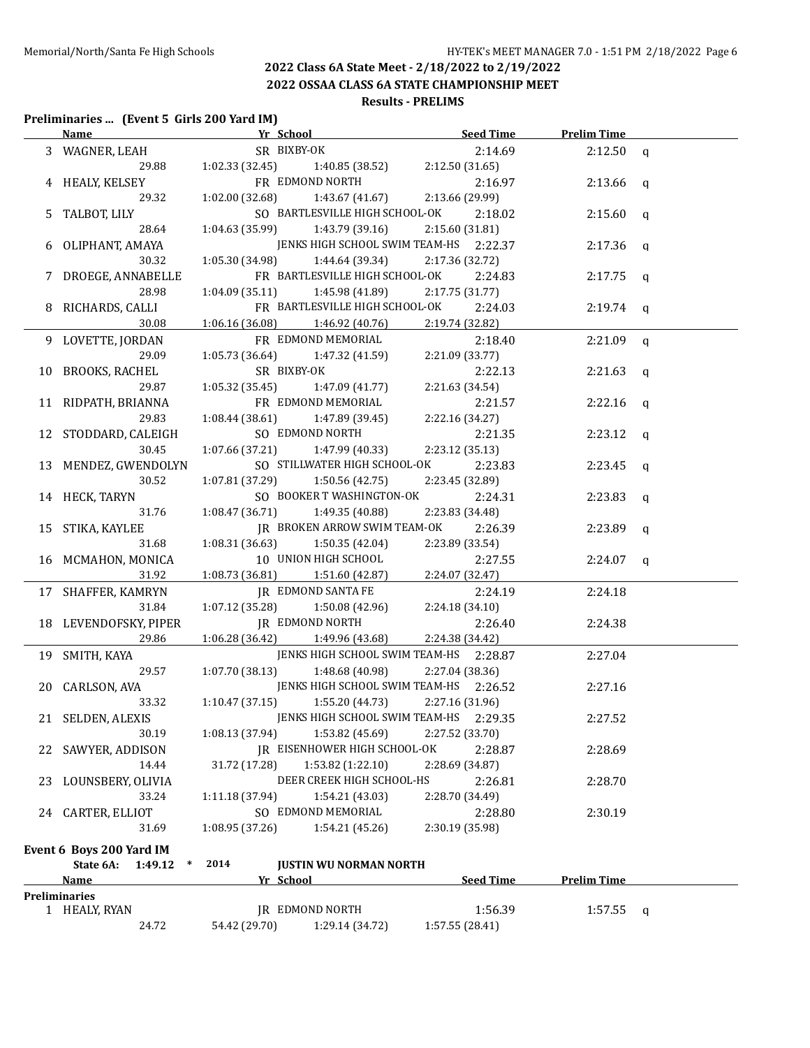## 2022 Class 6A State Meet - 2/18/2022 to 2/19/2022

## 2022 OSSAA CLASS 6A STATE CHAMPIONSHIP MEET

### Results - PRELIMS

**Preliminaries ... (Event 5 Girls 200 Yard IM)**

| | Name | Yr | School | Seed Time | Prelim Time | |
|---|---|---|---|---|---|---|
| 3 | WAGNER, LEAH | SR | BIXBY-OK | 2:14.69 | 2:12.50 | q |
| | 29.88 | 1:02.33 (32.45) | 1:40.85 (38.52) | 2:12.50 (31.65) | | |
| 4 | HEALY, KELSEY | FR | EDMOND NORTH | 2:16.97 | 2:13.66 | q |
| | 29.32 | 1:02.00 (32.68) | 1:43.67 (41.67) | 2:13.66 (29.99) | | |
| 5 | TALBOT, LILY | SO | BARTLESVILLE HIGH SCHOOL-OK | 2:18.02 | 2:15.60 | q |
| | 28.64 | 1:04.63 (35.99) | 1:43.79 (39.16) | 2:15.60 (31.81) | | |
| 6 | OLIPHANT, AMAYA | | JENKS HIGH SCHOOL SWIM TEAM-HS | 2:22.37 | 2:17.36 | q |
| | 30.32 | 1:05.30 (34.98) | 1:44.64 (39.34) | 2:17.36 (32.72) | | |
| 7 | DROEGE, ANNABELLE | FR | BARTLESVILLE HIGH SCHOOL-OK | 2:24.83 | 2:17.75 | q |
| | 28.98 | 1:04.09 (35.11) | 1:45.98 (41.89) | 2:17.75 (31.77) | | |
| 8 | RICHARDS, CALLI | FR | BARTLESVILLE HIGH SCHOOL-OK | 2:24.03 | 2:19.74 | q |
| | 30.08 | 1:06.16 (36.08) | 1:46.92 (40.76) | 2:19.74 (32.82) | | |
| 9 | LOVETTE, JORDAN | FR | EDMOND MEMORIAL | 2:18.40 | 2:21.09 | q |
| | 29.09 | 1:05.73 (36.64) | 1:47.32 (41.59) | 2:21.09 (33.77) | | |
| 10 | BROOKS, RACHEL | SR | BIXBY-OK | 2:22.13 | 2:21.63 | q |
| | 29.87 | 1:05.32 (35.45) | 1:47.09 (41.77) | 2:21.63 (34.54) | | |
| 11 | RIDPATH, BRIANNA | FR | EDMOND MEMORIAL | 2:21.57 | 2:22.16 | q |
| | 29.83 | 1:08.44 (38.61) | 1:47.89 (39.45) | 2:22.16 (34.27) | | |
| 12 | STODDARD, CALEIGH | SO | EDMOND NORTH | 2:21.35 | 2:23.12 | q |
| | 30.45 | 1:07.66 (37.21) | 1:47.99 (40.33) | 2:23.12 (35.13) | | |
| 13 | MENDEZ, GWENDOLYN | SO | STILLWATER HIGH SCHOOL-OK | 2:23.83 | 2:23.45 | q |
| | 30.52 | 1:07.81 (37.29) | 1:50.56 (42.75) | 2:23.45 (32.89) | | |
| 14 | HECK, TARYN | SO | BOOKER T WASHINGTON-OK | 2:24.31 | 2:23.83 | q |
| | 31.76 | 1:08.47 (36.71) | 1:49.35 (40.88) | 2:23.83 (34.48) | | |
| 15 | STIKA, KAYLEE | JR | BROKEN ARROW SWIM TEAM-OK | 2:26.39 | 2:23.89 | q |
| | 31.68 | 1:08.31 (36.63) | 1:50.35 (42.04) | 2:23.89 (33.54) | | |
| 16 | MCMAHON, MONICA | 10 | UNION HIGH SCHOOL | 2:27.55 | 2:24.07 | q |
| | 31.92 | 1:08.73 (36.81) | 1:51.60 (42.87) | 2:24.07 (32.47) | | |
| 17 | SHAFFER, KAMRYN | JR | EDMOND SANTA FE | 2:24.19 | 2:24.18 | |
| | 31.84 | 1:07.12 (35.28) | 1:50.08 (42.96) | 2:24.18 (34.10) | | |
| 18 | LEVENDOFSKY, PIPER | JR | EDMOND NORTH | 2:26.40 | 2:24.38 | |
| | 29.86 | 1:06.28 (36.42) | 1:49.96 (43.68) | 2:24.38 (34.42) | | |
| 19 | SMITH, KAYA | | JENKS HIGH SCHOOL SWIM TEAM-HS | 2:28.87 | 2:27.04 | |
| | 29.57 | 1:07.70 (38.13) | 1:48.68 (40.98) | 2:27.04 (38.36) | | |
| 20 | CARLSON, AVA | | JENKS HIGH SCHOOL SWIM TEAM-HS | 2:26.52 | 2:27.16 | |
| | 33.32 | 1:10.47 (37.15) | 1:55.20 (44.73) | 2:27.16 (31.96) | | |
| 21 | SELDEN, ALEXIS | | JENKS HIGH SCHOOL SWIM TEAM-HS | 2:29.35 | 2:27.52 | |
| | 30.19 | 1:08.13 (37.94) | 1:53.82 (45.69) | 2:27.52 (33.70) | | |
| 22 | SAWYER, ADDISON | JR | EISENHOWER HIGH SCHOOL-OK | 2:28.87 | 2:28.69 | |
| | 14.44 | 31.72 (17.28) | 1:53.82 (1:22.10) | 2:28.69 (34.87) | | |
| 23 | LOUNSBERY, OLIVIA | | DEER CREEK HIGH SCHOOL-HS | 2:26.81 | 2:28.70 | |
| | 33.24 | 1:11.18 (37.94) | 1:54.21 (43.03) | 2:28.70 (34.49) | | |
| 24 | CARTER, ELLIOT | SO | EDMOND MEMORIAL | 2:28.80 | 2:30.19 | |
| | 31.69 | 1:08.95 (37.26) | 1:54.21 (45.26) | 2:30.19 (35.98) | | |

**Event 6 Boys 200 Yard IM**

State 6A: 1:49.12 * 2014 JUSTIN WU NORMAN NORTH

| | Name | Yr | School | Seed Time | Prelim Time | |
|---|---|---|---|---|---|---|
| **Preliminaries** | | | | | | |
| 1 | HEALY, RYAN | JR | EDMOND NORTH | 1:56.39 | 1:57.55 | q |
| | 24.72 | 54.42 (29.70) | 1:29.14 (34.72) | 1:57.55 (28.41) | | |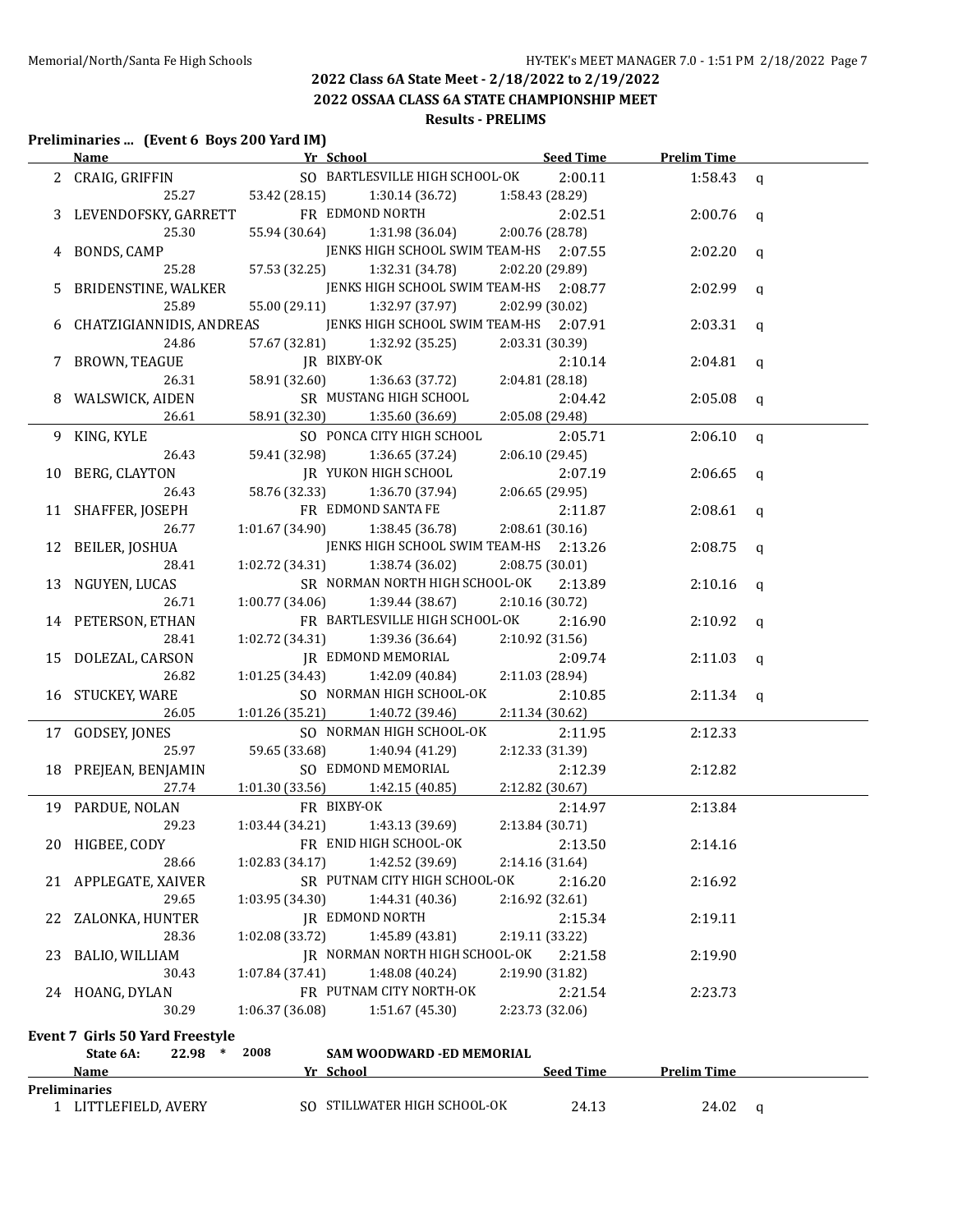## 2022 Class 6A State Meet - 2/18/2022 to 2/19/2022

## 2022 OSSAA CLASS 6A STATE CHAMPIONSHIP MEET

### Results - PRELIMS

**Preliminaries ... (Event 6 Boys 200 Yard IM)**

| | Name | Yr | School | Seed Time | Prelim Time | |
|---|---|---|---|---|---|---|
| 2 | CRAIG, GRIFFIN | SO | BARTLESVILLE HIGH SCHOOL-OK | 2:00.11 | 1:58.43 | q |
| | 25.27 | 53.42 (28.15) | 1:30.14 (36.72) | 1:58.43 (28.29) | | |
| 3 | LEVENDOFSKY, GARRETT | FR | EDMOND NORTH | 2:02.51 | 2:00.76 | q |
| | 25.30 | 55.94 (30.64) | 1:31.98 (36.04) | 2:00.76 (28.78) | | |
| 4 | BONDS, CAMP | | JENKS HIGH SCHOOL SWIM TEAM-HS | 2:07.55 | 2:02.20 | q |
| | 25.28 | 57.53 (32.25) | 1:32.31 (34.78) | 2:02.20 (29.89) | | |
| 5 | BRIDENSTINE, WALKER | | JENKS HIGH SCHOOL SWIM TEAM-HS | 2:08.77 | 2:02.99 | q |
| | 25.89 | 55.00 (29.11) | 1:32.97 (37.97) | 2:02.99 (30.02) | | |
| 6 | CHATZIGIANNIDIS, ANDREAS | | JENKS HIGH SCHOOL SWIM TEAM-HS | 2:07.91 | 2:03.31 | q |
| | 24.86 | 57.67 (32.81) | 1:32.92 (35.25) | 2:03.31 (30.39) | | |
| 7 | BROWN, TEAGUE | JR | BIXBY-OK | 2:10.14 | 2:04.81 | q |
| | 26.31 | 58.91 (32.60) | 1:36.63 (37.72) | 2:04.81 (28.18) | | |
| 8 | WALSWICK, AIDEN | SR | MUSTANG HIGH SCHOOL | 2:04.42 | 2:05.08 | q |
| | 26.61 | 58.91 (32.30) | 1:35.60 (36.69) | 2:05.08 (29.48) | | |
| 9 | KING, KYLE | SO | PONCA CITY HIGH SCHOOL | 2:05.71 | 2:06.10 | q |
| | 26.43 | 59.41 (32.98) | 1:36.65 (37.24) | 2:06.10 (29.45) | | |
| 10 | BERG, CLAYTON | JR | YUKON HIGH SCHOOL | 2:07.19 | 2:06.65 | q |
| | 26.43 | 58.76 (32.33) | 1:36.70 (37.94) | 2:06.65 (29.95) | | |
| 11 | SHAFFER, JOSEPH | FR | EDMOND SANTA FE | 2:11.87 | 2:08.61 | q |
| | 26.77 | 1:01.67 (34.90) | 1:38.45 (36.78) | 2:08.61 (30.16) | | |
| 12 | BEILER, JOSHUA | | JENKS HIGH SCHOOL SWIM TEAM-HS | 2:13.26 | 2:08.75 | q |
| | 28.41 | 1:02.72 (34.31) | 1:38.74 (36.02) | 2:08.75 (30.01) | | |
| 13 | NGUYEN, LUCAS | SR | NORMAN NORTH HIGH SCHOOL-OK | 2:13.89 | 2:10.16 | q |
| | 26.71 | 1:00.77 (34.06) | 1:39.44 (38.67) | 2:10.16 (30.72) | | |
| 14 | PETERSON, ETHAN | FR | BARTLESVILLE HIGH SCHOOL-OK | 2:16.90 | 2:10.92 | q |
| | 28.41 | 1:02.72 (34.31) | 1:39.36 (36.64) | 2:10.92 (31.56) | | |
| 15 | DOLEZAL, CARSON | JR | EDMOND MEMORIAL | 2:09.74 | 2:11.03 | q |
| | 26.82 | 1:01.25 (34.43) | 1:42.09 (40.84) | 2:11.03 (28.94) | | |
| 16 | STUCKEY, WARE | SO | NORMAN HIGH SCHOOL-OK | 2:10.85 | 2:11.34 | q |
| | 26.05 | 1:01.26 (35.21) | 1:40.72 (39.46) | 2:11.34 (30.62) | | |
| 17 | GODSEY, JONES | SO | NORMAN HIGH SCHOOL-OK | 2:11.95 | 2:12.33 | |
| | 25.97 | 59.65 (33.68) | 1:40.94 (41.29) | 2:12.33 (31.39) | | |
| 18 | PREJEAN, BENJAMIN | SO | EDMOND MEMORIAL | 2:12.39 | 2:12.82 | |
| | 27.74 | 1:01.30 (33.56) | 1:42.15 (40.85) | 2:12.82 (30.67) | | |
| 19 | PARDUE, NOLAN | FR | BIXBY-OK | 2:14.97 | 2:13.84 | |
| | 29.23 | 1:03.44 (34.21) | 1:43.13 (39.69) | 2:13.84 (30.71) | | |
| 20 | HIGBEE, CODY | FR | ENID HIGH SCHOOL-OK | 2:13.50 | 2:14.16 | |
| | 28.66 | 1:02.83 (34.17) | 1:42.52 (39.69) | 2:14.16 (31.64) | | |
| 21 | APPLEGATE, XAIVER | SR | PUTNAM CITY HIGH SCHOOL-OK | 2:16.20 | 2:16.92 | |
| | 29.65 | 1:03.95 (34.30) | 1:44.31 (40.36) | 2:16.92 (32.61) | | |
| 22 | ZALONKA, HUNTER | JR | EDMOND NORTH | 2:15.34 | 2:19.11 | |
| | 28.36 | 1:02.08 (33.72) | 1:45.89 (43.81) | 2:19.11 (33.22) | | |
| 23 | BALIO, WILLIAM | JR | NORMAN NORTH HIGH SCHOOL-OK | 2:21.58 | 2:19.90 | |
| | 30.43 | 1:07.84 (37.41) | 1:48.08 (40.24) | 2:19.90 (31.82) | | |
| 24 | HOANG, DYLAN | FR | PUTNAM CITY NORTH-OK | 2:21.54 | 2:23.73 | |
| | 30.29 | 1:06.37 (36.08) | 1:51.67 (45.30) | 2:23.73 (32.06) | | |

**Event 7 Girls 50 Yard Freestyle**

State 6A: 22.98 * 2008 SAM WOODWARD -ED MEMORIAL

| | Name | Yr | School | Seed Time | Prelim Time | |
|---|---|---|---|---|---|---|
| **Preliminaries** | | | | | | |
| 1 | LITTLEFIELD, AVERY | SO | STILLWATER HIGH SCHOOL-OK | 24.13 | 24.02 | q |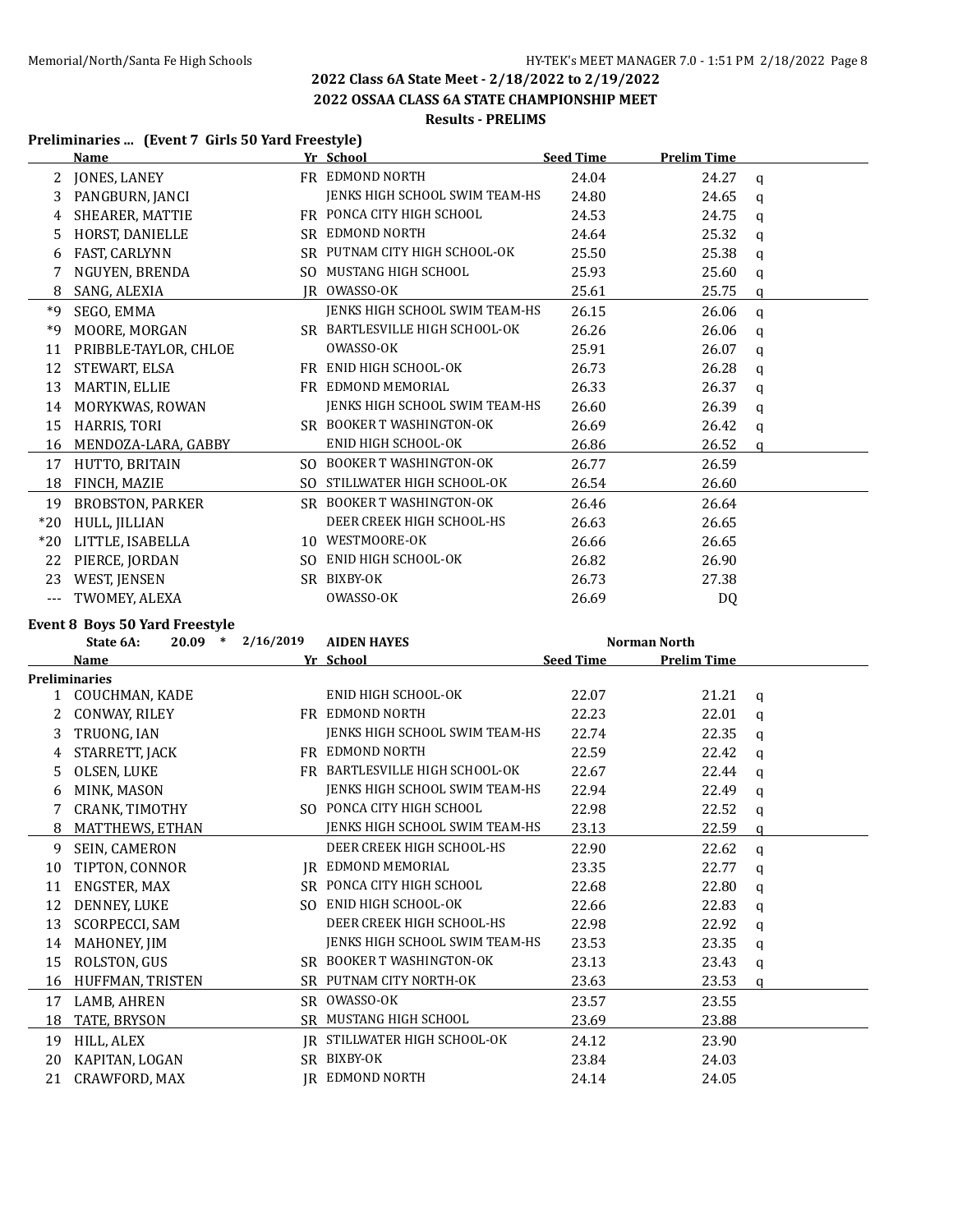## 2022 Class 6A State Meet - 2/18/2022 to 2/19/2022

## 2022 OSSAA CLASS 6A STATE CHAMPIONSHIP MEET

### Results - PRELIMS

### Preliminaries ... (Event 7 Girls 50 Yard Freestyle)

| | Name | Yr | School | Seed Time | Prelim Time | |
|---|---|---|---|---|---|---|
| 2 | JONES, LANEY | FR | EDMOND NORTH | 24.04 | 24.27 | q |
| 3 | PANGBURN, JANCI | | JENKS HIGH SCHOOL SWIM TEAM-HS | 24.80 | 24.65 | q |
| 4 | SHEARER, MATTIE | FR | PONCA CITY HIGH SCHOOL | 24.53 | 24.75 | q |
| 5 | HORST, DANIELLE | SR | EDMOND NORTH | 24.64 | 25.32 | q |
| 6 | FAST, CARLYNN | SR | PUTNAM CITY HIGH SCHOOL-OK | 25.50 | 25.38 | q |
| 7 | NGUYEN, BRENDA | SO | MUSTANG HIGH SCHOOL | 25.93 | 25.60 | q |
| 8 | SANG, ALEXIA | JR | OWASSO-OK | 25.61 | 25.75 | q |
| *9 | SEGO, EMMA | | JENKS HIGH SCHOOL SWIM TEAM-HS | 26.15 | 26.06 | q |
| *9 | MOORE, MORGAN | SR | BARTLESVILLE HIGH SCHOOL-OK | 26.26 | 26.06 | q |
| 11 | PRIBBLE-TAYLOR, CHLOE | | OWASSO-OK | 25.91 | 26.07 | q |
| 12 | STEWART, ELSA | FR | ENID HIGH SCHOOL-OK | 26.73 | 26.28 | q |
| 13 | MARTIN, ELLIE | FR | EDMOND MEMORIAL | 26.33 | 26.37 | q |
| 14 | MORYKWAS, ROWAN | | JENKS HIGH SCHOOL SWIM TEAM-HS | 26.60 | 26.39 | q |
| 15 | HARRIS, TORI | SR | BOOKER T WASHINGTON-OK | 26.69 | 26.42 | q |
| 16 | MENDOZA-LARA, GABBY | | ENID HIGH SCHOOL-OK | 26.86 | 26.52 | q |
| 17 | HUTTO, BRITAIN | SO | BOOKER T WASHINGTON-OK | 26.77 | 26.59 | |
| 18 | FINCH, MAZIE | SO | STILLWATER HIGH SCHOOL-OK | 26.54 | 26.60 | |
| 19 | BROBSTON, PARKER | SR | BOOKER T WASHINGTON-OK | 26.46 | 26.64 | |
| *20 | HULL, JILLIAN | | DEER CREEK HIGH SCHOOL-HS | 26.63 | 26.65 | |
| *20 | LITTLE, ISABELLA | 10 | WESTMOORE-OK | 26.66 | 26.65 | |
| 22 | PIERCE, JORDAN | SO | ENID HIGH SCHOOL-OK | 26.82 | 26.90 | |
| 23 | WEST, JENSEN | SR | BIXBY-OK | 26.73 | 27.38 | |
| --- | TWOMEY, ALEXA | | OWASSO-OK | 26.69 | DQ | |

### Event 8 Boys 50 Yard Freestyle

State 6A: 20.09 * 2/16/2019 AIDEN HAYES Norman North

| | Name | Yr | School | Seed Time | Prelim Time | |
|---|---|---|---|---|---|---|
| **Preliminaries** | | | | | | |
| 1 | COUCHMAN, KADE | | ENID HIGH SCHOOL-OK | 22.07 | 21.21 | q |
| 2 | CONWAY, RILEY | FR | EDMOND NORTH | 22.23 | 22.01 | q |
| 3 | TRUONG, IAN | | JENKS HIGH SCHOOL SWIM TEAM-HS | 22.74 | 22.35 | q |
| 4 | STARRETT, JACK | FR | EDMOND NORTH | 22.59 | 22.42 | q |
| 5 | OLSEN, LUKE | FR | BARTLESVILLE HIGH SCHOOL-OK | 22.67 | 22.44 | q |
| 6 | MINK, MASON | | JENKS HIGH SCHOOL SWIM TEAM-HS | 22.94 | 22.49 | q |
| 7 | CRANK, TIMOTHY | SO | PONCA CITY HIGH SCHOOL | 22.98 | 22.52 | q |
| 8 | MATTHEWS, ETHAN | | JENKS HIGH SCHOOL SWIM TEAM-HS | 23.13 | 22.59 | q |
| 9 | SEIN, CAMERON | | DEER CREEK HIGH SCHOOL-HS | 22.90 | 22.62 | q |
| 10 | TIPTON, CONNOR | JR | EDMOND MEMORIAL | 23.35 | 22.77 | q |
| 11 | ENGSTER, MAX | SR | PONCA CITY HIGH SCHOOL | 22.68 | 22.80 | q |
| 12 | DENNEY, LUKE | SO | ENID HIGH SCHOOL-OK | 22.66 | 22.83 | q |
| 13 | SCORPECCI, SAM | | DEER CREEK HIGH SCHOOL-HS | 22.98 | 22.92 | q |
| 14 | MAHONEY, JIM | | JENKS HIGH SCHOOL SWIM TEAM-HS | 23.53 | 23.35 | q |
| 15 | ROLSTON, GUS | SR | BOOKER T WASHINGTON-OK | 23.13 | 23.43 | q |
| 16 | HUFFMAN, TRISTEN | SR | PUTNAM CITY NORTH-OK | 23.63 | 23.53 | q |
| 17 | LAMB, AHREN | SR | OWASSO-OK | 23.57 | 23.55 | |
| 18 | TATE, BRYSON | SR | MUSTANG HIGH SCHOOL | 23.69 | 23.88 | |
| 19 | HILL, ALEX | JR | STILLWATER HIGH SCHOOL-OK | 24.12 | 23.90 | |
| 20 | KAPITAN, LOGAN | SR | BIXBY-OK | 23.84 | 24.03 | |
| 21 | CRAWFORD, MAX | JR | EDMOND NORTH | 24.14 | 24.05 | |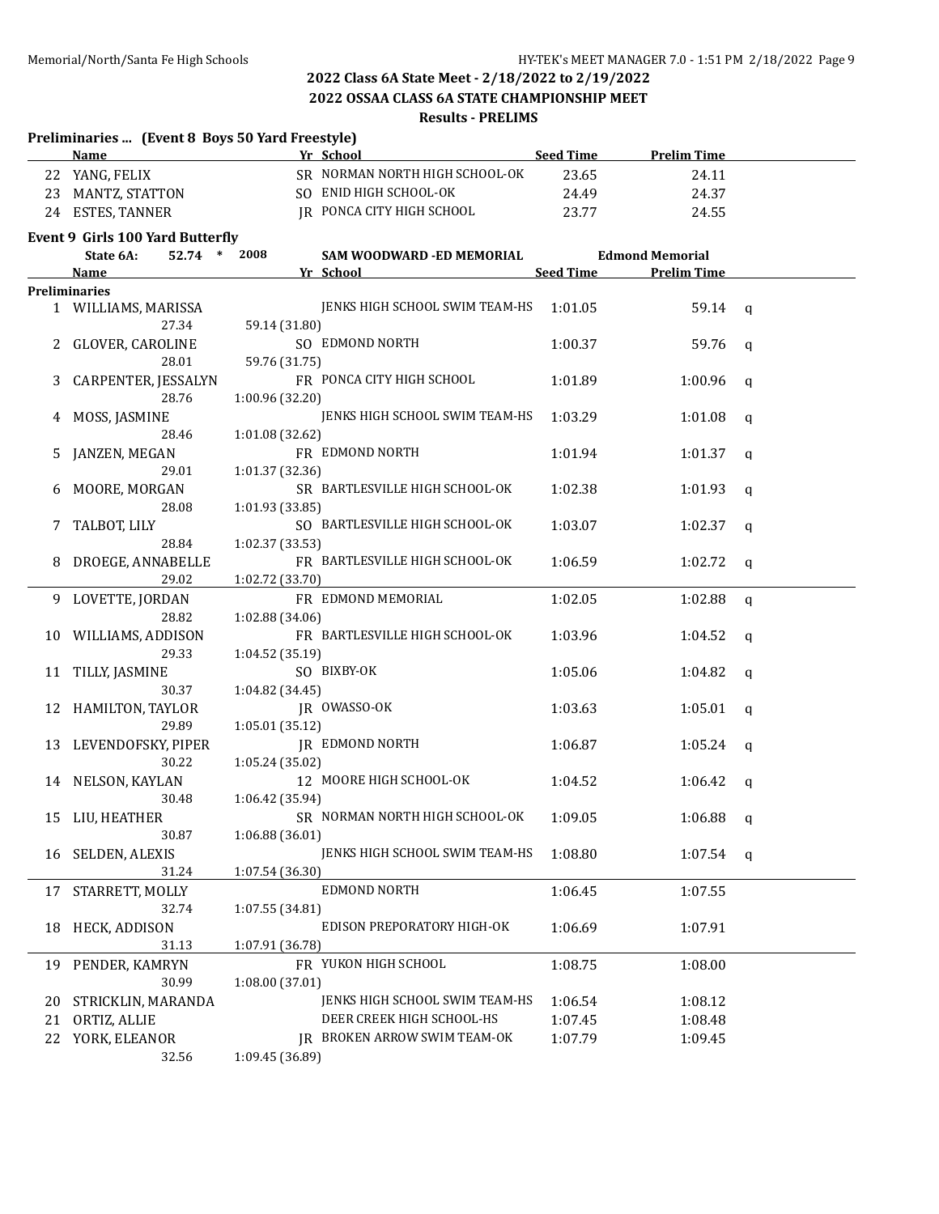## 2022 Class 6A State Meet - 2/18/2022 to 2/19/2022

## 2022 OSSAA CLASS 6A STATE CHAMPIONSHIP MEET

### Results - PRELIMS

**Preliminaries ... (Event 8 Boys 50 Yard Freestyle)**

| | Name | Yr | School | Seed Time | Prelim Time |
|---|---|---|---|---|---|
| 22 | YANG, FELIX | SR | NORMAN NORTH HIGH SCHOOL-OK | 23.65 | 24.11 |
| 23 | MANTZ, STATTON | SO | ENID HIGH SCHOOL-OK | 24.49 | 24.37 |
| 24 | ESTES, TANNER | JR | PONCA CITY HIGH SCHOOL | 23.77 | 24.55 |

**Event 9 Girls 100 Yard Butterfly**

State 6A: 52.74 * 2008 SAM WOODWARD -ED MEMORIAL Edmond Memorial

| | Name | Yr | School | Seed Time | Prelim Time | |
|---|---|---|---|---|---|---|
| **Preliminaries** | | | | | | |
| 1 | WILLIAMS, MARISSA | | JENKS HIGH SCHOOL SWIM TEAM-HS | 1:01.05 | 59.14 | q |
| | 27.34 | 59.14 (31.80) | | | | |
| 2 | GLOVER, CAROLINE | SO | EDMOND NORTH | 1:00.37 | 59.76 | q |
| | 28.01 | 59.76 (31.75) | | | | |
| 3 | CARPENTER, JESSALYN | FR | PONCA CITY HIGH SCHOOL | 1:01.89 | 1:00.96 | q |
| | 28.76 | 1:00.96 (32.20) | | | | |
| 4 | MOSS, JASMINE | | JENKS HIGH SCHOOL SWIM TEAM-HS | 1:03.29 | 1:01.08 | q |
| | 28.46 | 1:01.08 (32.62) | | | | |
| 5 | JANZEN, MEGAN | FR | EDMOND NORTH | 1:01.94 | 1:01.37 | q |
| | 29.01 | 1:01.37 (32.36) | | | | |
| 6 | MOORE, MORGAN | SR | BARTLESVILLE HIGH SCHOOL-OK | 1:02.38 | 1:01.93 | q |
| | 28.08 | 1:01.93 (33.85) | | | | |
| 7 | TALBOT, LILY | SO | BARTLESVILLE HIGH SCHOOL-OK | 1:03.07 | 1:02.37 | q |
| | 28.84 | 1:02.37 (33.53) | | | | |
| 8 | DROEGE, ANNABELLE | FR | BARTLESVILLE HIGH SCHOOL-OK | 1:06.59 | 1:02.72 | q |
| | 29.02 | 1:02.72 (33.70) | | | | |
| 9 | LOVETTE, JORDAN | FR | EDMOND MEMORIAL | 1:02.05 | 1:02.88 | q |
| | 28.82 | 1:02.88 (34.06) | | | | |
| 10 | WILLIAMS, ADDISON | FR | BARTLESVILLE HIGH SCHOOL-OK | 1:03.96 | 1:04.52 | q |
| | 29.33 | 1:04.52 (35.19) | | | | |
| 11 | TILLY, JASMINE | SO | BIXBY-OK | 1:05.06 | 1:04.82 | q |
| | 30.37 | 1:04.82 (34.45) | | | | |
| 12 | HAMILTON, TAYLOR | JR | OWASSO-OK | 1:03.63 | 1:05.01 | q |
| | 29.89 | 1:05.01 (35.12) | | | | |
| 13 | LEVENDOFSKY, PIPER | JR | EDMOND NORTH | 1:06.87 | 1:05.24 | q |
| | 30.22 | 1:05.24 (35.02) | | | | |
| 14 | NELSON, KAYLAN | 12 | MOORE HIGH SCHOOL-OK | 1:04.52 | 1:06.42 | q |
| | 30.48 | 1:06.42 (35.94) | | | | |
| 15 | LIU, HEATHER | SR | NORMAN NORTH HIGH SCHOOL-OK | 1:09.05 | 1:06.88 | q |
| | 30.87 | 1:06.88 (36.01) | | | | |
| 16 | SELDEN, ALEXIS | | JENKS HIGH SCHOOL SWIM TEAM-HS | 1:08.80 | 1:07.54 | q |
| | 31.24 | 1:07.54 (36.30) | | | | |
| 17 | STARRETT, MOLLY | | EDMOND NORTH | 1:06.45 | 1:07.55 | |
| | 32.74 | 1:07.55 (34.81) | | | | |
| 18 | HECK, ADDISON | | EDISON PREPORATORY HIGH-OK | 1:06.69 | 1:07.91 | |
| | 31.13 | 1:07.91 (36.78) | | | | |
| 19 | PENDER, KAMRYN | FR | YUKON HIGH SCHOOL | 1:08.75 | 1:08.00 | |
| | 30.99 | 1:08.00 (37.01) | | | | |
| 20 | STRICKLIN, MARANDA | | JENKS HIGH SCHOOL SWIM TEAM-HS | 1:06.54 | 1:08.12 | |
| 21 | ORTIZ, ALLIE | | DEER CREEK HIGH SCHOOL-HS | 1:07.45 | 1:08.48 | |
| 22 | YORK, ELEANOR | JR | BROKEN ARROW SWIM TEAM-OK | 1:07.79 | 1:09.45 | |
| | 32.56 | 1:09.45 (36.89) | | | | |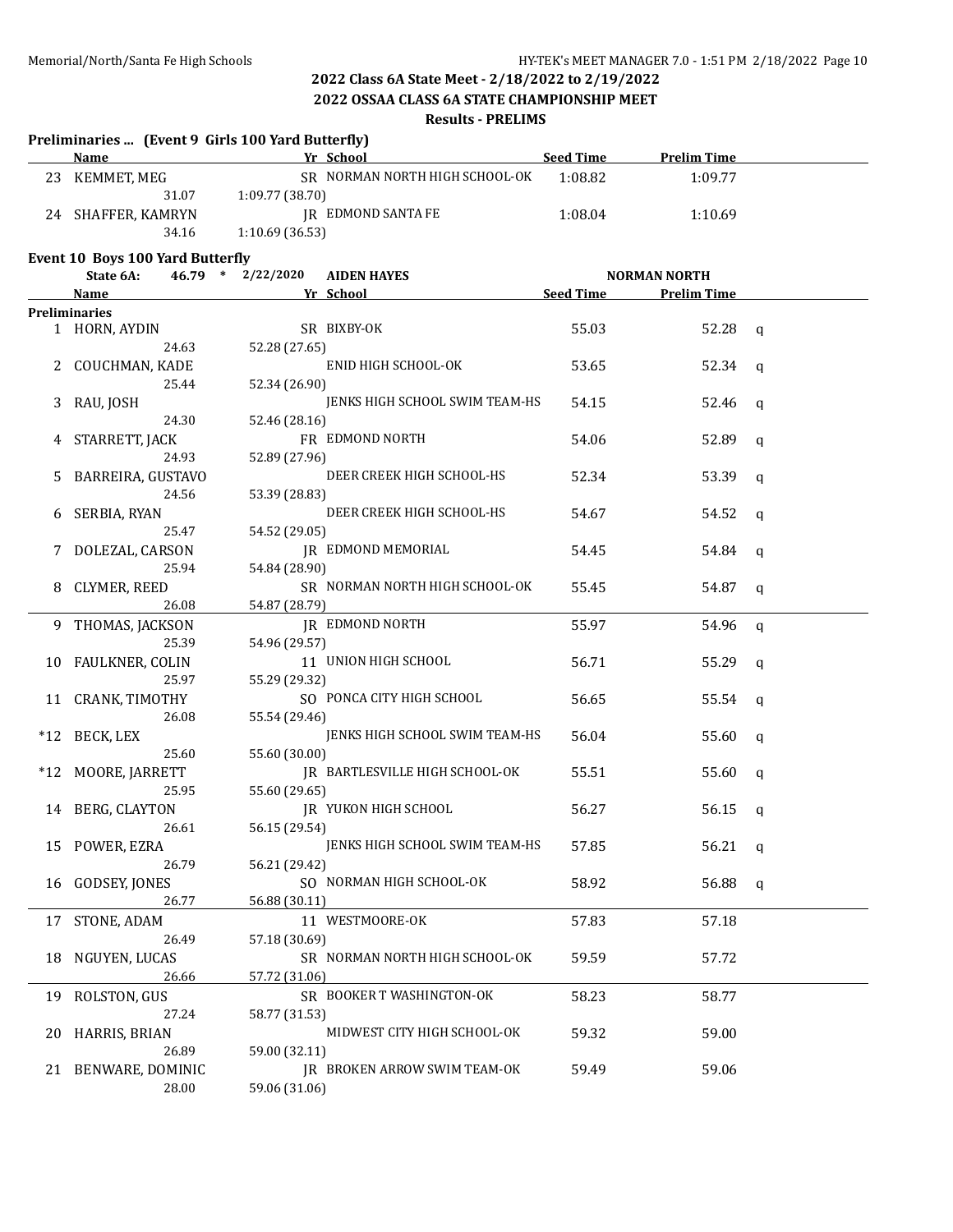## 2022 Class 6A State Meet - 2/18/2022 to 2/19/2022

## 2022 OSSAA CLASS 6A STATE CHAMPIONSHIP MEET

### Results - PRELIMS

**Preliminaries ... (Event 9 Girls 100 Yard Butterfly)**

| | Name | Yr | School | Seed Time | Prelim Time | |
|---|---|---|---|---|---|---|
| 23 | KEMMET, MEG | SR | NORMAN NORTH HIGH SCHOOL-OK | 1:08.82 | 1:09.77 | |
| | 31.07 | 1:09.77 (38.70) | | | | |
| 24 | SHAFFER, KAMRYN | JR | EDMOND SANTA FE | 1:08.04 | 1:10.69 | |
| | 34.16 | 1:10.69 (36.53) | | | | |

**Event 10 Boys 100 Yard Butterfly**

State 6A: 46.79 * 2/22/2020 AIDEN HAYES NORMAN NORTH

| | Name | Yr | School | Seed Time | Prelim Time | |
|---|---|---|---|---|---|---|
| **Preliminaries** | | | | | | |
| 1 | HORN, AYDIN | SR | BIXBY-OK | 55.03 | 52.28 | q |
| | 24.63 | 52.28 (27.65) | | | | |
| 2 | COUCHMAN, KADE | | ENID HIGH SCHOOL-OK | 53.65 | 52.34 | q |
| | 25.44 | 52.34 (26.90) | | | | |
| 3 | RAU, JOSH | | JENKS HIGH SCHOOL SWIM TEAM-HS | 54.15 | 52.46 | q |
| | 24.30 | 52.46 (28.16) | | | | |
| 4 | STARRETT, JACK | FR | EDMOND NORTH | 54.06 | 52.89 | q |
| | 24.93 | 52.89 (27.96) | | | | |
| 5 | BARREIRA, GUSTAVO | | DEER CREEK HIGH SCHOOL-HS | 52.34 | 53.39 | q |
| | 24.56 | 53.39 (28.83) | | | | |
| 6 | SERBIA, RYAN | | DEER CREEK HIGH SCHOOL-HS | 54.67 | 54.52 | q |
| | 25.47 | 54.52 (29.05) | | | | |
| 7 | DOLEZAL, CARSON | JR | EDMOND MEMORIAL | 54.45 | 54.84 | q |
| | 25.94 | 54.84 (28.90) | | | | |
| 8 | CLYMER, REED | SR | NORMAN NORTH HIGH SCHOOL-OK | 55.45 | 54.87 | q |
| | 26.08 | 54.87 (28.79) | | | | |
| 9 | THOMAS, JACKSON | JR | EDMOND NORTH | 55.97 | 54.96 | q |
| | 25.39 | 54.96 (29.57) | | | | |
| 10 | FAULKNER, COLIN | 11 | UNION HIGH SCHOOL | 56.71 | 55.29 | q |
| | 25.97 | 55.29 (29.32) | | | | |
| 11 | CRANK, TIMOTHY | SO | PONCA CITY HIGH SCHOOL | 56.65 | 55.54 | q |
| | 26.08 | 55.54 (29.46) | | | | |
| *12 | BECK, LEX | | JENKS HIGH SCHOOL SWIM TEAM-HS | 56.04 | 55.60 | q |
| | 25.60 | 55.60 (30.00) | | | | |
| *12 | MOORE, JARRETT | JR | BARTLESVILLE HIGH SCHOOL-OK | 55.51 | 55.60 | q |
| | 25.95 | 55.60 (29.65) | | | | |
| 14 | BERG, CLAYTON | JR | YUKON HIGH SCHOOL | 56.27 | 56.15 | q |
| | 26.61 | 56.15 (29.54) | | | | |
| 15 | POWER, EZRA | | JENKS HIGH SCHOOL SWIM TEAM-HS | 57.85 | 56.21 | q |
| | 26.79 | 56.21 (29.42) | | | | |
| 16 | GODSEY, JONES | SO | NORMAN HIGH SCHOOL-OK | 58.92 | 56.88 | q |
| | 26.77 | 56.88 (30.11) | | | | |
| 17 | STONE, ADAM | 11 | WESTMOORE-OK | 57.83 | 57.18 | |
| | 26.49 | 57.18 (30.69) | | | | |
| 18 | NGUYEN, LUCAS | SR | NORMAN NORTH HIGH SCHOOL-OK | 59.59 | 57.72 | |
| | 26.66 | 57.72 (31.06) | | | | |
| 19 | ROLSTON, GUS | SR | BOOKER T WASHINGTON-OK | 58.23 | 58.77 | |
| | 27.24 | 58.77 (31.53) | | | | |
| 20 | HARRIS, BRIAN | | MIDWEST CITY HIGH SCHOOL-OK | 59.32 | 59.00 | |
| | 26.89 | 59.00 (32.11) | | | | |
| 21 | BENWARE, DOMINIC | JR | BROKEN ARROW SWIM TEAM-OK | 59.49 | 59.06 | |
| | 28.00 | 59.06 (31.06) | | | | |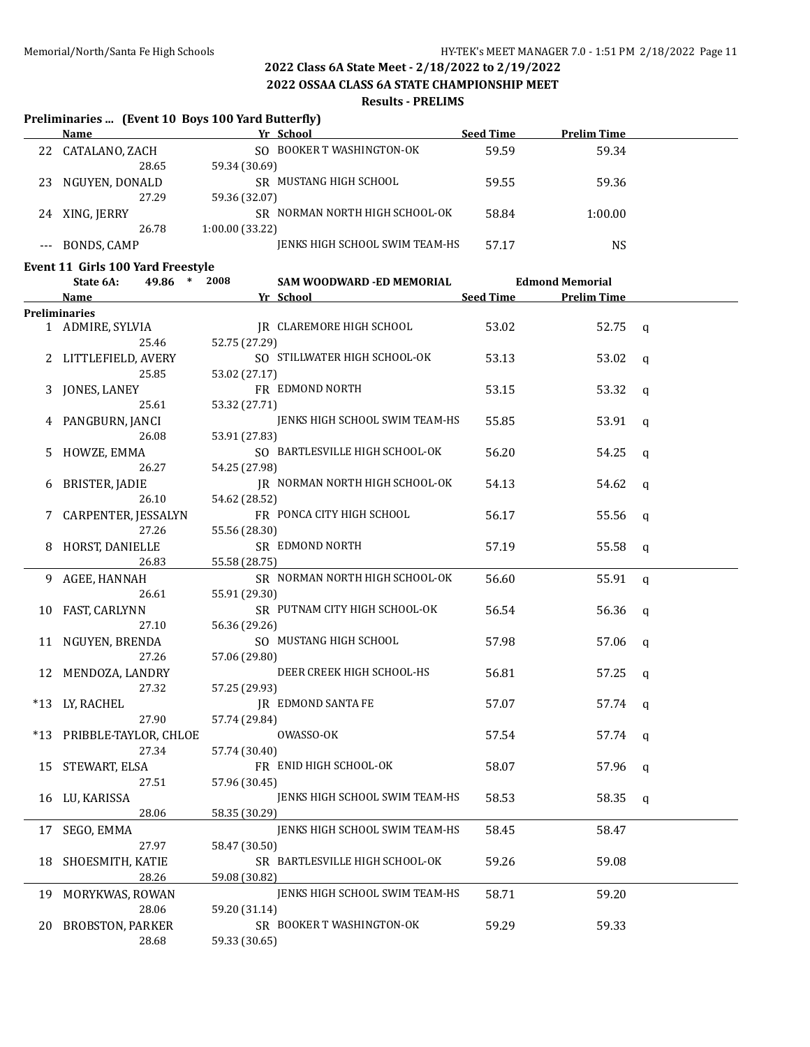## 2022 Class 6A State Meet - 2/18/2022 to 2/19/2022

## 2022 OSSAA CLASS 6A STATE CHAMPIONSHIP MEET

### Results - PRELIMS

### Preliminaries ... (Event 10 Boys 100 Yard Butterfly)

| | Name | Yr | School | Seed Time | Prelim Time | |
|---|---|---|---|---|---|---|
| 22 | CATALANO, ZACH | SO | BOOKER T WASHINGTON-OK | 59.59 | 59.34 | |
| | 28.65 | 59.34 (30.69) | | | | |
| 23 | NGUYEN, DONALD | SR | MUSTANG HIGH SCHOOL | 59.55 | 59.36 | |
| | 27.29 | 59.36 (32.07) | | | | |
| 24 | XING, JERRY | SR | NORMAN NORTH HIGH SCHOOL-OK | 58.84 | 1:00.00 | |
| | 26.78 | 1:00.00 (33.22) | | | | |
| --- | BONDS, CAMP | | JENKS HIGH SCHOOL SWIM TEAM-HS | 57.17 | NS | |

### Event 11 Girls 100 Yard Freestyle

State 6A: 49.86 * 2008 SAM WOODWARD -ED MEMORIAL Edmond Memorial

| | Name | Yr | School | Seed Time | Prelim Time | |
|---|---|---|---|---|---|---|
| **Preliminaries** | | | | | | |
| 1 | ADMIRE, SYLVIA | JR | CLAREMORE HIGH SCHOOL | 53.02 | 52.75 | q |
| | 25.46 | 52.75 (27.29) | | | | |
| 2 | LITTLEFIELD, AVERY | SO | STILLWATER HIGH SCHOOL-OK | 53.13 | 53.02 | q |
| | 25.85 | 53.02 (27.17) | | | | |
| 3 | JONES, LANEY | FR | EDMOND NORTH | 53.15 | 53.32 | q |
| | 25.61 | 53.32 (27.71) | | | | |
| 4 | PANGBURN, JANCI | | JENKS HIGH SCHOOL SWIM TEAM-HS | 55.85 | 53.91 | q |
| | 26.08 | 53.91 (27.83) | | | | |
| 5 | HOWZE, EMMA | SO | BARTLESVILLE HIGH SCHOOL-OK | 56.20 | 54.25 | q |
| | 26.27 | 54.25 (27.98) | | | | |
| 6 | BRISTER, JADIE | JR | NORMAN NORTH HIGH SCHOOL-OK | 54.13 | 54.62 | q |
| | 26.10 | 54.62 (28.52) | | | | |
| 7 | CARPENTER, JESSALYN | FR | PONCA CITY HIGH SCHOOL | 56.17 | 55.56 | q |
| | 27.26 | 55.56 (28.30) | | | | |
| 8 | HORST, DANIELLE | SR | EDMOND NORTH | 57.19 | 55.58 | q |
| | 26.83 | 55.58 (28.75) | | | | |
| 9 | AGEE, HANNAH | SR | NORMAN NORTH HIGH SCHOOL-OK | 56.60 | 55.91 | q |
| | 26.61 | 55.91 (29.30) | | | | |
| 10 | FAST, CARLYNN | SR | PUTNAM CITY HIGH SCHOOL-OK | 56.54 | 56.36 | q |
| | 27.10 | 56.36 (29.26) | | | | |
| 11 | NGUYEN, BRENDA | SO | MUSTANG HIGH SCHOOL | 57.98 | 57.06 | q |
| | 27.26 | 57.06 (29.80) | | | | |
| 12 | MENDOZA, LANDRY | | DEER CREEK HIGH SCHOOL-HS | 56.81 | 57.25 | q |
| | 27.32 | 57.25 (29.93) | | | | |
| *13 | LY, RACHEL | JR | EDMOND SANTA FE | 57.07 | 57.74 | q |
| | 27.90 | 57.74 (29.84) | | | | |
| *13 | PRIBBLE-TAYLOR, CHLOE | | OWASSO-OK | 57.54 | 57.74 | q |
| | 27.34 | 57.74 (30.40) | | | | |
| 15 | STEWART, ELSA | FR | ENID HIGH SCHOOL-OK | 58.07 | 57.96 | q |
| | 27.51 | 57.96 (30.45) | | | | |
| 16 | LU, KARISSA | | JENKS HIGH SCHOOL SWIM TEAM-HS | 58.53 | 58.35 | q |
| | 28.06 | 58.35 (30.29) | | | | |
| 17 | SEGO, EMMA | | JENKS HIGH SCHOOL SWIM TEAM-HS | 58.45 | 58.47 | |
| | 27.97 | 58.47 (30.50) | | | | |
| 18 | SHOESMITH, KATIE | SR | BARTLESVILLE HIGH SCHOOL-OK | 59.26 | 59.08 | |
| | 28.26 | 59.08 (30.82) | | | | |
| 19 | MORYKWAS, ROWAN | | JENKS HIGH SCHOOL SWIM TEAM-HS | 58.71 | 59.20 | |
| | 28.06 | 59.20 (31.14) | | | | |
| 20 | BROBSTON, PARKER | SR | BOOKER T WASHINGTON-OK | 59.29 | 59.33 | |
| | 28.68 | 59.33 (30.65) | | | | |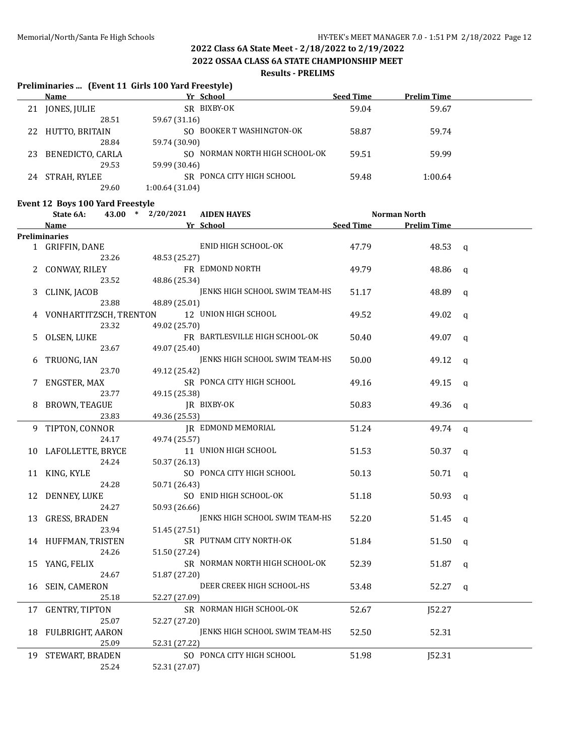## 2022 Class 6A State Meet - 2/18/2022 to 2/19/2022

## 2022 OSSAA CLASS 6A STATE CHAMPIONSHIP MEET

### Results - PRELIMS

**Preliminaries ... (Event 11 Girls 100 Yard Freestyle)**

| | Name | Yr | School | Seed Time | Prelim Time | |
|---|---|---|---|---|---|---|
| 21 | JONES, JULIE | SR | BIXBY-OK | 59.04 | 59.67 | |
| | 28.51 | 59.67 (31.16) | | | | |
| 22 | HUTTO, BRITAIN | SO | BOOKER T WASHINGTON-OK | 58.87 | 59.74 | |
| | 28.84 | 59.74 (30.90) | | | | |
| 23 | BENEDICTO, CARLA | SO | NORMAN NORTH HIGH SCHOOL-OK | 59.51 | 59.99 | |
| | 29.53 | 59.99 (30.46) | | | | |
| 24 | STRAH, RYLEE | SR | PONCA CITY HIGH SCHOOL | 59.48 | 1:00.64 | |
| | 29.60 | 1:00.64 (31.04) | | | | |

**Event 12 Boys 100 Yard Freestyle**

State 6A: 43.00 * 2/20/2021 AIDEN HAYES — Norman North

| | Name | Yr | School | Seed Time | Prelim Time | |
|---|---|---|---|---|---|---|
| **Preliminaries** | | | | | | |
| 1 | GRIFFIN, DANE | | ENID HIGH SCHOOL-OK | 47.79 | 48.53 | q |
| | 23.26 | 48.53 (25.27) | | | | |
| 2 | CONWAY, RILEY | FR | EDMOND NORTH | 49.79 | 48.86 | q |
| | 23.52 | 48.86 (25.34) | | | | |
| 3 | CLINK, JACOB | | JENKS HIGH SCHOOL SWIM TEAM-HS | 51.17 | 48.89 | q |
| | 23.88 | 48.89 (25.01) | | | | |
| 4 | VONHARTITZSCH, TRENTON | 12 | UNION HIGH SCHOOL | 49.52 | 49.02 | q |
| | 23.32 | 49.02 (25.70) | | | | |
| 5 | OLSEN, LUKE | FR | BARTLESVILLE HIGH SCHOOL-OK | 50.40 | 49.07 | q |
| | 23.67 | 49.07 (25.40) | | | | |
| 6 | TRUONG, IAN | | JENKS HIGH SCHOOL SWIM TEAM-HS | 50.00 | 49.12 | q |
| | 23.70 | 49.12 (25.42) | | | | |
| 7 | ENGSTER, MAX | SR | PONCA CITY HIGH SCHOOL | 49.16 | 49.15 | q |
| | 23.77 | 49.15 (25.38) | | | | |
| 8 | BROWN, TEAGUE | JR | BIXBY-OK | 50.83 | 49.36 | q |
| | 23.83 | 49.36 (25.53) | | | | |
| 9 | TIPTON, CONNOR | JR | EDMOND MEMORIAL | 51.24 | 49.74 | q |
| | 24.17 | 49.74 (25.57) | | | | |
| 10 | LAFOLLETTE, BRYCE | 11 | UNION HIGH SCHOOL | 51.53 | 50.37 | q |
| | 24.24 | 50.37 (26.13) | | | | |
| 11 | KING, KYLE | SO | PONCA CITY HIGH SCHOOL | 50.13 | 50.71 | q |
| | 24.28 | 50.71 (26.43) | | | | |
| 12 | DENNEY, LUKE | SO | ENID HIGH SCHOOL-OK | 51.18 | 50.93 | q |
| | 24.27 | 50.93 (26.66) | | | | |
| 13 | GRESS, BRADEN | | JENKS HIGH SCHOOL SWIM TEAM-HS | 52.20 | 51.45 | q |
| | 23.94 | 51.45 (27.51) | | | | |
| 14 | HUFFMAN, TRISTEN | SR | PUTNAM CITY NORTH-OK | 51.84 | 51.50 | q |
| | 24.26 | 51.50 (27.24) | | | | |
| 15 | YANG, FELIX | SR | NORMAN NORTH HIGH SCHOOL-OK | 52.39 | 51.87 | q |
| | 24.67 | 51.87 (27.20) | | | | |
| 16 | SEIN, CAMERON | | DEER CREEK HIGH SCHOOL-HS | 53.48 | 52.27 | q |
| | 25.18 | 52.27 (27.09) | | | | |
| 17 | GENTRY, TIPTON | SR | NORMAN HIGH SCHOOL-OK | 52.67 | J52.27 | |
| | 25.07 | 52.27 (27.20) | | | | |
| 18 | FULBRIGHT, AARON | | JENKS HIGH SCHOOL SWIM TEAM-HS | 52.50 | 52.31 | |
| | 25.09 | 52.31 (27.22) | | | | |
| 19 | STEWART, BRADEN | SO | PONCA CITY HIGH SCHOOL | 51.98 | J52.31 | |
| | 25.24 | 52.31 (27.07) | | | | |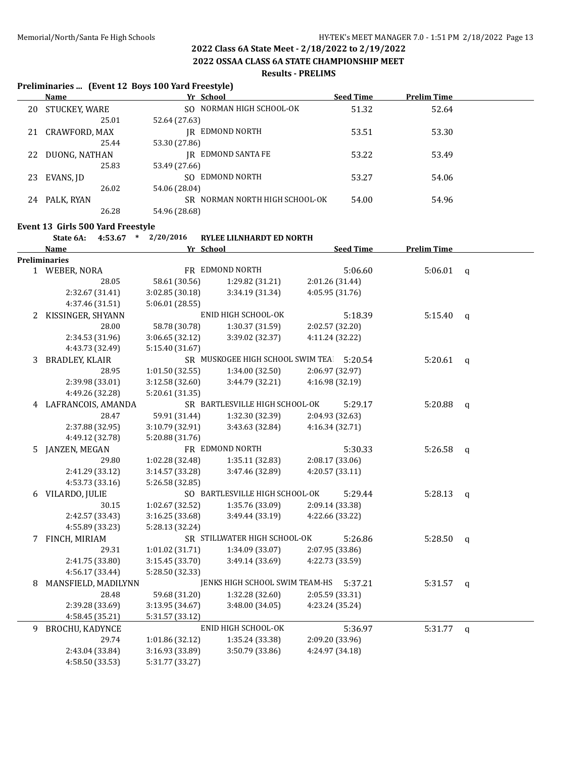## 2022 Class 6A State Meet - 2/18/2022 to 2/19/2022

## 2022 OSSAA CLASS 6A STATE CHAMPIONSHIP MEET

### Results - PRELIMS

### Preliminaries ... (Event 12 Boys 100 Yard Freestyle)

| | Name | Yr | School | Seed Time | Prelim Time | |
|---|---|---|---|---|---|---|
| 20 | STUCKEY, WARE | SO | NORMAN HIGH SCHOOL-OK | 51.32 | 52.64 | |
| | 25.01 | 52.64 (27.63) | | | | |
| 21 | CRAWFORD, MAX | JR | EDMOND NORTH | 53.51 | 53.30 | |
| | 25.44 | 53.30 (27.86) | | | | |
| 22 | DUONG, NATHAN | JR | EDMOND SANTA FE | 53.22 | 53.49 | |
| | 25.83 | 53.49 (27.66) | | | | |
| 23 | EVANS, JD | SO | EDMOND NORTH | 53.27 | 54.06 | |
| | 26.02 | 54.06 (28.04) | | | | |
| 24 | PALK, RYAN | SR | NORMAN NORTH HIGH SCHOOL-OK | 54.00 | 54.96 | |
| | 26.28 | 54.96 (28.68) | | | | |

### Event 13 Girls 500 Yard Freestyle

State 6A: 4:53.67 * 2/20/2016 RYLEE LILNHARDT ED NORTH

| | Name | Yr | School | Seed Time | Prelim Time | |
|---|---|---|---|---|---|---|
| **Preliminaries** | | | | | | |
| 1 | WEBER, NORA | FR | EDMOND NORTH | 5:06.60 | 5:06.01 | q |
| | 28.05 | 58.61 (30.56) | 1:29.82 (31.21) | 2:01.26 (31.44) | | |
| | 2:32.67 (31.41) | 3:02.85 (30.18) | 3:34.19 (31.34) | 4:05.95 (31.76) | | |
| | 4:37.46 (31.51) | 5:06.01 (28.55) | | | | |
| 2 | KISSINGER, SHYANN | | ENID HIGH SCHOOL-OK | 5:18.39 | 5:15.40 | q |
| | 28.00 | 58.78 (30.78) | 1:30.37 (31.59) | 2:02.57 (32.20) | | |
| | 2:34.53 (31.96) | 3:06.65 (32.12) | 3:39.02 (32.37) | 4:11.24 (32.22) | | |
| | 4:43.73 (32.49) | 5:15.40 (31.67) | | | | |
| 3 | BRADLEY, KLAIR | SR | MUSKOGEE HIGH SCHOOL SWIM TEA | 5:20.54 | 5:20.61 | q |
| | 28.95 | 1:01.50 (32.55) | 1:34.00 (32.50) | 2:06.97 (32.97) | | |
| | 2:39.98 (33.01) | 3:12.58 (32.60) | 3:44.79 (32.21) | 4:16.98 (32.19) | | |
| | 4:49.26 (32.28) | 5:20.61 (31.35) | | | | |
| 4 | LAFRANCOIS, AMANDA | SR | BARTLESVILLE HIGH SCHOOL-OK | 5:29.17 | 5:20.88 | q |
| | 28.47 | 59.91 (31.44) | 1:32.30 (32.39) | 2:04.93 (32.63) | | |
| | 2:37.88 (32.95) | 3:10.79 (32.91) | 3:43.63 (32.84) | 4:16.34 (32.71) | | |
| | 4:49.12 (32.78) | 5:20.88 (31.76) | | | | |
| 5 | JANZEN, MEGAN | FR | EDMOND NORTH | 5:30.33 | 5:26.58 | q |
| | 29.80 | 1:02.28 (32.48) | 1:35.11 (32.83) | 2:08.17 (33.06) | | |
| | 2:41.29 (33.12) | 3:14.57 (33.28) | 3:47.46 (32.89) | 4:20.57 (33.11) | | |
| | 4:53.73 (33.16) | 5:26.58 (32.85) | | | | |
| 6 | VILARDO, JULIE | SO | BARTLESVILLE HIGH SCHOOL-OK | 5:29.44 | 5:28.13 | q |
| | 30.15 | 1:02.67 (32.52) | 1:35.76 (33.09) | 2:09.14 (33.38) | | |
| | 2:42.57 (33.43) | 3:16.25 (33.68) | 3:49.44 (33.19) | 4:22.66 (33.22) | | |
| | 4:55.89 (33.23) | 5:28.13 (32.24) | | | | |
| 7 | FINCH, MIRIAM | SR | STILLWATER HIGH SCHOOL-OK | 5:26.86 | 5:28.50 | q |
| | 29.31 | 1:01.02 (31.71) | 1:34.09 (33.07) | 2:07.95 (33.86) | | |
| | 2:41.75 (33.80) | 3:15.45 (33.70) | 3:49.14 (33.69) | 4:22.73 (33.59) | | |
| | 4:56.17 (33.44) | 5:28.50 (32.33) | | | | |
| 8 | MANSFIELD, MADILYNN | | JENKS HIGH SCHOOL SWIM TEAM-HS | 5:37.21 | 5:31.57 | q |
| | 28.48 | 59.68 (31.20) | 1:32.28 (32.60) | 2:05.59 (33.31) | | |
| | 2:39.28 (33.69) | 3:13.95 (34.67) | 3:48.00 (34.05) | 4:23.24 (35.24) | | |
| | 4:58.45 (35.21) | 5:31.57 (33.12) | | | | |
| 9 | BROCHU, KADYNCE | | ENID HIGH SCHOOL-OK | 5:36.97 | 5:31.77 | q |
| | 29.74 | 1:01.86 (32.12) | 1:35.24 (33.38) | 2:09.20 (33.96) | | |
| | 2:43.04 (33.84) | 3:16.93 (33.89) | 3:50.79 (33.86) | 4:24.97 (34.18) | | |
| | 4:58.50 (33.53) | 5:31.77 (33.27) | | | | |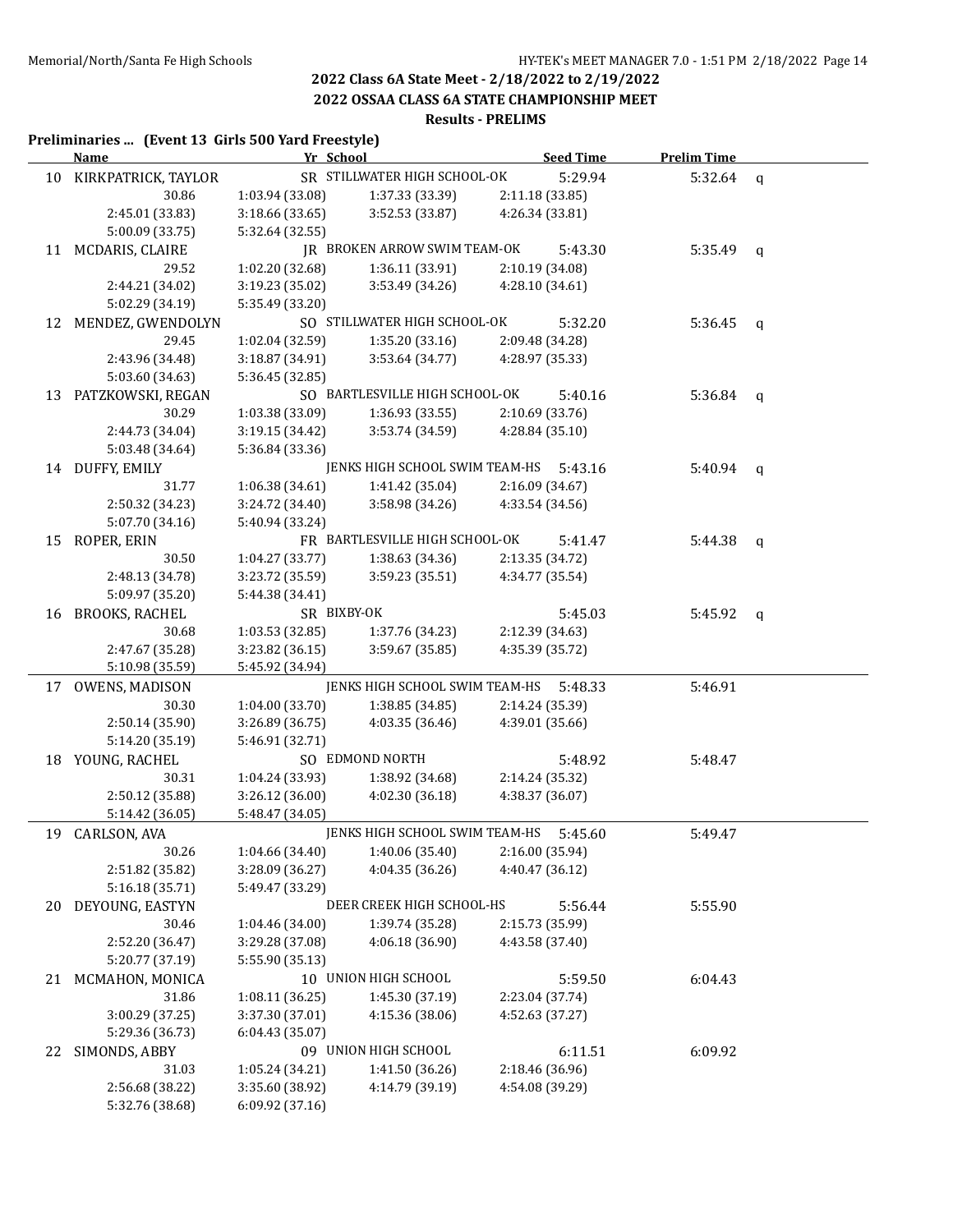## 2022 Class 6A State Meet - 2/18/2022 to 2/19/2022

## 2022 OSSAA CLASS 6A STATE CHAMPIONSHIP MEET

### Results - PRELIMS

**Preliminaries ... (Event 13 Girls 500 Yard Freestyle)**

| | Name | Yr | School | Seed Time | Prelim Time | |
|---|---|---|---|---|---|---|
| 10 | KIRKPATRICK, TAYLOR | SR | STILLWATER HIGH SCHOOL-OK | 5:29.94 | 5:32.64 | q |
| | 30.86 | 1:03.94 (33.08) | 1:37.33 (33.39) | 2:11.18 (33.85) | | |
| | 2:45.01 (33.83) | 3:18.66 (33.65) | 3:52.53 (33.87) | 4:26.34 (33.81) | | |
| | 5:00.09 (33.75) | 5:32.64 (32.55) | | | | |
| 11 | MCDARIS, CLAIRE | JR | BROKEN ARROW SWIM TEAM-OK | 5:43.30 | 5:35.49 | q |
| | 29.52 | 1:02.20 (32.68) | 1:36.11 (33.91) | 2:10.19 (34.08) | | |
| | 2:44.21 (34.02) | 3:19.23 (35.02) | 3:53.49 (34.26) | 4:28.10 (34.61) | | |
| | 5:02.29 (34.19) | 5:35.49 (33.20) | | | | |
| 12 | MENDEZ, GWENDOLYN | SO | STILLWATER HIGH SCHOOL-OK | 5:32.20 | 5:36.45 | q |
| | 29.45 | 1:02.04 (32.59) | 1:35.20 (33.16) | 2:09.48 (34.28) | | |
| | 2:43.96 (34.48) | 3:18.87 (34.91) | 3:53.64 (34.77) | 4:28.97 (35.33) | | |
| | 5:03.60 (34.63) | 5:36.45 (32.85) | | | | |
| 13 | PATZKOWSKI, REGAN | SO | BARTLESVILLE HIGH SCHOOL-OK | 5:40.16 | 5:36.84 | q |
| | 30.29 | 1:03.38 (33.09) | 1:36.93 (33.55) | 2:10.69 (33.76) | | |
| | 2:44.73 (34.04) | 3:19.15 (34.42) | 3:53.74 (34.59) | 4:28.84 (35.10) | | |
| | 5:03.48 (34.64) | 5:36.84 (33.36) | | | | |
| 14 | DUFFY, EMILY | | JENKS HIGH SCHOOL SWIM TEAM-HS | 5:43.16 | 5:40.94 | q |
| | 31.77 | 1:06.38 (34.61) | 1:41.42 (35.04) | 2:16.09 (34.67) | | |
| | 2:50.32 (34.23) | 3:24.72 (34.40) | 3:58.98 (34.26) | 4:33.54 (34.56) | | |
| | 5:07.70 (34.16) | 5:40.94 (33.24) | | | | |
| 15 | ROPER, ERIN | FR | BARTLESVILLE HIGH SCHOOL-OK | 5:41.47 | 5:44.38 | q |
| | 30.50 | 1:04.27 (33.77) | 1:38.63 (34.36) | 2:13.35 (34.72) | | |
| | 2:48.13 (34.78) | 3:23.72 (35.59) | 3:59.23 (35.51) | 4:34.77 (35.54) | | |
| | 5:09.97 (35.20) | 5:44.38 (34.41) | | | | |
| 16 | BROOKS, RACHEL | SR | BIXBY-OK | 5:45.03 | 5:45.92 | q |
| | 30.68 | 1:03.53 (32.85) | 1:37.76 (34.23) | 2:12.39 (34.63) | | |
| | 2:47.67 (35.28) | 3:23.82 (36.15) | 3:59.67 (35.85) | 4:35.39 (35.72) | | |
| | 5:10.98 (35.59) | 5:45.92 (34.94) | | | | |
| 17 | OWENS, MADISON | | JENKS HIGH SCHOOL SWIM TEAM-HS | 5:48.33 | 5:46.91 | |
| | 30.30 | 1:04.00 (33.70) | 1:38.85 (34.85) | 2:14.24 (35.39) | | |
| | 2:50.14 (35.90) | 3:26.89 (36.75) | 4:03.35 (36.46) | 4:39.01 (35.66) | | |
| | 5:14.20 (35.19) | 5:46.91 (32.71) | | | | |
| 18 | YOUNG, RACHEL | SO | EDMOND NORTH | 5:48.92 | 5:48.47 | |
| | 30.31 | 1:04.24 (33.93) | 1:38.92 (34.68) | 2:14.24 (35.32) | | |
| | 2:50.12 (35.88) | 3:26.12 (36.00) | 4:02.30 (36.18) | 4:38.37 (36.07) | | |
| | 5:14.42 (36.05) | 5:48.47 (34.05) | | | | |
| 19 | CARLSON, AVA | | JENKS HIGH SCHOOL SWIM TEAM-HS | 5:45.60 | 5:49.47 | |
| | 30.26 | 1:04.66 (34.40) | 1:40.06 (35.40) | 2:16.00 (35.94) | | |
| | 2:51.82 (35.82) | 3:28.09 (36.27) | 4:04.35 (36.26) | 4:40.47 (36.12) | | |
| | 5:16.18 (35.71) | 5:49.47 (33.29) | | | | |
| 20 | DEYOUNG, EASTYN | | DEER CREEK HIGH SCHOOL-HS | 5:56.44 | 5:55.90 | |
| | 30.46 | 1:04.46 (34.00) | 1:39.74 (35.28) | 2:15.73 (35.99) | | |
| | 2:52.20 (36.47) | 3:29.28 (37.08) | 4:06.18 (36.90) | 4:43.58 (37.40) | | |
| | 5:20.77 (37.19) | 5:55.90 (35.13) | | | | |
| 21 | MCMAHON, MONICA | 10 | UNION HIGH SCHOOL | 5:59.50 | 6:04.43 | |
| | 31.86 | 1:08.11 (36.25) | 1:45.30 (37.19) | 2:23.04 (37.74) | | |
| | 3:00.29 (37.25) | 3:37.30 (37.01) | 4:15.36 (38.06) | 4:52.63 (37.27) | | |
| | 5:29.36 (36.73) | 6:04.43 (35.07) | | | | |
| 22 | SIMONDS, ABBY | 09 | UNION HIGH SCHOOL | 6:11.51 | 6:09.92 | |
| | 31.03 | 1:05.24 (34.21) | 1:41.50 (36.26) | 2:18.46 (36.96) | | |
| | 2:56.68 (38.22) | 3:35.60 (38.92) | 4:14.79 (39.19) | 4:54.08 (39.29) | | |
| | 5:32.76 (38.68) | 6:09.92 (37.16) | | | | |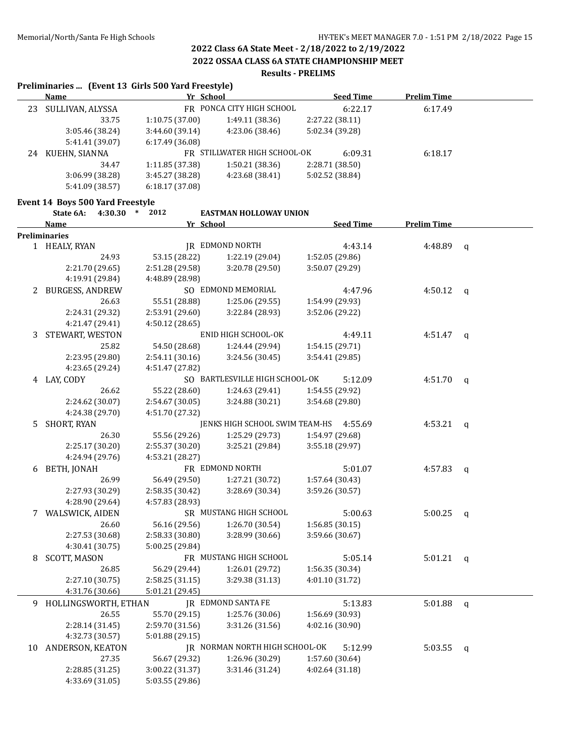## 2022 Class 6A State Meet - 2/18/2022 to 2/19/2022

## 2022 OSSAA CLASS 6A STATE CHAMPIONSHIP MEET

### Results - PRELIMS

**Preliminaries ... (Event 13 Girls 500 Yard Freestyle)**

| | Name | Yr | School | Seed Time | Prelim Time | |
|---|---|---|---|---|---|---|
| 23 | SULLIVAN, ALYSSA | FR | PONCA CITY HIGH SCHOOL | 6:22.17 | 6:17.49 | |
| | 33.75 | 1:10.75 (37.00) | 1:49.11 (38.36) | 2:27.22 (38.11) | | |
| | 3:05.46 (38.24) | 3:44.60 (39.14) | 4:23.06 (38.46) | 5:02.34 (39.28) | | |
| | 5:41.41 (39.07) | 6:17.49 (36.08) | | | | |
| 24 | KUEHN, SIANNA | FR | STILLWATER HIGH SCHOOL-OK | 6:09.31 | 6:18.17 | |
| | 34.47 | 1:11.85 (37.38) | 1:50.21 (38.36) | 2:28.71 (38.50) | | |
| | 3:06.99 (38.28) | 3:45.27 (38.28) | 4:23.68 (38.41) | 5:02.52 (38.84) | | |
| | 5:41.09 (38.57) | 6:18.17 (37.08) | | | | |

**Event 14 Boys 500 Yard Freestyle**

State 6A: 4:30.30 * 2012 EASTMAN HOLLOWAY UNION

| | Name | Yr | School | Seed Time | Prelim Time | |
|---|---|---|---|---|---|---|
| **Preliminaries** | | | | | | |
| 1 | HEALY, RYAN | JR | EDMOND NORTH | 4:43.14 | 4:48.89 | q |
| | 24.93 | 53.15 (28.22) | 1:22.19 (29.04) | 1:52.05 (29.86) | | |
| | 2:21.70 (29.65) | 2:51.28 (29.58) | 3:20.78 (29.50) | 3:50.07 (29.29) | | |
| | 4:19.91 (29.84) | 4:48.89 (28.98) | | | | |
| 2 | BURGESS, ANDREW | SO | EDMOND MEMORIAL | 4:47.96 | 4:50.12 | q |
| | 26.63 | 55.51 (28.88) | 1:25.06 (29.55) | 1:54.99 (29.93) | | |
| | 2:24.31 (29.32) | 2:53.91 (29.60) | 3:22.84 (28.93) | 3:52.06 (29.22) | | |
| | 4:21.47 (29.41) | 4:50.12 (28.65) | | | | |
| 3 | STEWART, WESTON | | ENID HIGH SCHOOL-OK | 4:49.11 | 4:51.47 | q |
| | 25.82 | 54.50 (28.68) | 1:24.44 (29.94) | 1:54.15 (29.71) | | |
| | 2:23.95 (29.80) | 2:54.11 (30.16) | 3:24.56 (30.45) | 3:54.41 (29.85) | | |
| | 4:23.65 (29.24) | 4:51.47 (27.82) | | | | |
| 4 | LAY, CODY | SO | BARTLESVILLE HIGH SCHOOL-OK | 5:12.09 | 4:51.70 | q |
| | 26.62 | 55.22 (28.60) | 1:24.63 (29.41) | 1:54.55 (29.92) | | |
| | 2:24.62 (30.07) | 2:54.67 (30.05) | 3:24.88 (30.21) | 3:54.68 (29.80) | | |
| | 4:24.38 (29.70) | 4:51.70 (27.32) | | | | |
| 5 | SHORT, RYAN | | JENKS HIGH SCHOOL SWIM TEAM-HS | 4:55.69 | 4:53.21 | q |
| | 26.30 | 55.56 (29.26) | 1:25.29 (29.73) | 1:54.97 (29.68) | | |
| | 2:25.17 (30.20) | 2:55.37 (30.20) | 3:25.21 (29.84) | 3:55.18 (29.97) | | |
| | 4:24.94 (29.76) | 4:53.21 (28.27) | | | | |
| 6 | BETH, JONAH | FR | EDMOND NORTH | 5:01.07 | 4:57.83 | q |
| | 26.99 | 56.49 (29.50) | 1:27.21 (30.72) | 1:57.64 (30.43) | | |
| | 2:27.93 (30.29) | 2:58.35 (30.42) | 3:28.69 (30.34) | 3:59.26 (30.57) | | |
| | 4:28.90 (29.64) | 4:57.83 (28.93) | | | | |
| 7 | WALSWICK, AIDEN | SR | MUSTANG HIGH SCHOOL | 5:00.63 | 5:00.25 | q |
| | 26.60 | 56.16 (29.56) | 1:26.70 (30.54) | 1:56.85 (30.15) | | |
| | 2:27.53 (30.68) | 2:58.33 (30.80) | 3:28.99 (30.66) | 3:59.66 (30.67) | | |
| | 4:30.41 (30.75) | 5:00.25 (29.84) | | | | |
| 8 | SCOTT, MASON | FR | MUSTANG HIGH SCHOOL | 5:05.14 | 5:01.21 | q |
| | 26.85 | 56.29 (29.44) | 1:26.01 (29.72) | 1:56.35 (30.34) | | |
| | 2:27.10 (30.75) | 2:58.25 (31.15) | 3:29.38 (31.13) | 4:01.10 (31.72) | | |
| | 4:31.76 (30.66) | 5:01.21 (29.45) | | | | |
| 9 | HOLLINGSWORTH, ETHAN | JR | EDMOND SANTA FE | 5:13.83 | 5:01.88 | q |
| | 26.55 | 55.70 (29.15) | 1:25.76 (30.06) | 1:56.69 (30.93) | | |
| | 2:28.14 (31.45) | 2:59.70 (31.56) | 3:31.26 (31.56) | 4:02.16 (30.90) | | |
| | 4:32.73 (30.57) | 5:01.88 (29.15) | | | | |
| 10 | ANDERSON, KEATON | JR | NORMAN NORTH HIGH SCHOOL-OK | 5:12.99 | 5:03.55 | q |
| | 27.35 | 56.67 (29.32) | 1:26.96 (30.29) | 1:57.60 (30.64) | | |
| | 2:28.85 (31.25) | 3:00.22 (31.37) | 3:31.46 (31.24) | 4:02.64 (31.18) | | |
| | 4:33.69 (31.05) | 5:03.55 (29.86) | | | | |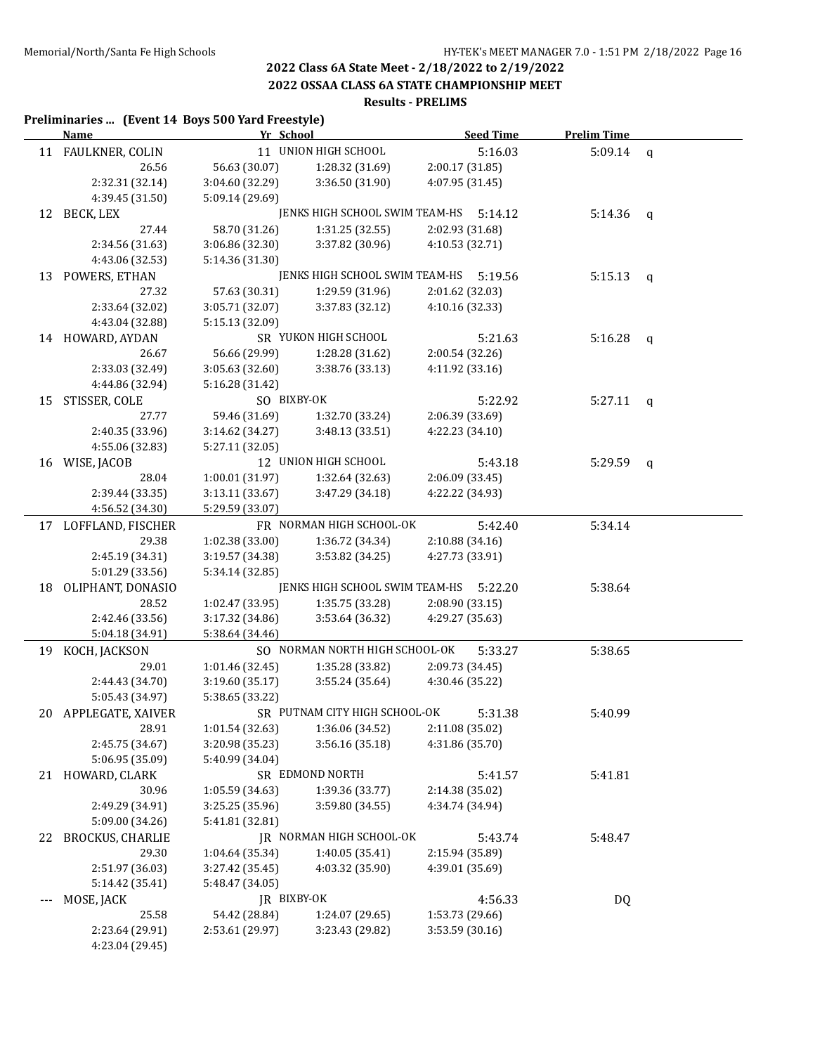## 2022 Class 6A State Meet - 2/18/2022 to 2/19/2022

## 2022 OSSAA CLASS 6A STATE CHAMPIONSHIP MEET

### Results - PRELIMS

**Preliminaries ... (Event 14 Boys 500 Yard Freestyle)**

| | Name | Yr | School | Seed Time | Prelim Time | |
|---|---|---|---|---|---|---|
| 11 | FAULKNER, COLIN | 11 | UNION HIGH SCHOOL | 5:16.03 | 5:09.14 | q |
| | 26.56 | 56.63 (30.07) | 1:28.32 (31.69) | 2:00.17 (31.85) | | |
| | 2:32.31 (32.14) | 3:04.60 (32.29) | 3:36.50 (31.90) | 4:07.95 (31.45) | | |
| | 4:39.45 (31.50) | 5:09.14 (29.69) | | | | |
| 12 | BECK, LEX | | JENKS HIGH SCHOOL SWIM TEAM-HS | 5:14.12 | 5:14.36 | q |
| | 27.44 | 58.70 (31.26) | 1:31.25 (32.55) | 2:02.93 (31.68) | | |
| | 2:34.56 (31.63) | 3:06.86 (32.30) | 3:37.82 (30.96) | 4:10.53 (32.71) | | |
| | 4:43.06 (32.53) | 5:14.36 (31.30) | | | | |
| 13 | POWERS, ETHAN | | JENKS HIGH SCHOOL SWIM TEAM-HS | 5:19.56 | 5:15.13 | q |
| | 27.32 | 57.63 (30.31) | 1:29.59 (31.96) | 2:01.62 (32.03) | | |
| | 2:33.64 (32.02) | 3:05.71 (32.07) | 3:37.83 (32.12) | 4:10.16 (32.33) | | |
| | 4:43.04 (32.88) | 5:15.13 (32.09) | | | | |
| 14 | HOWARD, AYDAN | SR | YUKON HIGH SCHOOL | 5:21.63 | 5:16.28 | q |
| | 26.67 | 56.66 (29.99) | 1:28.28 (31.62) | 2:00.54 (32.26) | | |
| | 2:33.03 (32.49) | 3:05.63 (32.60) | 3:38.76 (33.13) | 4:11.92 (33.16) | | |
| | 4:44.86 (32.94) | 5:16.28 (31.42) | | | | |
| 15 | STISSER, COLE | SO | BIXBY-OK | 5:22.92 | 5:27.11 | q |
| | 27.77 | 59.46 (31.69) | 1:32.70 (33.24) | 2:06.39 (33.69) | | |
| | 2:40.35 (33.96) | 3:14.62 (34.27) | 3:48.13 (33.51) | 4:22.23 (34.10) | | |
| | 4:55.06 (32.83) | 5:27.11 (32.05) | | | | |
| 16 | WISE, JACOB | 12 | UNION HIGH SCHOOL | 5:43.18 | 5:29.59 | q |
| | 28.04 | 1:00.01 (31.97) | 1:32.64 (32.63) | 2:06.09 (33.45) | | |
| | 2:39.44 (33.35) | 3:13.11 (33.67) | 3:47.29 (34.18) | 4:22.22 (34.93) | | |
| | 4:56.52 (34.30) | 5:29.59 (33.07) | | | | |
| 17 | LOFFLAND, FISCHER | FR | NORMAN HIGH SCHOOL-OK | 5:42.40 | 5:34.14 | |
| | 29.38 | 1:02.38 (33.00) | 1:36.72 (34.34) | 2:10.88 (34.16) | | |
| | 2:45.19 (34.31) | 3:19.57 (34.38) | 3:53.82 (34.25) | 4:27.73 (33.91) | | |
| | 5:01.29 (33.56) | 5:34.14 (32.85) | | | | |
| 18 | OLIPHANT, DONASIO | | JENKS HIGH SCHOOL SWIM TEAM-HS | 5:22.20 | 5:38.64 | |
| | 28.52 | 1:02.47 (33.95) | 1:35.75 (33.28) | 2:08.90 (33.15) | | |
| | 2:42.46 (33.56) | 3:17.32 (34.86) | 3:53.64 (36.32) | 4:29.27 (35.63) | | |
| | 5:04.18 (34.91) | 5:38.64 (34.46) | | | | |
| 19 | KOCH, JACKSON | SO | NORMAN NORTH HIGH SCHOOL-OK | 5:33.27 | 5:38.65 | |
| | 29.01 | 1:01.46 (32.45) | 1:35.28 (33.82) | 2:09.73 (34.45) | | |
| | 2:44.43 (34.70) | 3:19.60 (35.17) | 3:55.24 (35.64) | 4:30.46 (35.22) | | |
| | 5:05.43 (34.97) | 5:38.65 (33.22) | | | | |
| 20 | APPLEGATE, XAIVER | SR | PUTNAM CITY HIGH SCHOOL-OK | 5:31.38 | 5:40.99 | |
| | 28.91 | 1:01.54 (32.63) | 1:36.06 (34.52) | 2:11.08 (35.02) | | |
| | 2:45.75 (34.67) | 3:20.98 (35.23) | 3:56.16 (35.18) | 4:31.86 (35.70) | | |
| | 5:06.95 (35.09) | 5:40.99 (34.04) | | | | |
| 21 | HOWARD, CLARK | SR | EDMOND NORTH | 5:41.57 | 5:41.81 | |
| | 30.96 | 1:05.59 (34.63) | 1:39.36 (33.77) | 2:14.38 (35.02) | | |
| | 2:49.29 (34.91) | 3:25.25 (35.96) | 3:59.80 (34.55) | 4:34.74 (34.94) | | |
| | 5:09.00 (34.26) | 5:41.81 (32.81) | | | | |
| 22 | BROCKUS, CHARLIE | JR | NORMAN HIGH SCHOOL-OK | 5:43.74 | 5:48.47 | |
| | 29.30 | 1:04.64 (35.34) | 1:40.05 (35.41) | 2:15.94 (35.89) | | |
| | 2:51.97 (36.03) | 3:27.42 (35.45) | 4:03.32 (35.90) | 4:39.01 (35.69) | | |
| | 5:14.42 (35.41) | 5:48.47 (34.05) | | | | |
| --- | MOSE, JACK | JR | BIXBY-OK | 4:56.33 | DQ | |
| | 25.58 | 54.42 (28.84) | 1:24.07 (29.65) | 1:53.73 (29.66) | | |
| | 2:23.64 (29.91) | 2:53.61 (29.97) | 3:23.43 (29.82) | 3:53.59 (30.16) | | |
| | 4:23.04 (29.45) | | | | | |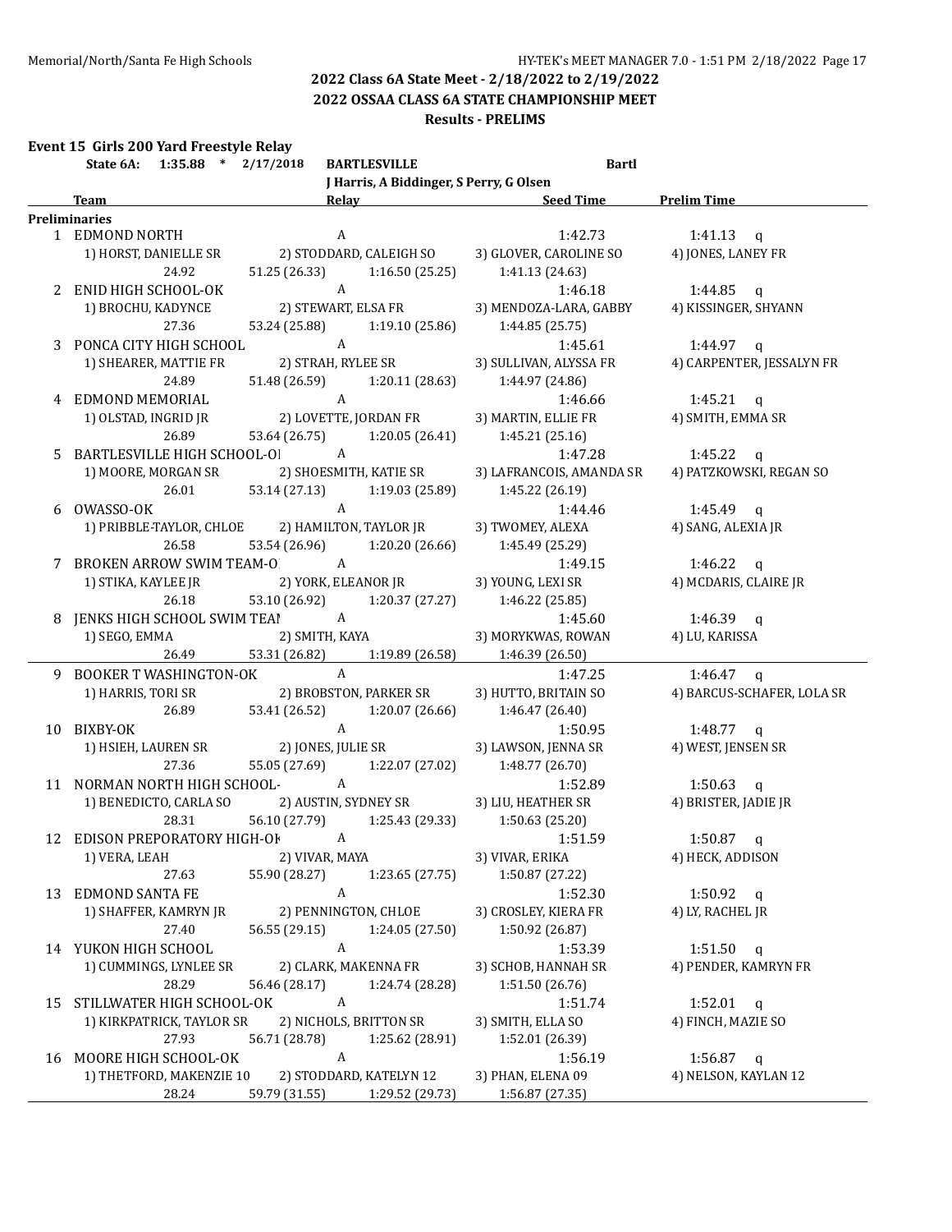## 2022 Class 6A State Meet - 2/18/2022 to 2/19/2022
## 2022 OSSAA CLASS 6A STATE CHAMPIONSHIP MEET
### Results - PRELIMS

**Event 15 Girls 200 Yard Freestyle Relay**

State 6A: 1:35.88 * 2/17/2018 BARTLESVILLE Bartl
J Harris, A Biddinger, S Perry, G Olsen

| | Team | Relay | Seed Time | Prelim Time |
|---|---|---|---|---|
| **Preliminaries** | | | | |
| 1 | EDMOND NORTH | A | 1:42.73 | 1:41.13 q |
| | 1) HORST, DANIELLE SR | 2) STODDARD, CALEIGH SO | 3) GLOVER, CAROLINE SO | 4) JONES, LANEY FR |
| | 24.92 | 51.25 (26.33) | 1:16.50 (25.25) | 1:41.13 (24.63) |
| 2 | ENID HIGH SCHOOL-OK | A | 1:46.18 | 1:44.85 q |
| | 1) BROCHU, KADYNCE | 2) STEWART, ELSA FR | 3) MENDOZA-LARA, GABBY | 4) KISSINGER, SHYANN |
| | 27.36 | 53.24 (25.88) | 1:19.10 (25.86) | 1:44.85 (25.75) |
| 3 | PONCA CITY HIGH SCHOOL | A | 1:45.61 | 1:44.97 q |
| | 1) SHEARER, MATTIE FR | 2) STRAH, RYLEE SR | 3) SULLIVAN, ALYSSA FR | 4) CARPENTER, JESSALYN FR |
| | 24.89 | 51.48 (26.59) | 1:20.11 (28.63) | 1:44.97 (24.86) |
| 4 | EDMOND MEMORIAL | A | 1:46.66 | 1:45.21 q |
| | 1) OLSTAD, INGRID JR | 2) LOVETTE, JORDAN FR | 3) MARTIN, ELLIE FR | 4) SMITH, EMMA SR |
| | 26.89 | 53.64 (26.75) | 1:20.05 (26.41) | 1:45.21 (25.16) |
| 5 | BARTLESVILLE HIGH SCHOOL-OI | A | 1:47.28 | 1:45.22 q |
| | 1) MOORE, MORGAN SR | 2) SHOESMITH, KATIE SR | 3) LAFRANCOIS, AMANDA SR | 4) PATZKOWSKI, REGAN SO |
| | 26.01 | 53.14 (27.13) | 1:19.03 (25.89) | 1:45.22 (26.19) |
| 6 | OWASSO-OK | A | 1:44.46 | 1:45.49 q |
| | 1) PRIBBLE-TAYLOR, CHLOE | 2) HAMILTON, TAYLOR JR | 3) TWOMEY, ALEXA | 4) SANG, ALEXIA JR |
| | 26.58 | 53.54 (26.96) | 1:20.20 (26.66) | 1:45.49 (25.29) |
| 7 | BROKEN ARROW SWIM TEAM-O | A | 1:49.15 | 1:46.22 q |
| | 1) STIKA, KAYLEE JR | 2) YORK, ELEANOR JR | 3) YOUNG, LEXI SR | 4) MCDARIS, CLAIRE JR |
| | 26.18 | 53.10 (26.92) | 1:20.37 (27.27) | 1:46.22 (25.85) |
| 8 | JENKS HIGH SCHOOL SWIM TEAI | A | 1:45.60 | 1:46.39 q |
| | 1) SEGO, EMMA | 2) SMITH, KAYA | 3) MORYKWAS, ROWAN | 4) LU, KARISSA |
| | 26.49 | 53.31 (26.82) | 1:19.89 (26.58) | 1:46.39 (26.50) |
| 9 | BOOKER T WASHINGTON-OK | A | 1:47.25 | 1:46.47 q |
| | 1) HARRIS, TORI SR | 2) BROBSTON, PARKER SR | 3) HUTTO, BRITAIN SO | 4) BARCUS-SCHAFER, LOLA SR |
| | 26.89 | 53.41 (26.52) | 1:20.07 (26.66) | 1:46.47 (26.40) |
| 10 | BIXBY-OK | A | 1:50.95 | 1:48.77 q |
| | 1) HSIEH, LAUREN SR | 2) JONES, JULIE SR | 3) LAWSON, JENNA SR | 4) WEST, JENSEN SR |
| | 27.36 | 55.05 (27.69) | 1:22.07 (27.02) | 1:48.77 (26.70) |
| 11 | NORMAN NORTH HIGH SCHOOL- | A | 1:52.89 | 1:50.63 q |
| | 1) BENEDICTO, CARLA SO | 2) AUSTIN, SYDNEY SR | 3) LIU, HEATHER SR | 4) BRISTER, JADIE JR |
| | 28.31 | 56.10 (27.79) | 1:25.43 (29.33) | 1:50.63 (25.20) |
| 12 | EDISON PREPORATORY HIGH-OI | A | 1:51.59 | 1:50.87 q |
| | 1) VERA, LEAH | 2) VIVAR, MAYA | 3) VIVAR, ERIKA | 4) HECK, ADDISON |
| | 27.63 | 55.90 (28.27) | 1:23.65 (27.75) | 1:50.87 (27.22) |
| 13 | EDMOND SANTA FE | A | 1:52.30 | 1:50.92 q |
| | 1) SHAFFER, KAMRYN JR | 2) PENNINGTON, CHLOE | 3) CROSLEY, KIERA FR | 4) LY, RACHEL JR |
| | 27.40 | 56.55 (29.15) | 1:24.05 (27.50) | 1:50.92 (26.87) |
| 14 | YUKON HIGH SCHOOL | A | 1:53.39 | 1:51.50 q |
| | 1) CUMMINGS, LYNLEE SR | 2) CLARK, MAKENNA FR | 3) SCHOB, HANNAH SR | 4) PENDER, KAMRYN FR |
| | 28.29 | 56.46 (28.17) | 1:24.74 (28.28) | 1:51.50 (26.76) |
| 15 | STILLWATER HIGH SCHOOL-OK | A | 1:51.74 | 1:52.01 q |
| | 1) KIRKPATRICK, TAYLOR SR | 2) NICHOLS, BRITTON SR | 3) SMITH, ELLA SO | 4) FINCH, MAZIE SO |
| | 27.93 | 56.71 (28.78) | 1:25.62 (28.91) | 1:52.01 (26.39) |
| 16 | MOORE HIGH SCHOOL-OK | A | 1:56.19 | 1:56.87 q |
| | 1) THETFORD, MAKENZIE 10 | 2) STODDARD, KATELYN 12 | 3) PHAN, ELENA 09 | 4) NELSON, KAYLAN 12 |
| | 28.24 | 59.79 (31.55) | 1:29.52 (29.73) | 1:56.87 (27.35) |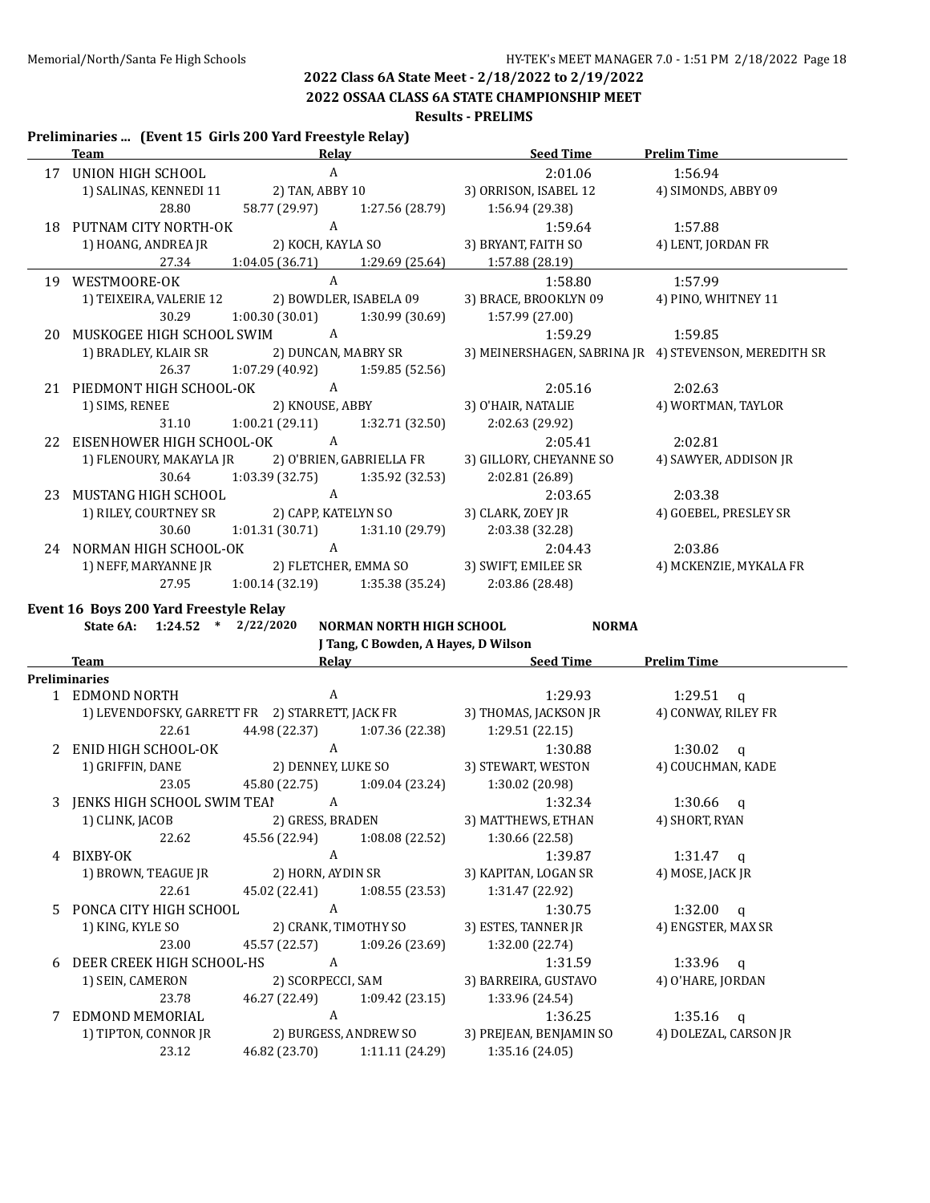## 2022 Class 6A State Meet - 2/18/2022 to 2/19/2022

## 2022 OSSAA CLASS 6A STATE CHAMPIONSHIP MEET

### Results - PRELIMS

### Preliminaries ... (Event 15 Girls 200 Yard Freestyle Relay)

| | Team | Relay | | Seed Time | Prelim Time |
|---|---|---|---|---|---|
| 17 | UNION HIGH SCHOOL | A | | 2:01.06 | 1:56.94 |
| | 1) SALINAS, KENNEDI 11 | 2) TAN, ABBY 10 | | 3) ORRISON, ISABEL 12 | 4) SIMONDS, ABBY 09 |
| | 28.80 | 58.77 (29.97) | 1:27.56 (28.79) | 1:56.94 (29.38) | |
| 18 | PUTNAM CITY NORTH-OK | A | | 1:59.64 | 1:57.88 |
| | 1) HOANG, ANDREA JR | 2) KOCH, KAYLA SO | | 3) BRYANT, FAITH SO | 4) LENT, JORDAN FR |
| | 27.34 | 1:04.05 (36.71) | 1:29.69 (25.64) | 1:57.88 (28.19) | |
| 19 | WESTMOORE-OK | A | | 1:58.80 | 1:57.99 |
| | 1) TEIXEIRA, VALERIE 12 | 2) BOWDLER, ISABELA 09 | | 3) BRACE, BROOKLYN 09 | 4) PINO, WHITNEY 11 |
| | 30.29 | 1:00.30 (30.01) | 1:30.99 (30.69) | 1:57.99 (27.00) | |
| 20 | MUSKOGEE HIGH SCHOOL SWIM | A | | 1:59.29 | 1:59.85 |
| | 1) BRADLEY, KLAIR SR | 2) DUNCAN, MABRY SR | | 3) MEINERSHAGEN, SABRINA JR | 4) STEVENSON, MEREDITH SR |
| | 26.37 | 1:07.29 (40.92) | 1:59.85 (52.56) | | |
| 21 | PIEDMONT HIGH SCHOOL-OK | A | | 2:05.16 | 2:02.63 |
| | 1) SIMS, RENEE | 2) KNOUSE, ABBY | | 3) O'HAIR, NATALIE | 4) WORTMAN, TAYLOR |
| | 31.10 | 1:00.21 (29.11) | 1:32.71 (32.50) | 2:02.63 (29.92) | |
| 22 | EISENHOWER HIGH SCHOOL-OK | A | | 2:05.41 | 2:02.81 |
| | 1) FLENOURY, MAKAYLA JR | 2) O'BRIEN, GABRIELLA FR | | 3) GILLORY, CHEYANNE SO | 4) SAWYER, ADDISON JR |
| | 30.64 | 1:03.39 (32.75) | 1:35.92 (32.53) | 2:02.81 (26.89) | |
| 23 | MUSTANG HIGH SCHOOL | A | | 2:03.65 | 2:03.38 |
| | 1) RILEY, COURTNEY SR | 2) CAPP, KATELYN SO | | 3) CLARK, ZOEY JR | 4) GOEBEL, PRESLEY SR |
| | 30.60 | 1:01.31 (30.71) | 1:31.10 (29.79) | 2:03.38 (32.28) | |
| 24 | NORMAN HIGH SCHOOL-OK | A | | 2:04.43 | 2:03.86 |
| | 1) NEFF, MARYANNE JR | 2) FLETCHER, EMMA SO | | 3) SWIFT, EMILEE SR | 4) MCKENZIE, MYKALA FR |
| | 27.95 | 1:00.14 (32.19) | 1:35.38 (35.24) | 2:03.86 (28.48) | |

### Event 16 Boys 200 Yard Freestyle Relay

**State 6A: 1:24.52 * 2/22/2020 NORMAN NORTH HIGH SCHOOL NORMA**
J Tang, C Bowden, A Hayes, D Wilson

| | Team | Relay | | Seed Time | Prelim Time |
|---|---|---|---|---|---|
| **Preliminaries** | | | | | |
| 1 | EDMOND NORTH | A | | 1:29.93 | 1:29.51 q |
| | 1) LEVENDOFSKY, GARRETT FR | 2) STARRETT, JACK FR | | 3) THOMAS, JACKSON JR | 4) CONWAY, RILEY FR |
| | 22.61 | 44.98 (22.37) | 1:07.36 (22.38) | 1:29.51 (22.15) | |
| 2 | ENID HIGH SCHOOL-OK | A | | 1:30.88 | 1:30.02 q |
| | 1) GRIFFIN, DANE | 2) DENNEY, LUKE SO | | 3) STEWART, WESTON | 4) COUCHMAN, KADE |
| | 23.05 | 45.80 (22.75) | 1:09.04 (23.24) | 1:30.02 (20.98) | |
| 3 | JENKS HIGH SCHOOL SWIM TEAM | A | | 1:32.34 | 1:30.66 q |
| | 1) CLINK, JACOB | 2) GRESS, BRADEN | | 3) MATTHEWS, ETHAN | 4) SHORT, RYAN |
| | 22.62 | 45.56 (22.94) | 1:08.08 (22.52) | 1:30.66 (22.58) | |
| 4 | BIXBY-OK | A | | 1:39.87 | 1:31.47 q |
| | 1) BROWN, TEAGUE JR | 2) HORN, AYDIN SR | | 3) KAPITAN, LOGAN SR | 4) MOSE, JACK JR |
| | 22.61 | 45.02 (22.41) | 1:08.55 (23.53) | 1:31.47 (22.92) | |
| 5 | PONCA CITY HIGH SCHOOL | A | | 1:30.75 | 1:32.00 q |
| | 1) KING, KYLE SO | 2) CRANK, TIMOTHY SO | | 3) ESTES, TANNER JR | 4) ENGSTER, MAX SR |
| | 23.00 | 45.57 (22.57) | 1:09.26 (23.69) | 1:32.00 (22.74) | |
| 6 | DEER CREEK HIGH SCHOOL-HS | A | | 1:31.59 | 1:33.96 q |
| | 1) SEIN, CAMERON | 2) SCORPECCI, SAM | | 3) BARREIRA, GUSTAVO | 4) O'HARE, JORDAN |
| | 23.78 | 46.27 (22.49) | 1:09.42 (23.15) | 1:33.96 (24.54) | |
| 7 | EDMOND MEMORIAL | A | | 1:36.25 | 1:35.16 q |
| | 1) TIPTON, CONNOR JR | 2) BURGESS, ANDREW SO | | 3) PREJEAN, BENJAMIN SO | 4) DOLEZAL, CARSON JR |
| | 23.12 | 46.82 (23.70) | 1:11.11 (24.29) | 1:35.16 (24.05) | |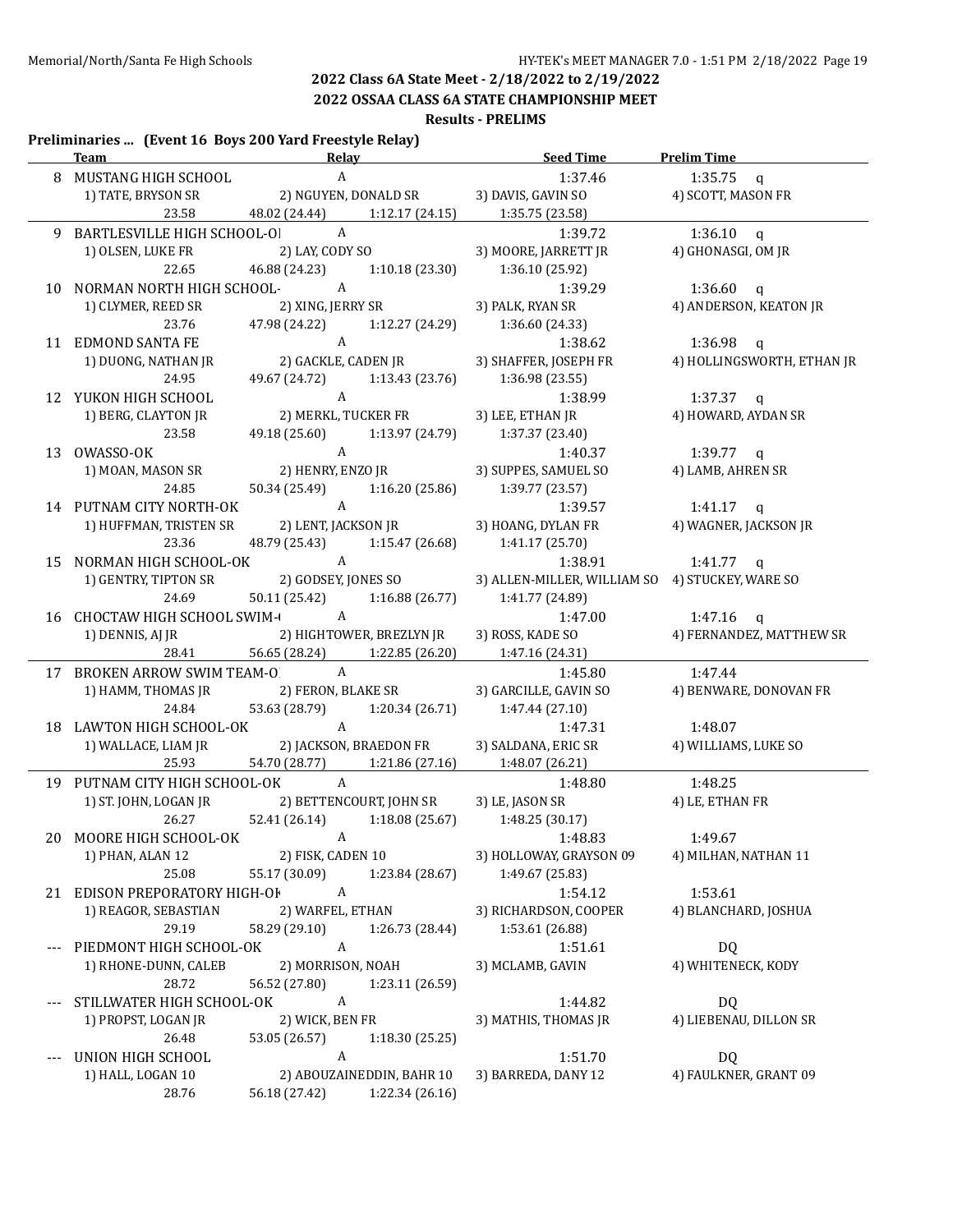## 2022 Class 6A State Meet - 2/18/2022 to 2/19/2022

## 2022 OSSAA CLASS 6A STATE CHAMPIONSHIP MEET

### Results - PRELIMS

**Preliminaries ... (Event 16 Boys 200 Yard Freestyle Relay)**

| | Team | Relay | | Seed Time | Prelim Time |
|---|---|---|---|---|---|
| 8 | MUSTANG HIGH SCHOOL | A | | 1:37.46 | 1:35.75 q |
| | 1) TATE, BRYSON SR | 2) NGUYEN, DONALD SR | | 3) DAVIS, GAVIN SO | 4) SCOTT, MASON FR |
| | 23.58 | 48.02 (24.44) | 1:12.17 (24.15) | 1:35.75 (23.58) | |
| 9 | BARTLESVILLE HIGH SCHOOL-OI | A | | 1:39.72 | 1:36.10 q |
| | 1) OLSEN, LUKE FR | 2) LAY, CODY SO | | 3) MOORE, JARRETT JR | 4) GHONASGI, OM JR |
| | 22.65 | 46.88 (24.23) | 1:10.18 (23.30) | 1:36.10 (25.92) | |
| 10 | NORMAN NORTH HIGH SCHOOL- | A | | 1:39.29 | 1:36.60 q |
| | 1) CLYMER, REED SR | 2) XING, JERRY SR | | 3) PALK, RYAN SR | 4) ANDERSON, KEATON JR |
| | 23.76 | 47.98 (24.22) | 1:12.27 (24.29) | 1:36.60 (24.33) | |
| 11 | EDMOND SANTA FE | A | | 1:38.62 | 1:36.98 q |
| | 1) DUONG, NATHAN JR | 2) GACKLE, CADEN JR | | 3) SHAFFER, JOSEPH FR | 4) HOLLINGSWORTH, ETHAN JR |
| | 24.95 | 49.67 (24.72) | 1:13.43 (23.76) | 1:36.98 (23.55) | |
| 12 | YUKON HIGH SCHOOL | A | | 1:38.99 | 1:37.37 q |
| | 1) BERG, CLAYTON JR | 2) MERKL, TUCKER FR | | 3) LEE, ETHAN JR | 4) HOWARD, AYDAN SR |
| | 23.58 | 49.18 (25.60) | 1:13.97 (24.79) | 1:37.37 (23.40) | |
| 13 | OWASSO-OK | A | | 1:40.37 | 1:39.77 q |
| | 1) MOAN, MASON SR | 2) HENRY, ENZO JR | | 3) SUPPES, SAMUEL SO | 4) LAMB, AHREN SR |
| | 24.85 | 50.34 (25.49) | 1:16.20 (25.86) | 1:39.77 (23.57) | |
| 14 | PUTNAM CITY NORTH-OK | A | | 1:39.57 | 1:41.17 q |
| | 1) HUFFMAN, TRISTEN SR | 2) LENT, JACKSON JR | | 3) HOANG, DYLAN FR | 4) WAGNER, JACKSON JR |
| | 23.36 | 48.79 (25.43) | 1:15.47 (26.68) | 1:41.17 (25.70) | |
| 15 | NORMAN HIGH SCHOOL-OK | A | | 1:38.91 | 1:41.77 q |
| | 1) GENTRY, TIPTON SR | 2) GODSEY, JONES SO | | 3) ALLEN-MILLER, WILLIAM SO | 4) STUCKEY, WARE SO |
| | 24.69 | 50.11 (25.42) | 1:16.88 (26.77) | 1:41.77 (24.89) | |
| 16 | CHOCTAW HIGH SCHOOL SWIM-( | A | | 1:47.00 | 1:47.16 q |
| | 1) DENNIS, AJ JR | 2) HIGHTOWER, BREZLYN JR | | 3) ROSS, KADE SO | 4) FERNANDEZ, MATTHEW SR |
| | 28.41 | 56.65 (28.24) | 1:22.85 (26.20) | 1:47.16 (24.31) | |
| 17 | BROKEN ARROW SWIM TEAM-O | A | | 1:45.80 | 1:47.44 |
| | 1) HAMM, THOMAS JR | 2) FERON, BLAKE SR | | 3) GARCILLE, GAVIN SO | 4) BENWARE, DONOVAN FR |
| | 24.84 | 53.63 (28.79) | 1:20.34 (26.71) | 1:47.44 (27.10) | |
| 18 | LAWTON HIGH SCHOOL-OK | A | | 1:47.31 | 1:48.07 |
| | 1) WALLACE, LIAM JR | 2) JACKSON, BRAEDON FR | | 3) SALDANA, ERIC SR | 4) WILLIAMS, LUKE SO |
| | 25.93 | 54.70 (28.77) | 1:21.86 (27.16) | 1:48.07 (26.21) | |
| 19 | PUTNAM CITY HIGH SCHOOL-OK | A | | 1:48.80 | 1:48.25 |
| | 1) ST. JOHN, LOGAN JR | 2) BETTENCOURT, JOHN SR | | 3) LE, JASON SR | 4) LE, ETHAN FR |
| | 26.27 | 52.41 (26.14) | 1:18.08 (25.67) | 1:48.25 (30.17) | |
| 20 | MOORE HIGH SCHOOL-OK | A | | 1:48.83 | 1:49.67 |
| | 1) PHAN, ALAN 12 | 2) FISK, CADEN 10 | | 3) HOLLOWAY, GRAYSON 09 | 4) MILHAN, NATHAN 11 |
| | 25.08 | 55.17 (30.09) | 1:23.84 (28.67) | 1:49.67 (25.83) | |
| 21 | EDISON PREPORATORY HIGH-OI | A | | 1:54.12 | 1:53.61 |
| | 1) REAGOR, SEBASTIAN | 2) WARFEL, ETHAN | | 3) RICHARDSON, COOPER | 4) BLANCHARD, JOSHUA |
| | 29.19 | 58.29 (29.10) | 1:26.73 (28.44) | 1:53.61 (26.88) | |
| --- | PIEDMONT HIGH SCHOOL-OK | A | | 1:51.61 | DQ |
| | 1) RHONE-DUNN, CALEB | 2) MORRISON, NOAH | | 3) MCLAMB, GAVIN | 4) WHITENECK, KODY |
| | 28.72 | 56.52 (27.80) | 1:23.11 (26.59) | | |
| --- | STILLWATER HIGH SCHOOL-OK | A | | 1:44.82 | DQ |
| | 1) PROPST, LOGAN JR | 2) WICK, BEN FR | | 3) MATHIS, THOMAS JR | 4) LIEBENAU, DILLON SR |
| | 26.48 | 53.05 (26.57) | 1:18.30 (25.25) | | |
| --- | UNION HIGH SCHOOL | A | | 1:51.70 | DQ |
| | 1) HALL, LOGAN 10 | 2) ABOUZAINEDDIN, BAHR 10 | | 3) BARREDA, DANY 12 | 4) FAULKNER, GRANT 09 |
| | 28.76 | 56.18 (27.42) | 1:22.34 (26.16) | | |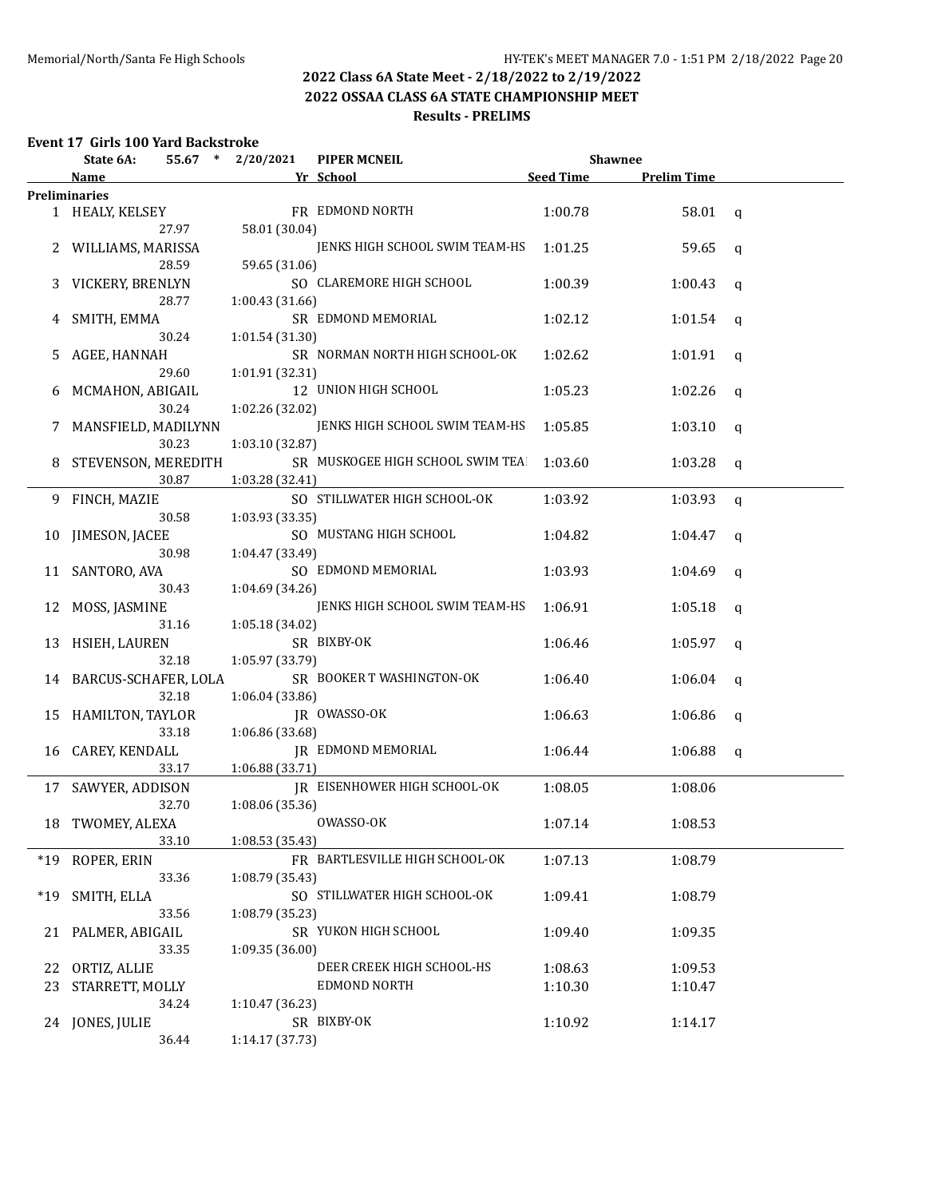Memorial/North/Santa Fe High Schools

HY-TEK's MEET MANAGER 7.0 - 1:51 PM 2/18/2022

## 2022 Class 6A State Meet - 2/18/2022 to 2/19/2022
## 2022 OSSAA CLASS 6A STATE CHAMPIONSHIP MEET
## Results - PRELIMS

### Event 17 Girls 100 Yard Backstroke

State 6A: 55.67 * 2/20/2021 PIPER MCNEIL Shawnee

| | Name | Yr | School | Seed Time | Prelim Time | |
|---|---|---|---|---|---|---|
| **Preliminaries** | | | | | | |
| 1 | HEALY, KELSEY | FR | EDMOND NORTH | 1:00.78 | 58.01 | q |
| | 27.97 | 58.01 (30.04) | | | | |
| 2 | WILLIAMS, MARISSA | | JENKS HIGH SCHOOL SWIM TEAM-HS | 1:01.25 | 59.65 | q |
| | 28.59 | 59.65 (31.06) | | | | |
| 3 | VICKERY, BRENLYN | SO | CLAREMORE HIGH SCHOOL | 1:00.39 | 1:00.43 | q |
| | 28.77 | 1:00.43 (31.66) | | | | |
| 4 | SMITH, EMMA | SR | EDMOND MEMORIAL | 1:02.12 | 1:01.54 | q |
| | 30.24 | 1:01.54 (31.30) | | | | |
| 5 | AGEE, HANNAH | SR | NORMAN NORTH HIGH SCHOOL-OK | 1:02.62 | 1:01.91 | q |
| | 29.60 | 1:01.91 (32.31) | | | | |
| 6 | MCMAHON, ABIGAIL | 12 | UNION HIGH SCHOOL | 1:05.23 | 1:02.26 | q |
| | 30.24 | 1:02.26 (32.02) | | | | |
| 7 | MANSFIELD, MADILYNN | | JENKS HIGH SCHOOL SWIM TEAM-HS | 1:05.85 | 1:03.10 | q |
| | 30.23 | 1:03.10 (32.87) | | | | |
| 8 | STEVENSON, MEREDITH | SR | MUSKOGEE HIGH SCHOOL SWIM TEA! | 1:03.60 | 1:03.28 | q |
| | 30.87 | 1:03.28 (32.41) | | | | |
| 9 | FINCH, MAZIE | SO | STILLWATER HIGH SCHOOL-OK | 1:03.92 | 1:03.93 | q |
| | 30.58 | 1:03.93 (33.35) | | | | |
| 10 | JIMESON, JACEE | SO | MUSTANG HIGH SCHOOL | 1:04.82 | 1:04.47 | q |
| | 30.98 | 1:04.47 (33.49) | | | | |
| 11 | SANTORO, AVA | SO | EDMOND MEMORIAL | 1:03.93 | 1:04.69 | q |
| | 30.43 | 1:04.69 (34.26) | | | | |
| 12 | MOSS, JASMINE | | JENKS HIGH SCHOOL SWIM TEAM-HS | 1:06.91 | 1:05.18 | q |
| | 31.16 | 1:05.18 (34.02) | | | | |
| 13 | HSIEH, LAUREN | SR | BIXBY-OK | 1:06.46 | 1:05.97 | q |
| | 32.18 | 1:05.97 (33.79) | | | | |
| 14 | BARCUS-SCHAFER, LOLA | SR | BOOKER T WASHINGTON-OK | 1:06.40 | 1:06.04 | q |
| | 32.18 | 1:06.04 (33.86) | | | | |
| 15 | HAMILTON, TAYLOR | JR | OWASSO-OK | 1:06.63 | 1:06.86 | q |
| | 33.18 | 1:06.86 (33.68) | | | | |
| 16 | CAREY, KENDALL | JR | EDMOND MEMORIAL | 1:06.44 | 1:06.88 | q |
| | 33.17 | 1:06.88 (33.71) | | | | |
| 17 | SAWYER, ADDISON | JR | EISENHOWER HIGH SCHOOL-OK | 1:08.05 | 1:08.06 | |
| | 32.70 | 1:08.06 (35.36) | | | | |
| 18 | TWOMEY, ALEXA | | OWASSO-OK | 1:07.14 | 1:08.53 | |
| | 33.10 | 1:08.53 (35.43) | | | | |
| *19 | ROPER, ERIN | FR | BARTLESVILLE HIGH SCHOOL-OK | 1:07.13 | 1:08.79 | |
| | 33.36 | 1:08.79 (35.43) | | | | |
| *19 | SMITH, ELLA | SO | STILLWATER HIGH SCHOOL-OK | 1:09.41 | 1:08.79 | |
| | 33.56 | 1:08.79 (35.23) | | | | |
| 21 | PALMER, ABIGAIL | SR | YUKON HIGH SCHOOL | 1:09.40 | 1:09.35 | |
| | 33.35 | 1:09.35 (36.00) | | | | |
| 22 | ORTIZ, ALLIE | | DEER CREEK HIGH SCHOOL-HS | 1:08.63 | 1:09.53 | |
| 23 | STARRETT, MOLLY | | EDMOND NORTH | 1:10.30 | 1:10.47 | |
| | 34.24 | 1:10.47 (36.23) | | | | |
| 24 | JONES, JULIE | SR | BIXBY-OK | 1:10.92 | 1:14.17 | |
| | 36.44 | 1:14.17 (37.73) | | | | |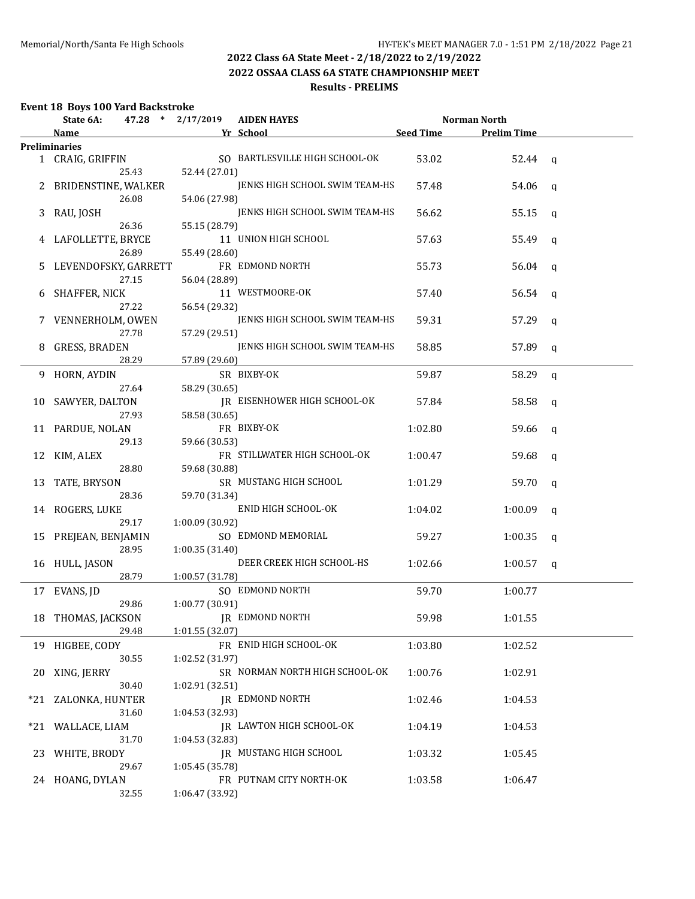## 2022 Class 6A State Meet - 2/18/2022 to 2/19/2022

## 2022 OSSAA CLASS 6A STATE CHAMPIONSHIP MEET

### Results - PRELIMS

### Event 18 Boys 100 Yard Backstroke

State 6A: 47.28 * 2/17/2019 AIDEN HAYES Norman North

| | Name | Yr | School | Seed Time | Prelim Time | |
|---|---|---|---|---|---|---|
| **Preliminaries** | | | | | | |
| 1 | CRAIG, GRIFFIN | SO | BARTLESVILLE HIGH SCHOOL-OK | 53.02 | 52.44 | q |
| | 25.43 | 52.44 (27.01) | | | | |
| 2 | BRIDENSTINE, WALKER | | JENKS HIGH SCHOOL SWIM TEAM-HS | 57.48 | 54.06 | q |
| | 26.08 | 54.06 (27.98) | | | | |
| 3 | RAU, JOSH | | JENKS HIGH SCHOOL SWIM TEAM-HS | 56.62 | 55.15 | q |
| | 26.36 | 55.15 (28.79) | | | | |
| 4 | LAFOLLETTE, BRYCE | 11 | UNION HIGH SCHOOL | 57.63 | 55.49 | q |
| | 26.89 | 55.49 (28.60) | | | | |
| 5 | LEVENDOFSKY, GARRETT | FR | EDMOND NORTH | 55.73 | 56.04 | q |
| | 27.15 | 56.04 (28.89) | | | | |
| 6 | SHAFFER, NICK | 11 | WESTMOORE-OK | 57.40 | 56.54 | q |
| | 27.22 | 56.54 (29.32) | | | | |
| 7 | VENNERHOLM, OWEN | | JENKS HIGH SCHOOL SWIM TEAM-HS | 59.31 | 57.29 | q |
| | 27.78 | 57.29 (29.51) | | | | |
| 8 | GRESS, BRADEN | | JENKS HIGH SCHOOL SWIM TEAM-HS | 58.85 | 57.89 | q |
| | 28.29 | 57.89 (29.60) | | | | |
| 9 | HORN, AYDIN | SR | BIXBY-OK | 59.87 | 58.29 | q |
| | 27.64 | 58.29 (30.65) | | | | |
| 10 | SAWYER, DALTON | JR | EISENHOWER HIGH SCHOOL-OK | 57.84 | 58.58 | q |
| | 27.93 | 58.58 (30.65) | | | | |
| 11 | PARDUE, NOLAN | FR | BIXBY-OK | 1:02.80 | 59.66 | q |
| | 29.13 | 59.66 (30.53) | | | | |
| 12 | KIM, ALEX | FR | STILLWATER HIGH SCHOOL-OK | 1:00.47 | 59.68 | q |
| | 28.80 | 59.68 (30.88) | | | | |
| 13 | TATE, BRYSON | SR | MUSTANG HIGH SCHOOL | 1:01.29 | 59.70 | q |
| | 28.36 | 59.70 (31.34) | | | | |
| 14 | ROGERS, LUKE | | ENID HIGH SCHOOL-OK | 1:04.02 | 1:00.09 | q |
| | 29.17 | 1:00.09 (30.92) | | | | |
| 15 | PREJEAN, BENJAMIN | SO | EDMOND MEMORIAL | 59.27 | 1:00.35 | q |
| | 28.95 | 1:00.35 (31.40) | | | | |
| 16 | HULL, JASON | | DEER CREEK HIGH SCHOOL-HS | 1:02.66 | 1:00.57 | q |
| | 28.79 | 1:00.57 (31.78) | | | | |
| 17 | EVANS, JD | SO | EDMOND NORTH | 59.70 | 1:00.77 | |
| | 29.86 | 1:00.77 (30.91) | | | | |
| 18 | THOMAS, JACKSON | JR | EDMOND NORTH | 59.98 | 1:01.55 | |
| | 29.48 | 1:01.55 (32.07) | | | | |
| 19 | HIGBEE, CODY | FR | ENID HIGH SCHOOL-OK | 1:03.80 | 1:02.52 | |
| | 30.55 | 1:02.52 (31.97) | | | | |
| 20 | XING, JERRY | SR | NORMAN NORTH HIGH SCHOOL-OK | 1:00.76 | 1:02.91 | |
| | 30.40 | 1:02.91 (32.51) | | | | |
| *21 | ZALONKA, HUNTER | JR | EDMOND NORTH | 1:02.46 | 1:04.53 | |
| | 31.60 | 1:04.53 (32.93) | | | | |
| *21 | WALLACE, LIAM | JR | LAWTON HIGH SCHOOL-OK | 1:04.19 | 1:04.53 | |
| | 31.70 | 1:04.53 (32.83) | | | | |
| 23 | WHITE, BRODY | JR | MUSTANG HIGH SCHOOL | 1:03.32 | 1:05.45 | |
| | 29.67 | 1:05.45 (35.78) | | | | |
| 24 | HOANG, DYLAN | FR | PUTNAM CITY NORTH-OK | 1:03.58 | 1:06.47 | |
| | 32.55 | 1:06.47 (33.92) | | | | |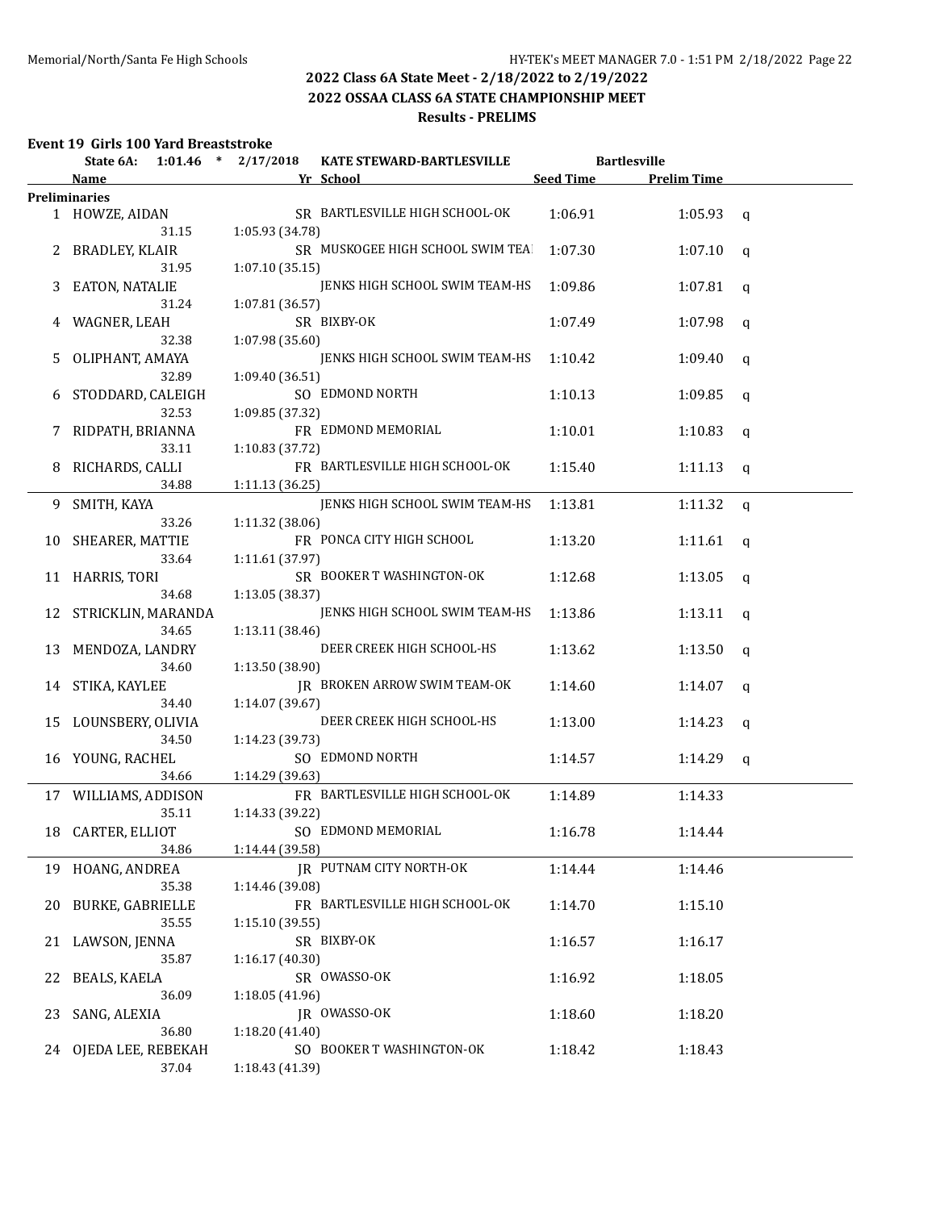## 2022 Class 6A State Meet - 2/18/2022 to 2/19/2022

## 2022 OSSAA CLASS 6A STATE CHAMPIONSHIP MEET

## Results - PRELIMS

### Event 19 Girls 100 Yard Breaststroke

State 6A: 1:01.46 * 2/17/2018 KATE STEWARD-BARTLESVILLE Bartlesville

| | Name | Yr | School | Seed Time | Prelim Time | |
|---|---|---|---|---|---|---|
| **Preliminaries** | | | | | | |
| 1 | HOWZE, AIDAN | SR | BARTLESVILLE HIGH SCHOOL-OK | 1:06.91 | 1:05.93 | q |
| | 31.15 | 1:05.93 (34.78) | | | | |
| 2 | BRADLEY, KLAIR | SR | MUSKOGEE HIGH SCHOOL SWIM TEA | 1:07.30 | 1:07.10 | q |
| | 31.95 | 1:07.10 (35.15) | | | | |
| 3 | EATON, NATALIE | | JENKS HIGH SCHOOL SWIM TEAM-HS | 1:09.86 | 1:07.81 | q |
| | 31.24 | 1:07.81 (36.57) | | | | |
| 4 | WAGNER, LEAH | SR | BIXBY-OK | 1:07.49 | 1:07.98 | q |
| | 32.38 | 1:07.98 (35.60) | | | | |
| 5 | OLIPHANT, AMAYA | | JENKS HIGH SCHOOL SWIM TEAM-HS | 1:10.42 | 1:09.40 | q |
| | 32.89 | 1:09.40 (36.51) | | | | |
| 6 | STODDARD, CALEIGH | SO | EDMOND NORTH | 1:10.13 | 1:09.85 | q |
| | 32.53 | 1:09.85 (37.32) | | | | |
| 7 | RIDPATH, BRIANNA | FR | EDMOND MEMORIAL | 1:10.01 | 1:10.83 | q |
| | 33.11 | 1:10.83 (37.72) | | | | |
| 8 | RICHARDS, CALLI | FR | BARTLESVILLE HIGH SCHOOL-OK | 1:15.40 | 1:11.13 | q |
| | 34.88 | 1:11.13 (36.25) | | | | |
| 9 | SMITH, KAYA | | JENKS HIGH SCHOOL SWIM TEAM-HS | 1:13.81 | 1:11.32 | q |
| | 33.26 | 1:11.32 (38.06) | | | | |
| 10 | SHEARER, MATTIE | FR | PONCA CITY HIGH SCHOOL | 1:13.20 | 1:11.61 | q |
| | 33.64 | 1:11.61 (37.97) | | | | |
| 11 | HARRIS, TORI | SR | BOOKER T WASHINGTON-OK | 1:12.68 | 1:13.05 | q |
| | 34.68 | 1:13.05 (38.37) | | | | |
| 12 | STRICKLIN, MARANDA | | JENKS HIGH SCHOOL SWIM TEAM-HS | 1:13.86 | 1:13.11 | q |
| | 34.65 | 1:13.11 (38.46) | | | | |
| 13 | MENDOZA, LANDRY | | DEER CREEK HIGH SCHOOL-HS | 1:13.62 | 1:13.50 | q |
| | 34.60 | 1:13.50 (38.90) | | | | |
| 14 | STIKA, KAYLEE | JR | BROKEN ARROW SWIM TEAM-OK | 1:14.60 | 1:14.07 | q |
| | 34.40 | 1:14.07 (39.67) | | | | |
| 15 | LOUNSBERY, OLIVIA | | DEER CREEK HIGH SCHOOL-HS | 1:13.00 | 1:14.23 | q |
| | 34.50 | 1:14.23 (39.73) | | | | |
| 16 | YOUNG, RACHEL | SO | EDMOND NORTH | 1:14.57 | 1:14.29 | q |
| | 34.66 | 1:14.29 (39.63) | | | | |
| 17 | WILLIAMS, ADDISON | FR | BARTLESVILLE HIGH SCHOOL-OK | 1:14.89 | 1:14.33 | |
| | 35.11 | 1:14.33 (39.22) | | | | |
| 18 | CARTER, ELLIOT | SO | EDMOND MEMORIAL | 1:16.78 | 1:14.44 | |
| | 34.86 | 1:14.44 (39.58) | | | | |
| 19 | HOANG, ANDREA | JR | PUTNAM CITY NORTH-OK | 1:14.44 | 1:14.46 | |
| | 35.38 | 1:14.46 (39.08) | | | | |
| 20 | BURKE, GABRIELLE | FR | BARTLESVILLE HIGH SCHOOL-OK | 1:14.70 | 1:15.10 | |
| | 35.55 | 1:15.10 (39.55) | | | | |
| 21 | LAWSON, JENNA | SR | BIXBY-OK | 1:16.57 | 1:16.17 | |
| | 35.87 | 1:16.17 (40.30) | | | | |
| 22 | BEALS, KAELA | SR | OWASSO-OK | 1:16.92 | 1:18.05 | |
| | 36.09 | 1:18.05 (41.96) | | | | |
| 23 | SANG, ALEXIA | JR | OWASSO-OK | 1:18.60 | 1:18.20 | |
| | 36.80 | 1:18.20 (41.40) | | | | |
| 24 | OJEDA LEE, REBEKAH | SO | BOOKER T WASHINGTON-OK | 1:18.42 | 1:18.43 | |
| | 37.04 | 1:18.43 (41.39) | | | | |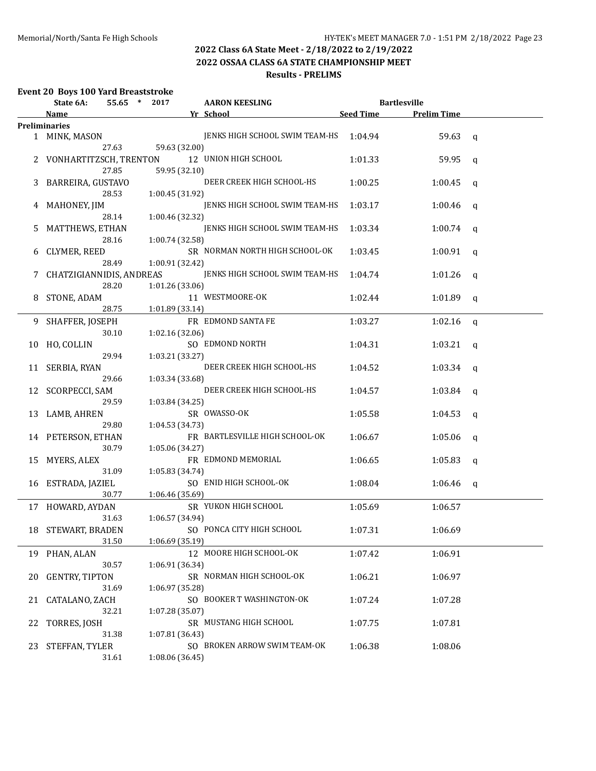## 2022 Class 6A State Meet - 2/18/2022 to 2/19/2022

## 2022 OSSAA CLASS 6A STATE CHAMPIONSHIP MEET

### Results - PRELIMS

**Event 20 Boys 100 Yard Breaststroke**

State 6A: 55.65 * 2017 AARON KEESLING Bartlesville

| | Name | Yr | School | Seed Time | Prelim Time | |
|---|---|---|---|---|---|---|
| **Preliminaries** | | | | | | |
| 1 | MINK, MASON | | JENKS HIGH SCHOOL SWIM TEAM-HS | 1:04.94 | 59.63 | q |
| | 27.63 | 59.63 (32.00) | | | | |
| 2 | VONHARTITZSCH, TRENTON | 12 | UNION HIGH SCHOOL | 1:01.33 | 59.95 | q |
| | 27.85 | 59.95 (32.10) | | | | |
| 3 | BARREIRA, GUSTAVO | | DEER CREEK HIGH SCHOOL-HS | 1:00.25 | 1:00.45 | q |
| | 28.53 | 1:00.45 (31.92) | | | | |
| 4 | MAHONEY, JIM | | JENKS HIGH SCHOOL SWIM TEAM-HS | 1:03.17 | 1:00.46 | q |
| | 28.14 | 1:00.46 (32.32) | | | | |
| 5 | MATTHEWS, ETHAN | | JENKS HIGH SCHOOL SWIM TEAM-HS | 1:03.34 | 1:00.74 | q |
| | 28.16 | 1:00.74 (32.58) | | | | |
| 6 | CLYMER, REED | SR | NORMAN NORTH HIGH SCHOOL-OK | 1:03.45 | 1:00.91 | q |
| | 28.49 | 1:00.91 (32.42) | | | | |
| 7 | CHATZIGIANNIDIS, ANDREAS | | JENKS HIGH SCHOOL SWIM TEAM-HS | 1:04.74 | 1:01.26 | q |
| | 28.20 | 1:01.26 (33.06) | | | | |
| 8 | STONE, ADAM | 11 | WESTMOORE-OK | 1:02.44 | 1:01.89 | q |
| | 28.75 | 1:01.89 (33.14) | | | | |
| 9 | SHAFFER, JOSEPH | FR | EDMOND SANTA FE | 1:03.27 | 1:02.16 | q |
| | 30.10 | 1:02.16 (32.06) | | | | |
| 10 | HO, COLLIN | SO | EDMOND NORTH | 1:04.31 | 1:03.21 | q |
| | 29.94 | 1:03.21 (33.27) | | | | |
| 11 | SERBIA, RYAN | | DEER CREEK HIGH SCHOOL-HS | 1:04.52 | 1:03.34 | q |
| | 29.66 | 1:03.34 (33.68) | | | | |
| 12 | SCORPECCI, SAM | | DEER CREEK HIGH SCHOOL-HS | 1:04.57 | 1:03.84 | q |
| | 29.59 | 1:03.84 (34.25) | | | | |
| 13 | LAMB, AHREN | SR | OWASSO-OK | 1:05.58 | 1:04.53 | q |
| | 29.80 | 1:04.53 (34.73) | | | | |
| 14 | PETERSON, ETHAN | FR | BARTLESVILLE HIGH SCHOOL-OK | 1:06.67 | 1:05.06 | q |
| | 30.79 | 1:05.06 (34.27) | | | | |
| 15 | MYERS, ALEX | FR | EDMOND MEMORIAL | 1:06.65 | 1:05.83 | q |
| | 31.09 | 1:05.83 (34.74) | | | | |
| 16 | ESTRADA, JAZIEL | SO | ENID HIGH SCHOOL-OK | 1:08.04 | 1:06.46 | q |
| | 30.77 | 1:06.46 (35.69) | | | | |
| 17 | HOWARD, AYDAN | SR | YUKON HIGH SCHOOL | 1:05.69 | 1:06.57 | |
| | 31.63 | 1:06.57 (34.94) | | | | |
| 18 | STEWART, BRADEN | SO | PONCA CITY HIGH SCHOOL | 1:07.31 | 1:06.69 | |
| | 31.50 | 1:06.69 (35.19) | | | | |
| 19 | PHAN, ALAN | 12 | MOORE HIGH SCHOOL-OK | 1:07.42 | 1:06.91 | |
| | 30.57 | 1:06.91 (36.34) | | | | |
| 20 | GENTRY, TIPTON | SR | NORMAN HIGH SCHOOL-OK | 1:06.21 | 1:06.97 | |
| | 31.69 | 1:06.97 (35.28) | | | | |
| 21 | CATALANO, ZACH | SO | BOOKER T WASHINGTON-OK | 1:07.24 | 1:07.28 | |
| | 32.21 | 1:07.28 (35.07) | | | | |
| 22 | TORRES, JOSH | SR | MUSTANG HIGH SCHOOL | 1:07.75 | 1:07.81 | |
| | 31.38 | 1:07.81 (36.43) | | | | |
| 23 | STEFFAN, TYLER | SO | BROKEN ARROW SWIM TEAM-OK | 1:06.38 | 1:08.06 | |
| | 31.61 | 1:08.06 (36.45) | | | | |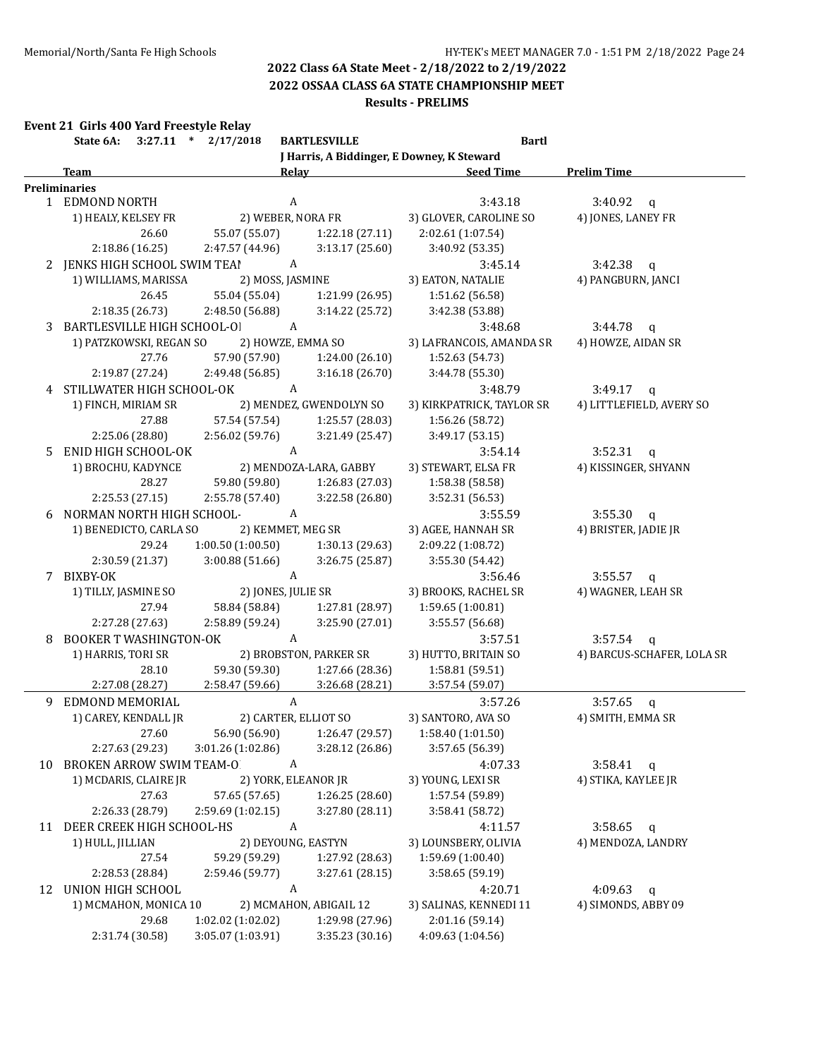## 2022 Class 6A State Meet - 2/18/2022 to 2/19/2022
## 2022 OSSAA CLASS 6A STATE CHAMPIONSHIP MEET
### Results - PRELIMS

**Event 21 Girls 400 Yard Freestyle Relay**

**State 6A: 3:27.11 * 2/17/2018 BARTLESVILLE Bartl**
J Harris, A Biddinger, E Downey, K Steward

| | Team | Relay | Seed Time | Prelim Time |
|---|---|---|---|---|

**Preliminaries**

1 EDMOND NORTH — A — Seed 3:43.18 — Prelim 3:40.92 q
1) HEALY, KELSEY FR 2) WEBER, NORA FR 3) GLOVER, CAROLINE SO 4) JONES, LANEY FR
26.60 55.07 (55.07) 1:22.18 (27.11) 2:02.61 (1:07.54)
2:18.86 (16.25) 2:47.57 (44.96) 3:13.17 (25.60) 3:40.92 (53.35)

2 JENKS HIGH SCHOOL SWIM TEAI — A — Seed 3:45.14 — Prelim 3:42.38 q
1) WILLIAMS, MARISSA 2) MOSS, JASMINE 3) EATON, NATALIE 4) PANGBURN, JANCI
26.45 55.04 (55.04) 1:21.99 (26.95) 1:51.62 (56.58)
2:18.35 (26.73) 2:48.50 (56.88) 3:14.22 (25.72) 3:42.38 (53.88)

3 BARTLESVILLE HIGH SCHOOL-OI — A — Seed 3:48.68 — Prelim 3:44.78 q
1) PATZKOWSKI, REGAN SO 2) HOWZE, EMMA SO 3) LAFRANCOIS, AMANDA SR 4) HOWZE, AIDAN SR
27.76 57.90 (57.90) 1:24.00 (26.10) 1:52.63 (54.73)
2:19.87 (27.24) 2:49.48 (56.85) 3:16.18 (26.70) 3:44.78 (55.30)

4 STILLWATER HIGH SCHOOL-OK — A — Seed 3:48.79 — Prelim 3:49.17 q
1) FINCH, MIRIAM SR 2) MENDEZ, GWENDOLYN SO 3) KIRKPATRICK, TAYLOR SR 4) LITTLEFIELD, AVERY SO
27.88 57.54 (57.54) 1:25.57 (28.03) 1:56.26 (58.72)
2:25.06 (28.80) 2:56.02 (59.76) 3:21.49 (25.47) 3:49.17 (53.15)

5 ENID HIGH SCHOOL-OK — A — Seed 3:54.14 — Prelim 3:52.31 q
1) BROCHU, KADYNCE 2) MENDOZA-LARA, GABBY 3) STEWART, ELSA FR 4) KISSINGER, SHYANN
28.27 59.80 (59.80) 1:26.83 (27.03) 1:58.38 (58.58)
2:25.53 (27.15) 2:55.78 (57.40) 3:22.58 (26.80) 3:52.31 (56.53)

6 NORMAN NORTH HIGH SCHOOL- — A — Seed 3:55.59 — Prelim 3:55.30 q
1) BENEDICTO, CARLA SO 2) KEMMET, MEG SR 3) AGEE, HANNAH SR 4) BRISTER, JADIE JR
29.24 1:00.50 (1:00.50) 1:30.13 (29.63) 2:09.22 (1:08.72)
2:30.59 (21.37) 3:00.88 (51.66) 3:26.75 (25.87) 3:55.30 (54.42)

7 BIXBY-OK — A — Seed 3:56.46 — Prelim 3:55.57 q
1) TILLY, JASMINE SO 2) JONES, JULIE SR 3) BROOKS, RACHEL SR 4) WAGNER, LEAH SR
27.94 58.84 (58.84) 1:27.81 (28.97) 1:59.65 (1:00.81)
2:27.28 (27.63) 2:58.89 (59.24) 3:25.90 (27.01) 3:55.57 (56.68)

8 BOOKER T WASHINGTON-OK — A — Seed 3:57.51 — Prelim 3:57.54 q
1) HARRIS, TORI SR 2) BROBSTON, PARKER SR 3) HUTTO, BRITAIN SO 4) BARCUS-SCHAFER, LOLA SR
28.10 59.30 (59.30) 1:27.66 (28.36) 1:58.81 (59.51)
2:27.08 (28.27) 2:58.47 (59.66) 3:26.68 (28.21) 3:57.54 (59.07)

---

9 EDMOND MEMORIAL — A — Seed 3:57.26 — Prelim 3:57.65 q
1) CAREY, KENDALL JR 2) CARTER, ELLIOT SO 3) SANTORO, AVA SO 4) SMITH, EMMA SR
27.60 56.90 (56.90) 1:26.47 (29.57) 1:58.40 (1:01.50)
2:27.63 (29.23) 3:01.26 (1:02.86) 3:28.12 (26.86) 3:57.65 (56.39)

10 BROKEN ARROW SWIM TEAM-O — A — Seed 4:07.33 — Prelim 3:58.41 q
1) MCDARIS, CLAIRE JR 2) YORK, ELEANOR JR 3) YOUNG, LEXI SR 4) STIKA, KAYLEE JR
27.63 57.65 (57.65) 1:26.25 (28.60) 1:57.54 (59.89)
2:26.33 (28.79) 2:59.69 (1:02.15) 3:27.80 (28.11) 3:58.41 (58.72)

11 DEER CREEK HIGH SCHOOL-HS — A — Seed 4:11.57 — Prelim 3:58.65 q
1) HULL, JILLIAN 2) DEYOUNG, EASTYN 3) LOUNSBERY, OLIVIA 4) MENDOZA, LANDRY
27.54 59.29 (59.29) 1:27.92 (28.63) 1:59.69 (1:00.40)
2:28.53 (28.84) 2:59.46 (59.77) 3:27.61 (28.15) 3:58.65 (59.19)

12 UNION HIGH SCHOOL — A — Seed 4:20.71 — Prelim 4:09.63 q
1) MCMAHON, MONICA 10 2) MCMAHON, ABIGAIL 12 3) SALINAS, KENNEDI 11 4) SIMONDS, ABBY 09
29.68 1:02.02 (1:02.02) 1:29.98 (27.96) 2:01.16 (59.14)
2:31.74 (30.58) 3:05.07 (1:03.91) 3:35.23 (30.16) 4:09.63 (1:04.56)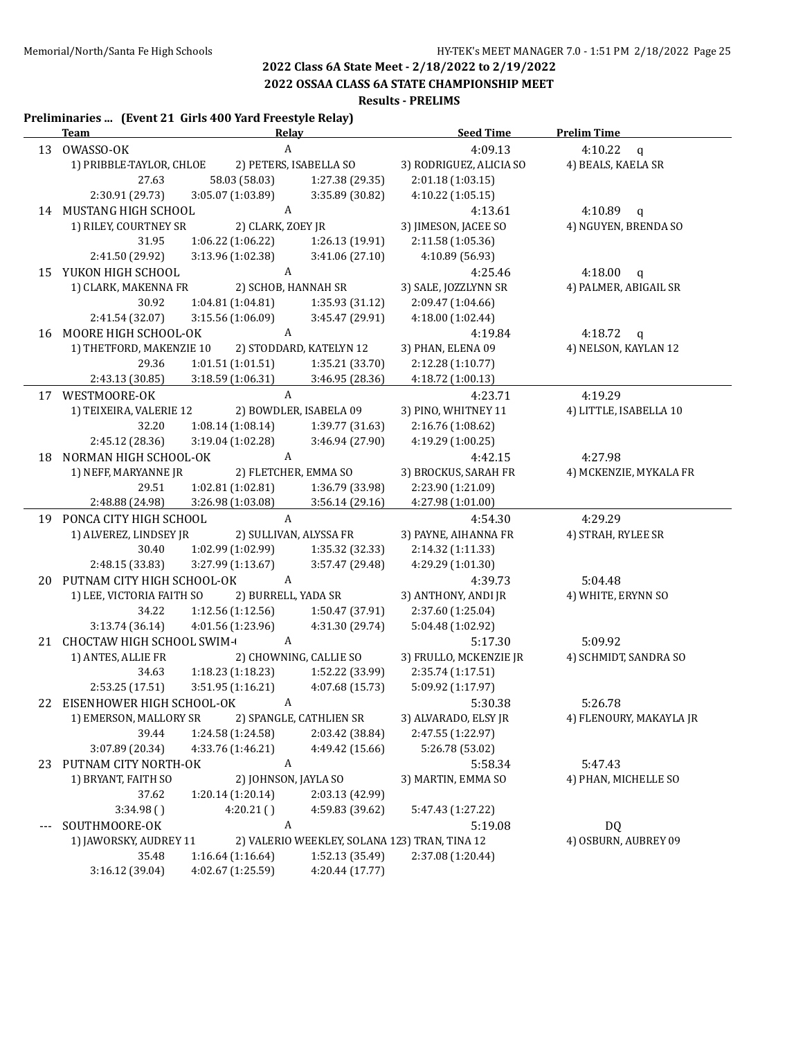## 2022 Class 6A State Meet - 2/18/2022 to 2/19/2022

## 2022 OSSAA CLASS 6A STATE CHAMPIONSHIP MEET

### Results - PRELIMS

**Preliminaries ... (Event 21 Girls 400 Yard Freestyle Relay)**

| | Team | Relay | | Seed Time | Prelim Time |
|---|---|---|---|---|---|
| 13 | OWASSO-OK | A | | 4:09.13 | 4:10.22 q |
| | 1) PRIBBLE-TAYLOR, CHLOE | 2) PETERS, ISABELLA SO | | 3) RODRIGUEZ, ALICIA SO | 4) BEALS, KAELA SR |
| | 27.63 | 58.03 (58.03) | 1:27.38 (29.35) | 2:01.18 (1:03.15) | |
| | 2:30.91 (29.73) | 3:05.07 (1:03.89) | 3:35.89 (30.82) | 4:10.22 (1:05.15) | |
| 14 | MUSTANG HIGH SCHOOL | A | | 4:13.61 | 4:10.89 q |
| | 1) RILEY, COURTNEY SR | 2) CLARK, ZOEY JR | | 3) JIMESON, JACEE SO | 4) NGUYEN, BRENDA SO |
| | 31.95 | 1:06.22 (1:06.22) | 1:26.13 (19.91) | 2:11.58 (1:05.36) | |
| | 2:41.50 (29.92) | 3:13.96 (1:02.38) | 3:41.06 (27.10) | 4:10.89 (56.93) | |
| 15 | YUKON HIGH SCHOOL | A | | 4:25.46 | 4:18.00 q |
| | 1) CLARK, MAKENNA FR | 2) SCHOB, HANNAH SR | | 3) SALE, JOZZLYNN SR | 4) PALMER, ABIGAIL SR |
| | 30.92 | 1:04.81 (1:04.81) | 1:35.93 (31.12) | 2:09.47 (1:04.66) | |
| | 2:41.54 (32.07) | 3:15.56 (1:06.09) | 3:45.47 (29.91) | 4:18.00 (1:02.44) | |
| 16 | MOORE HIGH SCHOOL-OK | A | | 4:19.84 | 4:18.72 q |
| | 1) THETFORD, MAKENZIE 10 | 2) STODDARD, KATELYN 12 | | 3) PHAN, ELENA 09 | 4) NELSON, KAYLAN 12 |
| | 29.36 | 1:01.51 (1:01.51) | 1:35.21 (33.70) | 2:12.28 (1:10.77) | |
| | 2:43.13 (30.85) | 3:18.59 (1:06.31) | 3:46.95 (28.36) | 4:18.72 (1:00.13) | |
| 17 | WESTMOORE-OK | A | | 4:23.71 | 4:19.29 |
| | 1) TEIXEIRA, VALERIE 12 | 2) BOWDLER, ISABELA 09 | | 3) PINO, WHITNEY 11 | 4) LITTLE, ISABELLA 10 |
| | 32.20 | 1:08.14 (1:08.14) | 1:39.77 (31.63) | 2:16.76 (1:08.62) | |
| | 2:45.12 (28.36) | 3:19.04 (1:02.28) | 3:46.94 (27.90) | 4:19.29 (1:00.25) | |
| 18 | NORMAN HIGH SCHOOL-OK | A | | 4:42.15 | 4:27.98 |
| | 1) NEFF, MARYANNE JR | 2) FLETCHER, EMMA SO | | 3) BROCKUS, SARAH FR | 4) MCKENZIE, MYKALA FR |
| | 29.51 | 1:02.81 (1:02.81) | 1:36.79 (33.98) | 2:23.90 (1:21.09) | |
| | 2:48.88 (24.98) | 3:26.98 (1:03.08) | 3:56.14 (29.16) | 4:27.98 (1:01.00) | |
| 19 | PONCA CITY HIGH SCHOOL | A | | 4:54.30 | 4:29.29 |
| | 1) ALVEREZ, LINDSEY JR | 2) SULLIVAN, ALYSSA FR | | 3) PAYNE, AIHANNA FR | 4) STRAH, RYLEE SR |
| | 30.40 | 1:02.99 (1:02.99) | 1:35.32 (32.33) | 2:14.32 (1:11.33) | |
| | 2:48.15 (33.83) | 3:27.99 (1:13.67) | 3:57.47 (29.48) | 4:29.29 (1:01.30) | |
| 20 | PUTNAM CITY HIGH SCHOOL-OK | A | | 4:39.73 | 5:04.48 |
| | 1) LEE, VICTORIA FAITH SO | 2) BURRELL, YADA SR | | 3) ANTHONY, ANDI JR | 4) WHITE, ERYNN SO |
| | 34.22 | 1:12.56 (1:12.56) | 1:50.47 (37.91) | 2:37.60 (1:25.04) | |
| | 3:13.74 (36.14) | 4:01.56 (1:23.96) | 4:31.30 (29.74) | 5:04.48 (1:02.92) | |
| 21 | CHOCTAW HIGH SCHOOL SWIM-( | A | | 5:17.30 | 5:09.92 |
| | 1) ANTES, ALLIE FR | 2) CHOWNING, CALLIE SO | | 3) FRULLO, MCKENZIE JR | 4) SCHMIDT, SANDRA SO |
| | 34.63 | 1:18.23 (1:18.23) | 1:52.22 (33.99) | 2:35.74 (1:17.51) | |
| | 2:53.25 (17.51) | 3:51.95 (1:16.21) | 4:07.68 (15.73) | 5:09.92 (1:17.97) | |
| 22 | EISENHOWER HIGH SCHOOL-OK | A | | 5:30.38 | 5:26.78 |
| | 1) EMERSON, MALLORY SR | 2) SPANGLE, CATHLIEN SR | | 3) ALVARADO, ELSY JR | 4) FLENOURY, MAKAYLA JR |
| | 39.44 | 1:24.58 (1:24.58) | 2:03.42 (38.84) | 2:47.55 (1:22.97) | |
| | 3:07.89 (20.34) | 4:33.76 (1:46.21) | 4:49.42 (15.66) | 5:26.78 (53.02) | |
| 23 | PUTNAM CITY NORTH-OK | A | | 5:58.34 | 5:47.43 |
| | 1) BRYANT, FAITH SO | 2) JOHNSON, JAYLA SO | | 3) MARTIN, EMMA SO | 4) PHAN, MICHELLE SO |
| | 37.62 | 1:20.14 (1:20.14) | 2:03.13 (42.99) | | |
| | 3:34.98 ( ) | 4:20.21 ( ) | 4:59.83 (39.62) | 5:47.43 (1:27.22) | |
| --- | SOUTHMOORE-OK | A | | 5:19.08 | DQ |
| | 1) JAWORSKY, AUDREY 11 | 2) VALERIO WEEKLEY, SOLANA 12 | | 3) TRAN, TINA 12 | 4) OSBURN, AUBREY 09 |
| | 35.48 | 1:16.64 (1:16.64) | 1:52.13 (35.49) | 2:37.08 (1:20.44) | |
| | 3:16.12 (39.04) | 4:02.67 (1:25.59) | 4:20.44 (17.77) | | |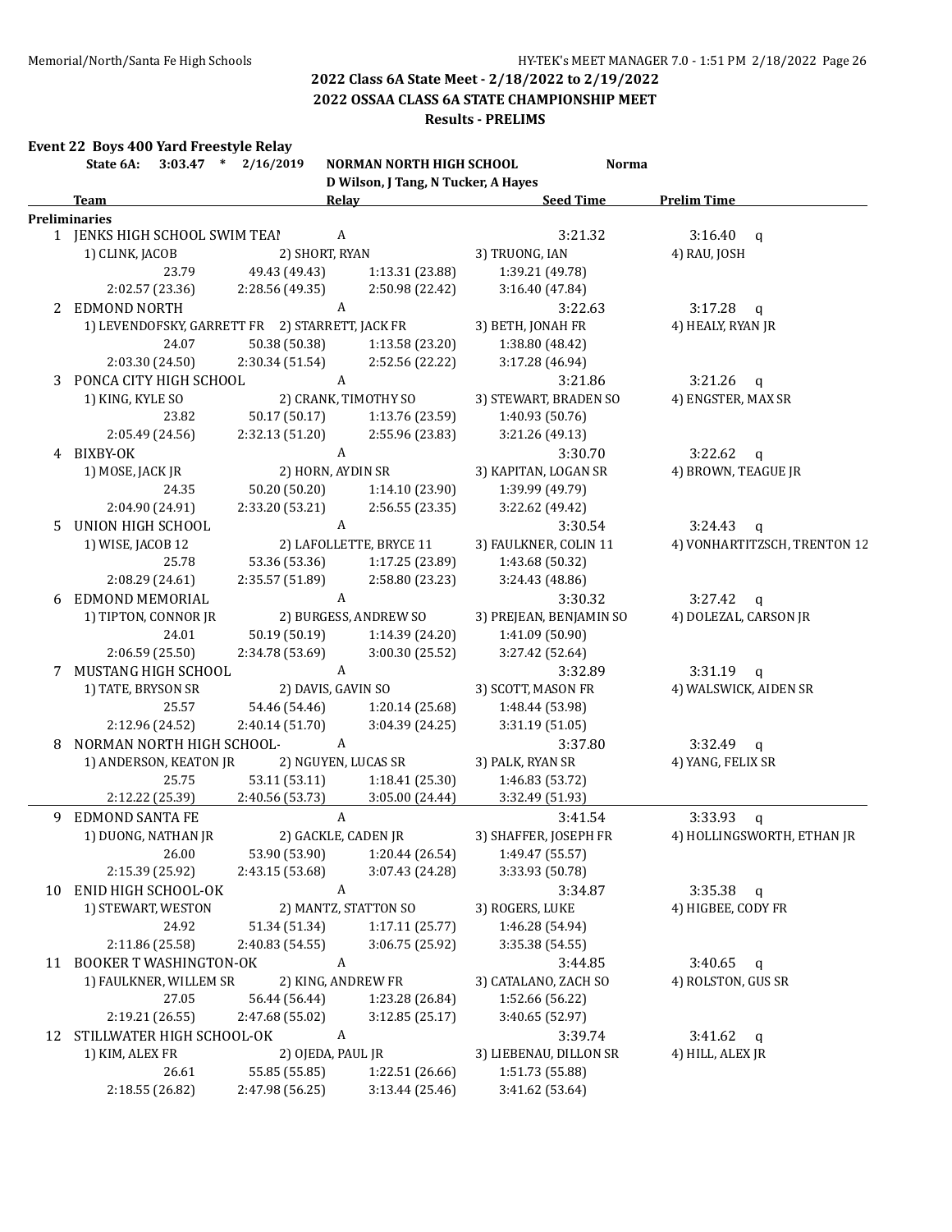## 2022 Class 6A State Meet - 2/18/2022 to 2/19/2022

## 2022 OSSAA CLASS 6A STATE CHAMPIONSHIP MEET

### Results - PRELIMS

### Event 22 Boys 400 Yard Freestyle Relay

**State 6A:** 3:03.47 * 2/16/2019 **NORMAN NORTH HIGH SCHOOL** Norma
D Wilson, J Tang, N Tucker, A Hayes

| | Team | Relay | Seed Time | Prelim Time |
|---|---|---|---|---|
| **Preliminaries** | | | | |
| 1 | JENKS HIGH SCHOOL SWIM TEAM | A | 3:21.32 | 3:16.40 q |
| | 1) CLINK, JACOB; 2) SHORT, RYAN; 3) TRUONG, IAN; 4) RAU, JOSH | | | |
| | 23.79, 49.43 (49.43), 1:13.31 (23.88), 1:39.21 (49.78), 2:02.57 (23.36), 2:28.56 (49.35), 2:50.98 (22.42), 3:16.40 (47.84) | | | |
| 2 | EDMOND NORTH | A | 3:22.63 | 3:17.28 q |
| | 1) LEVENDOFSKY, GARRETT FR; 2) STARRETT, JACK FR; 3) BETH, JONAH FR; 4) HEALY, RYAN JR | | | |
| | 24.07, 50.38 (50.38), 1:13.58 (23.20), 1:38.80 (48.42), 2:03.30 (24.50), 2:30.34 (51.54), 2:52.56 (22.22), 3:17.28 (46.94) | | | |
| 3 | PONCA CITY HIGH SCHOOL | A | 3:21.86 | 3:21.26 q |
| | 1) KING, KYLE SO; 2) CRANK, TIMOTHY SO; 3) STEWART, BRADEN SO; 4) ENGSTER, MAX SR | | | |
| | 23.82, 50.17 (50.17), 1:13.76 (23.59), 1:40.93 (50.76), 2:05.49 (24.56), 2:32.13 (51.20), 2:55.96 (23.83), 3:21.26 (49.13) | | | |
| 4 | BIXBY-OK | A | 3:30.70 | 3:22.62 q |
| | 1) MOSE, JACK JR; 2) HORN, AYDIN SR; 3) KAPITAN, LOGAN SR; 4) BROWN, TEAGUE JR | | | |
| | 24.35, 50.20 (50.20), 1:14.10 (23.90), 1:39.99 (49.79), 2:04.90 (24.91), 2:33.20 (53.21), 2:56.55 (23.35), 3:22.62 (49.42) | | | |
| 5 | UNION HIGH SCHOOL | A | 3:30.54 | 3:24.43 q |
| | 1) WISE, JACOB 12; 2) LAFOLLETTE, BRYCE 11; 3) FAULKNER, COLIN 11; 4) VONHARTITZSCH, TRENTON 12 | | | |
| | 25.78, 53.36 (53.36), 1:17.25 (23.89), 1:43.68 (50.32), 2:08.29 (24.61), 2:35.57 (51.89), 2:58.80 (23.23), 3:24.43 (48.86) | | | |
| 6 | EDMOND MEMORIAL | A | 3:30.32 | 3:27.42 q |
| | 1) TIPTON, CONNOR JR; 2) BURGESS, ANDREW SO; 3) PREJEAN, BENJAMIN SO; 4) DOLEZAL, CARSON JR | | | |
| | 24.01, 50.19 (50.19), 1:14.39 (24.20), 1:41.09 (50.90), 2:06.59 (25.50), 2:34.78 (53.69), 3:00.30 (25.52), 3:27.42 (52.64) | | | |
| 7 | MUSTANG HIGH SCHOOL | A | 3:32.89 | 3:31.19 q |
| | 1) TATE, BRYSON SR; 2) DAVIS, GAVIN SO; 3) SCOTT, MASON FR; 4) WALSWICK, AIDEN SR | | | |
| | 25.57, 54.46 (54.46), 1:20.14 (25.68), 1:48.44 (53.98), 2:12.96 (24.52), 2:40.14 (51.70), 3:04.39 (24.25), 3:31.19 (51.05) | | | |
| 8 | NORMAN NORTH HIGH SCHOOL- | A | 3:37.80 | 3:32.49 q |
| | 1) ANDERSON, KEATON JR; 2) NGUYEN, LUCAS SR; 3) PALK, RYAN SR; 4) YANG, FELIX SR | | | |
| | 25.75, 53.11 (53.11), 1:18.41 (25.30), 1:46.83 (53.72), 2:12.22 (25.39), 2:40.56 (53.73), 3:05.00 (24.44), 3:32.49 (51.93) | | | |
| 9 | EDMOND SANTA FE | A | 3:41.54 | 3:33.93 q |
| | 1) DUONG, NATHAN JR; 2) GACKLE, CADEN JR; 3) SHAFFER, JOSEPH FR; 4) HOLLINGSWORTH, ETHAN JR | | | |
| | 26.00, 53.90 (53.90), 1:20.44 (26.54), 1:49.47 (55.57), 2:15.39 (25.92), 2:43.15 (53.68), 3:07.43 (24.28), 3:33.93 (50.78) | | | |
| 10 | ENID HIGH SCHOOL-OK | A | 3:34.87 | 3:35.38 q |
| | 1) STEWART, WESTON; 2) MANTZ, STATTON SO; 3) ROGERS, LUKE; 4) HIGBEE, CODY FR | | | |
| | 24.92, 51.34 (51.34), 1:17.11 (25.77), 1:46.28 (54.94), 2:11.86 (25.58), 2:40.83 (54.55), 3:06.75 (25.92), 3:35.38 (54.55) | | | |
| 11 | BOOKER T WASHINGTON-OK | A | 3:44.85 | 3:40.65 q |
| | 1) FAULKNER, WILLEM SR; 2) KING, ANDREW FR; 3) CATALANO, ZACH SO; 4) ROLSTON, GUS SR | | | |
| | 27.05, 56.44 (56.44), 1:23.28 (26.84), 1:52.66 (56.22), 2:19.21 (26.55), 2:47.68 (55.02), 3:12.85 (25.17), 3:40.65 (52.97) | | | |
| 12 | STILLWATER HIGH SCHOOL-OK | A | 3:39.74 | 3:41.62 q |
| | 1) KIM, ALEX FR; 2) OJEDA, PAUL JR; 3) LIEBENAU, DILLON SR; 4) HILL, ALEX JR | | | |
| | 26.61, 55.85 (55.85), 1:22.51 (26.66), 1:51.73 (55.88), 2:18.55 (26.82), 2:47.98 (56.25), 3:13.44 (25.46), 3:41.62 (53.64) | | | |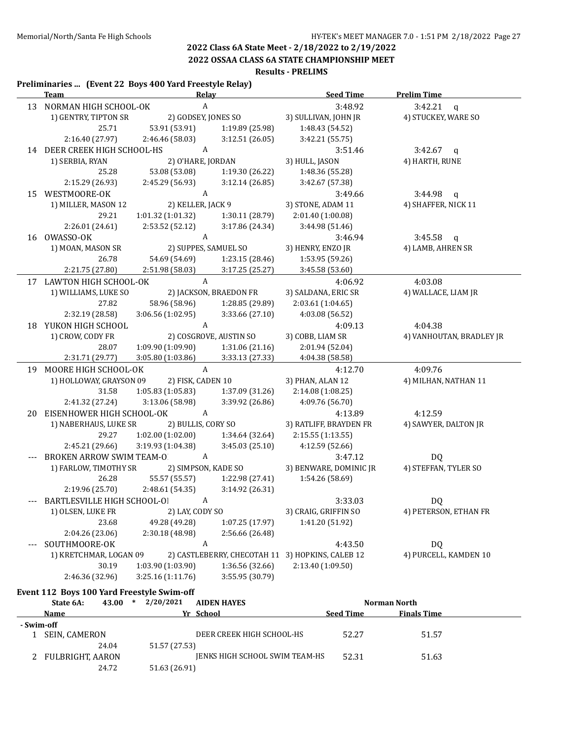## 2022 Class 6A State Meet - 2/18/2022 to 2/19/2022

## 2022 OSSAA CLASS 6A STATE CHAMPIONSHIP MEET

### Results - PRELIMS

### Preliminaries ... (Event 22 Boys 400 Yard Freestyle Relay)

| | Team | Relay | | Seed Time | Prelim Time |
|---|---|---|---|---|---|
| 13 | NORMAN HIGH SCHOOL-OK | A | | 3:48.92 | 3:42.21 q |
| | 1) GENTRY, TIPTON SR | 2) GODSEY, JONES SO | 3) SULLIVAN, JOHN JR | | 4) STUCKEY, WARE SO |
| | 25.71 | 53.91 (53.91) | 1:19.89 (25.98) | 1:48.43 (54.52) | |
| | 2:16.40 (27.97) | 2:46.46 (58.03) | 3:12.51 (26.05) | 3:42.21 (55.75) | |
| 14 | DEER CREEK HIGH SCHOOL-HS | A | | 3:51.46 | 3:42.67 q |
| | 1) SERBIA, RYAN | 2) O'HARE, JORDAN | 3) HULL, JASON | | 4) HARTH, RUNE |
| | 25.28 | 53.08 (53.08) | 1:19.30 (26.22) | 1:48.36 (55.28) | |
| | 2:15.29 (26.93) | 2:45.29 (56.93) | 3:12.14 (26.85) | 3:42.67 (57.38) | |
| 15 | WESTMOORE-OK | A | | 3:49.66 | 3:44.98 q |
| | 1) MILLER, MASON 12 | 2) KELLER, JACK 9 | 3) STONE, ADAM 11 | | 4) SHAFFER, NICK 11 |
| | 29.21 | 1:01.32 (1:01.32) | 1:30.11 (28.79) | 2:01.40 (1:00.08) | |
| | 2:26.01 (24.61) | 2:53.52 (52.12) | 3:17.86 (24.34) | 3:44.98 (51.46) | |
| 16 | OWASSO-OK | A | | 3:46.94 | 3:45.58 q |
| | 1) MOAN, MASON SR | 2) SUPPES, SAMUEL SO | 3) HENRY, ENZO JR | | 4) LAMB, AHREN SR |
| | 26.78 | 54.69 (54.69) | 1:23.15 (28.46) | 1:53.95 (59.26) | |
| | 2:21.75 (27.80) | 2:51.98 (58.03) | 3:17.25 (25.27) | 3:45.58 (53.60) | |
| 17 | LAWTON HIGH SCHOOL-OK | A | | 4:06.92 | 4:03.08 |
| | 1) WILLIAMS, LUKE SO | 2) JACKSON, BRAEDON FR | 3) SALDANA, ERIC SR | | 4) WALLACE, LIAM JR |
| | 27.82 | 58.96 (58.96) | 1:28.85 (29.89) | 2:03.61 (1:04.65) | |
| | 2:32.19 (28.58) | 3:06.56 (1:02.95) | 3:33.66 (27.10) | 4:03.08 (56.52) | |
| 18 | YUKON HIGH SCHOOL | A | | 4:09.13 | 4:04.38 |
| | 1) CROW, CODY FR | 2) COSGROVE, AUSTIN SO | 3) COBB, LIAM SR | | 4) VANHOUTAN, BRADLEY JR |
| | 28.07 | 1:09.90 (1:09.90) | 1:31.06 (21.16) | 2:01.94 (52.04) | |
| | 2:31.71 (29.77) | 3:05.80 (1:03.86) | 3:33.13 (27.33) | 4:04.38 (58.58) | |
| 19 | MOORE HIGH SCHOOL-OK | A | | 4:12.70 | 4:09.76 |
| | 1) HOLLOWAY, GRAYSON 09 | 2) FISK, CADEN 10 | 3) PHAN, ALAN 12 | | 4) MILHAN, NATHAN 11 |
| | 31.58 | 1:05.83 (1:05.83) | 1:37.09 (31.26) | 2:14.08 (1:08.25) | |
| | 2:41.32 (27.24) | 3:13.06 (58.98) | 3:39.92 (26.86) | 4:09.76 (56.70) | |
| 20 | EISENHOWER HIGH SCHOOL-OK | A | | 4:13.89 | 4:12.59 |
| | 1) NABERHAUS, LUKE SR | 2) BULLIS, CORY SO | 3) RATLIFF, BRAYDEN FR | | 4) SAWYER, DALTON JR |
| | 29.27 | 1:02.00 (1:02.00) | 1:34.64 (32.64) | 2:15.55 (1:13.55) | |
| | 2:45.21 (29.66) | 3:19.93 (1:04.38) | 3:45.03 (25.10) | 4:12.59 (52.66) | |
| --- | BROKEN ARROW SWIM TEAM-O | A | | 3:47.12 | DQ |
| | 1) FARLOW, TIMOTHY SR | 2) SIMPSON, KADE SO | 3) BENWARE, DOMINIC JR | | 4) STEFFAN, TYLER SO |
| | 26.28 | 55.57 (55.57) | 1:22.98 (27.41) | 1:54.26 (58.69) | |
| | 2:19.96 (25.70) | 2:48.61 (54.35) | 3:14.92 (26.31) | | |
| --- | BARTLESVILLE HIGH SCHOOL-O | A | | 3:33.03 | DQ |
| | 1) OLSEN, LUKE FR | 2) LAY, CODY SO | 3) CRAIG, GRIFFIN SO | | 4) PETERSON, ETHAN FR |
| | 23.68 | 49.28 (49.28) | 1:07.25 (17.97) | 1:41.20 (51.92) | |
| | 2:04.26 (23.06) | 2:30.18 (48.98) | 2:56.66 (26.48) | | |
| --- | SOUTHMOORE-OK | A | | 4:43.50 | DQ |
| | 1) KRETCHMAR, LOGAN 09 | 2) CASTLEBERRY, CHECOTAH 11 | 3) HOPKINS, CALEB 12 | | 4) PURCELL, KAMDEN 10 |
| | 30.19 | 1:03.90 (1:03.90) | 1:36.56 (32.66) | 2:13.40 (1:09.50) | |
| | 2:46.36 (32.96) | 3:25.16 (1:11.76) | 3:55.95 (30.79) | | |

### Event 112 Boys 100 Yard Freestyle Swim-off

State 6A: 43.00 * 2/20/2021 AIDEN HAYES — Norman North

| | Name | Yr | School | Seed Time | Finals Time |
|---|---|---|---|---|---|
| **- Swim-off** | | | | | |
| 1 | SEIN, CAMERON | | DEER CREEK HIGH SCHOOL-HS | 52.27 | 51.57 |
| | 24.04 | 51.57 (27.53) | | | |
| 2 | FULBRIGHT, AARON | | JENKS HIGH SCHOOL SWIM TEAM-HS | 52.31 | 51.63 |
| | 24.72 | 51.63 (26.91) | | | |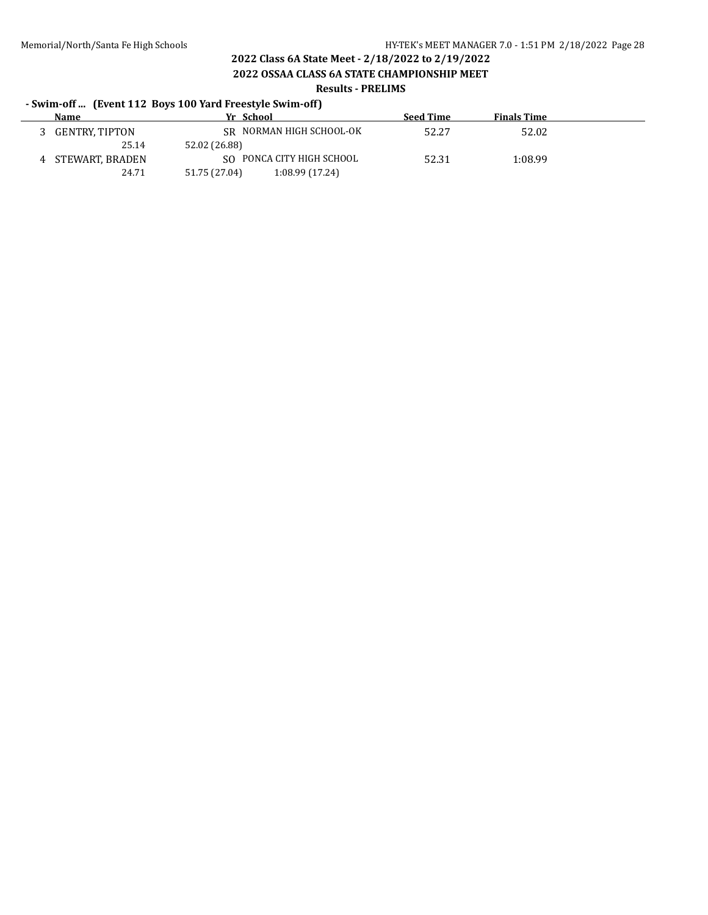**2022 Class 6A State Meet - 2/18/2022 to 2/19/2022**

**2022 OSSAA CLASS 6A STATE CHAMPIONSHIP MEET**

**Results - PRELIMS**

**- Swim-off ... (Event 112 Boys 100 Yard Freestyle Swim-off)**

| | Name | Yr | School | Seed Time | Finals Time |
|---|---|---|---|---|---|
| 3 | GENTRY, TIPTON | SR | NORMAN HIGH SCHOOL-OK | 52.27 | 52.02 |
| | 25.14 | 52.02 (26.88) | | | |
| 4 | STEWART, BRADEN | SO | PONCA CITY HIGH SCHOOL | 52.31 | 1:08.99 |
| | 24.71 | 51.75 (27.04) | 1:08.99 (17.24) | | |